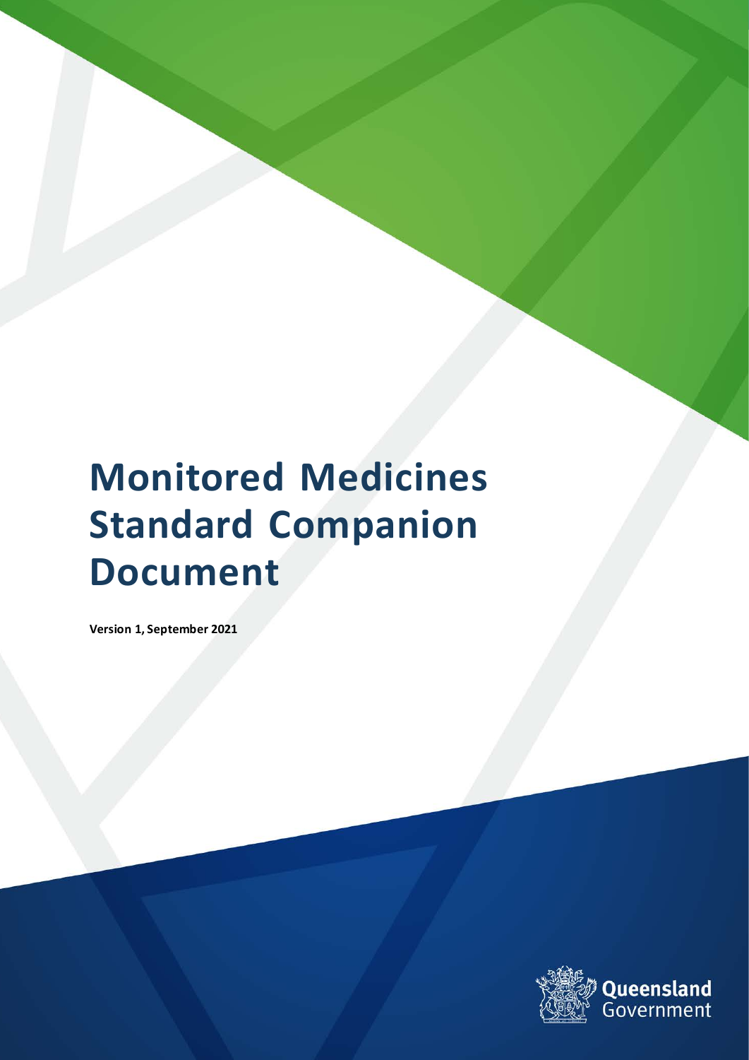# Monitored Medicines Standard Companion Document

**Version 1, September 2021**

Queensland Government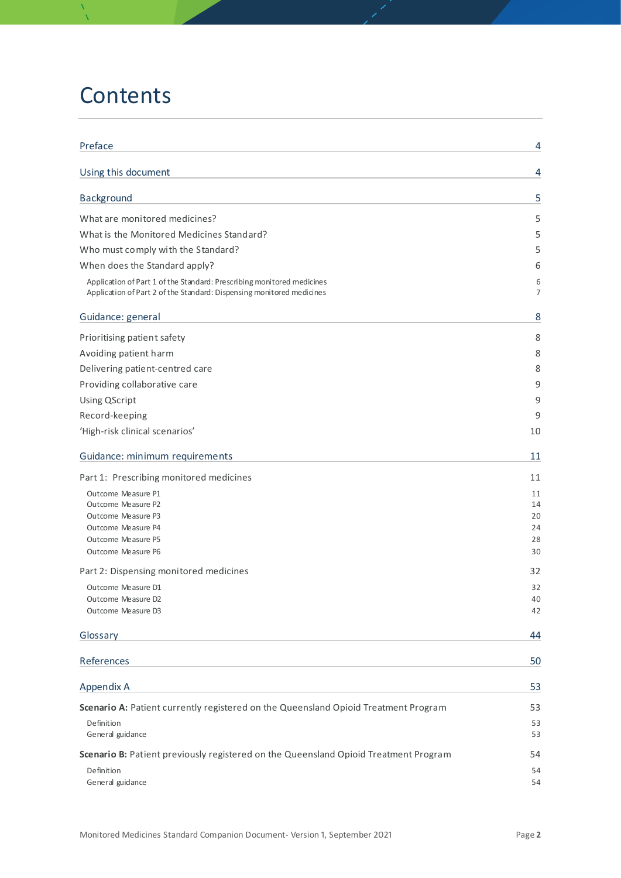# Contents

| | |
|---|---|
| Preface | 4 |
| Using this document | 4 |
| Background | 5 |
| What are monitored medicines? | 5 |
| What is the Monitored Medicines Standard? | 5 |
| Who must comply with the Standard? | 5 |
| When does the Standard apply? | 6 |
| Application of Part 1 of the Standard: Prescribing monitored medicines | 6 |
| Application of Part 2 of the Standard: Dispensing monitored medicines | 7 |
| Guidance: general | 8 |
| Prioritising patient safety | 8 |
| Avoiding patient harm | 8 |
| Delivering patient-centred care | 8 |
| Providing collaborative care | 9 |
| Using QScript | 9 |
| Record-keeping | 9 |
| 'High-risk clinical scenarios' | 10 |
| Guidance: minimum requirements | 11 |
| Part 1: Prescribing monitored medicines | 11 |
| Outcome Measure P1 | 11 |
| Outcome Measure P2 | 14 |
| Outcome Measure P3 | 20 |
| Outcome Measure P4 | 24 |
| Outcome Measure P5 | 28 |
| Outcome Measure P6 | 30 |
| Part 2: Dispensing monitored medicines | 32 |
| Outcome Measure D1 | 32 |
| Outcome Measure D2 | 40 |
| Outcome Measure D3 | 42 |
| Glossary | 44 |
| References | 50 |
| Appendix A | 53 |
| **Scenario A:** Patient currently registered on the Queensland Opioid Treatment Program | 53 |
| Definition | 53 |
| General guidance | 53 |
| **Scenario B:** Patient previously registered on the Queensland Opioid Treatment Program | 54 |
| Definition | 54 |
| General guidance | 54 |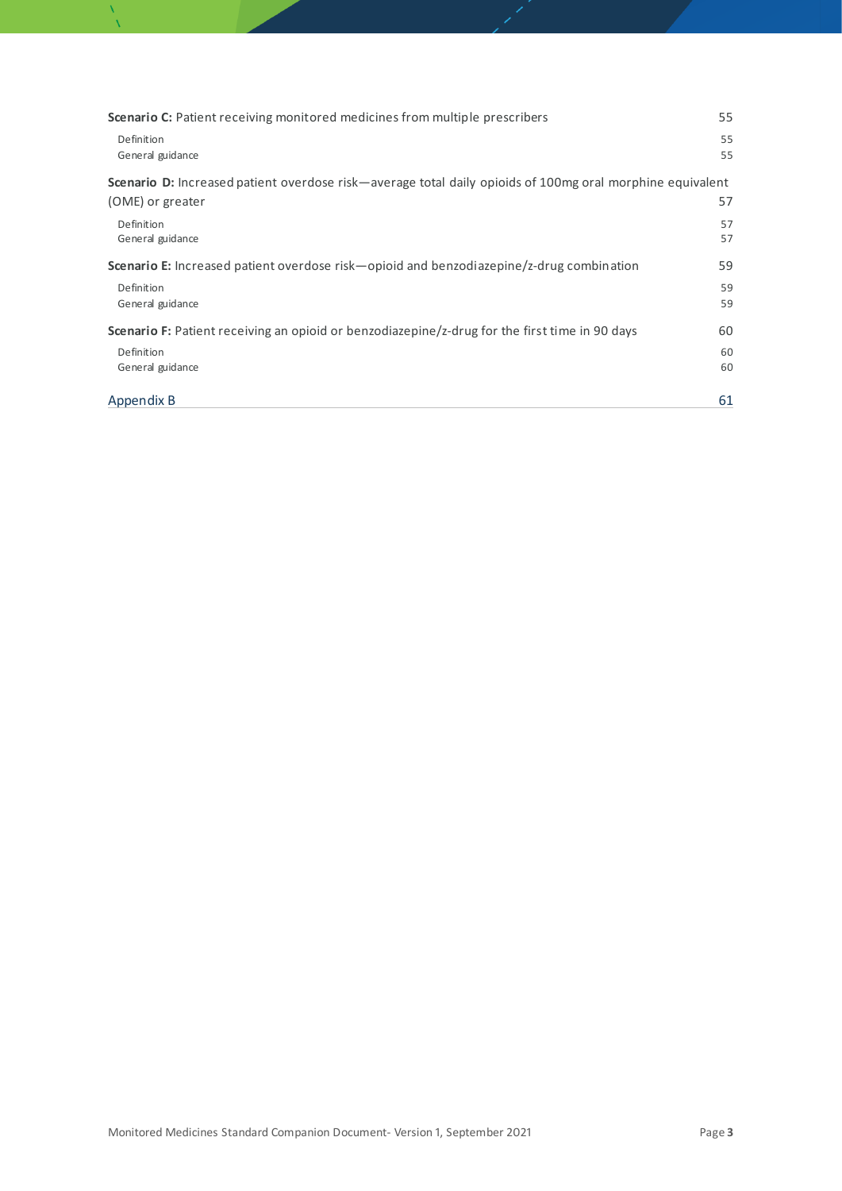**Scenario C:** Patient receiving monitored medicines from multiple prescribers 55

- Definition 55
- General guidance 55

**Scenario D:** Increased patient overdose risk—average total daily opioids of 100mg oral morphine equivalent (OME) or greater 57

- Definition 57
- General guidance 57

**Scenario E:** Increased patient overdose risk—opioid and benzodiazepine/z-drug combination 59

- Definition 59
- General guidance 59

**Scenario F:** Patient receiving an opioid or benzodiazepine/z-drug for the first time in 90 days 60

- Definition 60
- General guidance 60

Appendix B 61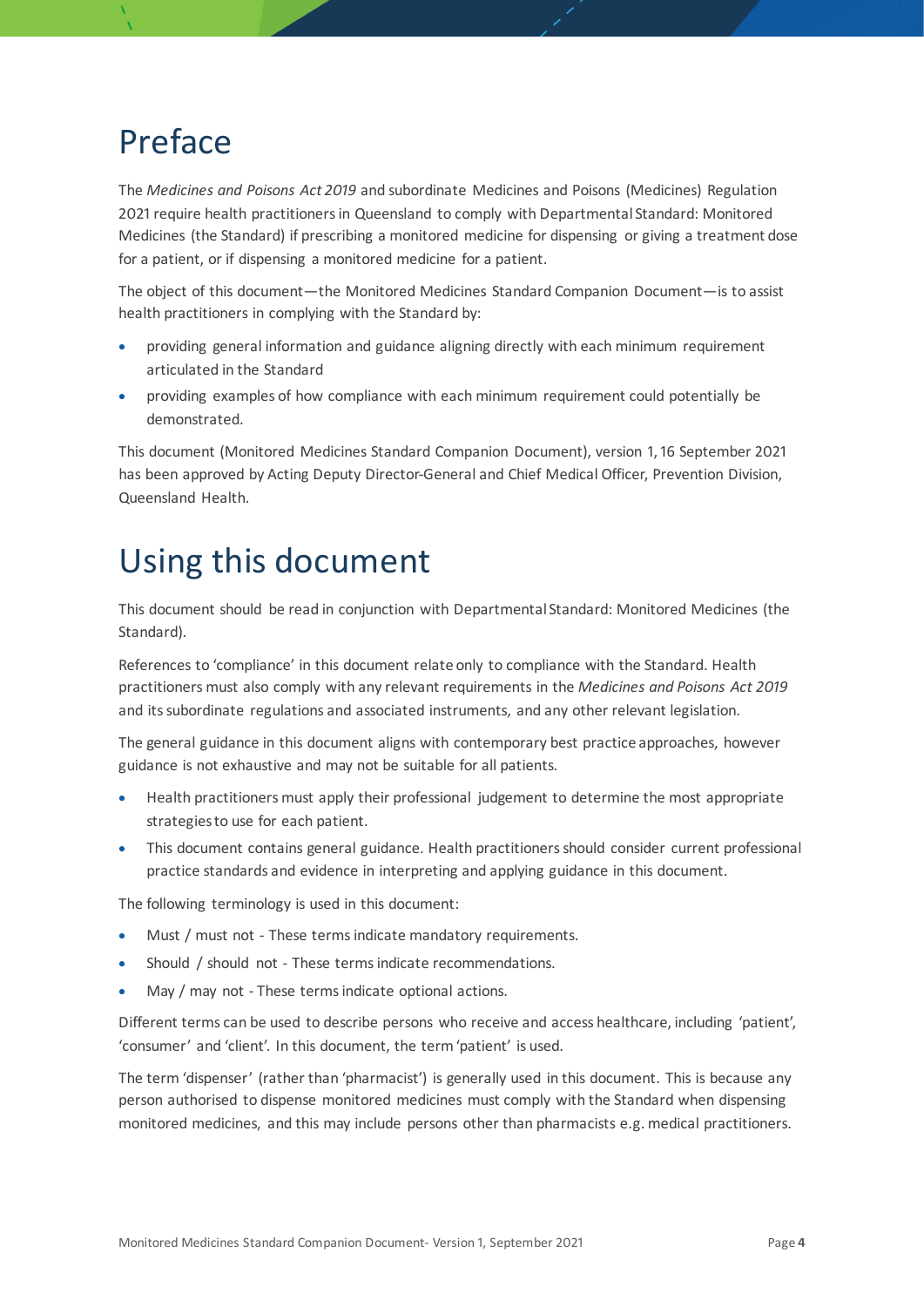# Preface

The *Medicines and Poisons Act 2019* and subordinate Medicines and Poisons (Medicines) Regulation 2021 require health practitioners in Queensland to comply with Departmental Standard: Monitored Medicines (the Standard) if prescribing a monitored medicine for dispensing or giving a treatment dose for a patient, or if dispensing a monitored medicine for a patient.

The object of this document—the Monitored Medicines Standard Companion Document—is to assist health practitioners in complying with the Standard by:

- providing general information and guidance aligning directly with each minimum requirement articulated in the Standard
- providing examples of how compliance with each minimum requirement could potentially be demonstrated.

This document (Monitored Medicines Standard Companion Document), version 1, 16 September 2021 has been approved by Acting Deputy Director-General and Chief Medical Officer, Prevention Division, Queensland Health.

# Using this document

This document should be read in conjunction with Departmental Standard: Monitored Medicines (the Standard).

References to 'compliance' in this document relate only to compliance with the Standard. Health practitioners must also comply with any relevant requirements in the *Medicines and Poisons Act 2019* and its subordinate regulations and associated instruments, and any other relevant legislation.

The general guidance in this document aligns with contemporary best practice approaches, however guidance is not exhaustive and may not be suitable for all patients.

- Health practitioners must apply their professional judgement to determine the most appropriate strategies to use for each patient.
- This document contains general guidance. Health practitioners should consider current professional practice standards and evidence in interpreting and applying guidance in this document.

The following terminology is used in this document:

- Must / must not - These terms indicate mandatory requirements.
- Should / should not - These terms indicate recommendations.
- May / may not - These terms indicate optional actions.

Different terms can be used to describe persons who receive and access healthcare, including 'patient', 'consumer' and 'client'. In this document, the term 'patient' is used.

The term 'dispenser' (rather than 'pharmacist') is generally used in this document. This is because any person authorised to dispense monitored medicines must comply with the Standard when dispensing monitored medicines, and this may include persons other than pharmacists e.g. medical practitioners.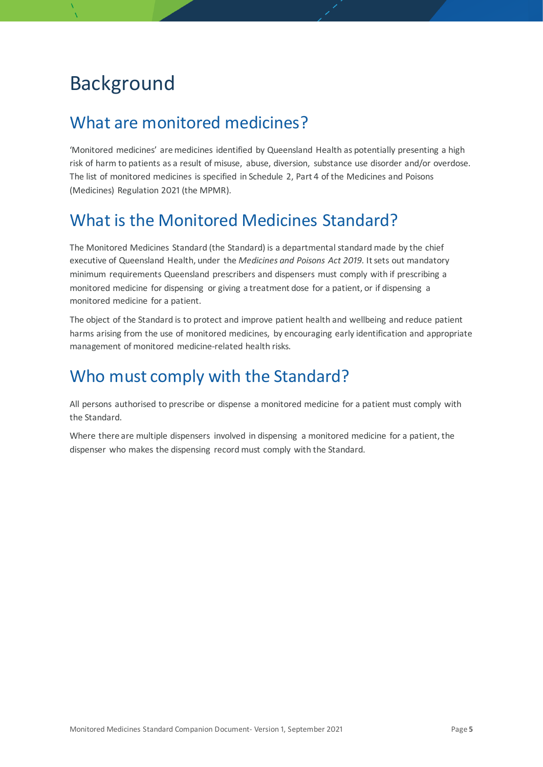# Background

## What are monitored medicines?

'Monitored medicines' are medicines identified by Queensland Health as potentially presenting a high risk of harm to patients as a result of misuse, abuse, diversion, substance use disorder and/or overdose. The list of monitored medicines is specified in Schedule 2, Part 4 of the Medicines and Poisons (Medicines) Regulation 2021 (the MPMR).

## What is the Monitored Medicines Standard?

The Monitored Medicines Standard (the Standard) is a departmental standard made by the chief executive of Queensland Health, under the *Medicines and Poisons Act 2019*. It sets out mandatory minimum requirements Queensland prescribers and dispensers must comply with if prescribing a monitored medicine for dispensing or giving a treatment dose for a patient, or if dispensing a monitored medicine for a patient.

The object of the Standard is to protect and improve patient health and wellbeing and reduce patient harms arising from the use of monitored medicines, by encouraging early identification and appropriate management of monitored medicine-related health risks.

## Who must comply with the Standard?

All persons authorised to prescribe or dispense a monitored medicine for a patient must comply with the Standard.

Where there are multiple dispensers involved in dispensing a monitored medicine for a patient, the dispenser who makes the dispensing record must comply with the Standard.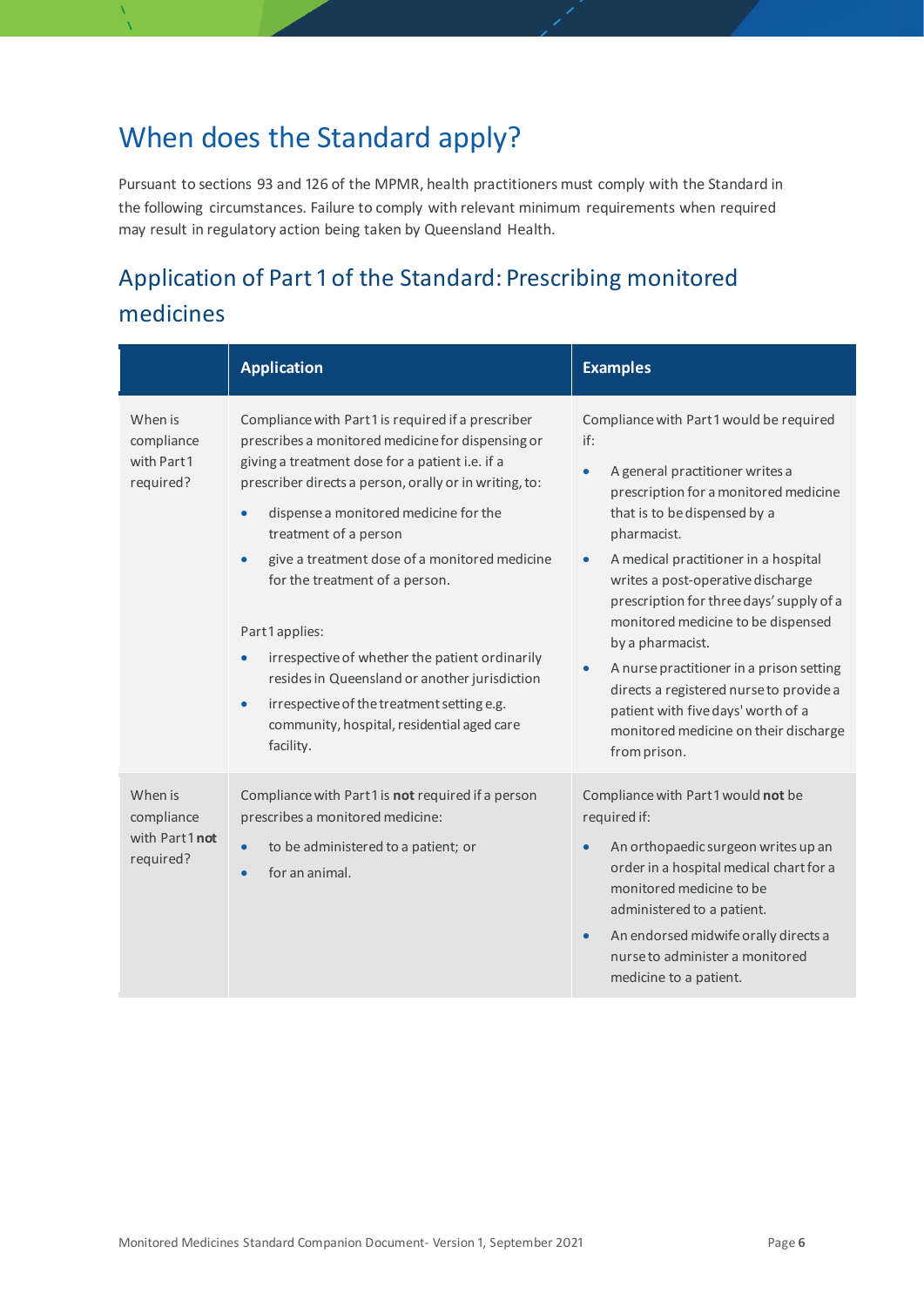# When does the Standard apply?

Pursuant to sections 93 and 126 of the MPMR, health practitioners must comply with the Standard in the following circumstances. Failure to comply with relevant minimum requirements when required may result in regulatory action being taken by Queensland Health.

## Application of Part 1 of the Standard: Prescribing monitored medicines

| | Application | Examples |
|---|---|---|
| When is compliance with Part 1 required? | Compliance with Part 1 is required if a prescriber prescribes a monitored medicine for dispensing or giving a treatment dose for a patient i.e. if a prescriber directs a person, orally or in writing, to:<br>• dispense a monitored medicine for the treatment of a person<br>• give a treatment dose of a monitored medicine for the treatment of a person.<br><br>Part 1 applies:<br>• irrespective of whether the patient ordinarily resides in Queensland or another jurisdiction<br>• irrespective of the treatment setting e.g. community, hospital, residential aged care facility. | Compliance with Part 1 would be required if:<br>• A general practitioner writes a prescription for a monitored medicine that is to be dispensed by a pharmacist.<br>• A medical practitioner in a hospital writes a post-operative discharge prescription for three days' supply of a monitored medicine to be dispensed by a pharmacist.<br>• A nurse practitioner in a prison setting directs a registered nurse to provide a patient with five days' worth of a monitored medicine on their discharge from prison. |
| When is compliance with Part 1 **not** required? | Compliance with Part 1 is **not** required if a person prescribes a monitored medicine:<br>• to be administered to a patient; or<br>• for an animal. | Compliance with Part 1 would **not** be required if:<br>• An orthopaedic surgeon writes up an order in a hospital medical chart for a monitored medicine to be administered to a patient.<br>• An endorsed midwife orally directs a nurse to administer a monitored medicine to a patient. |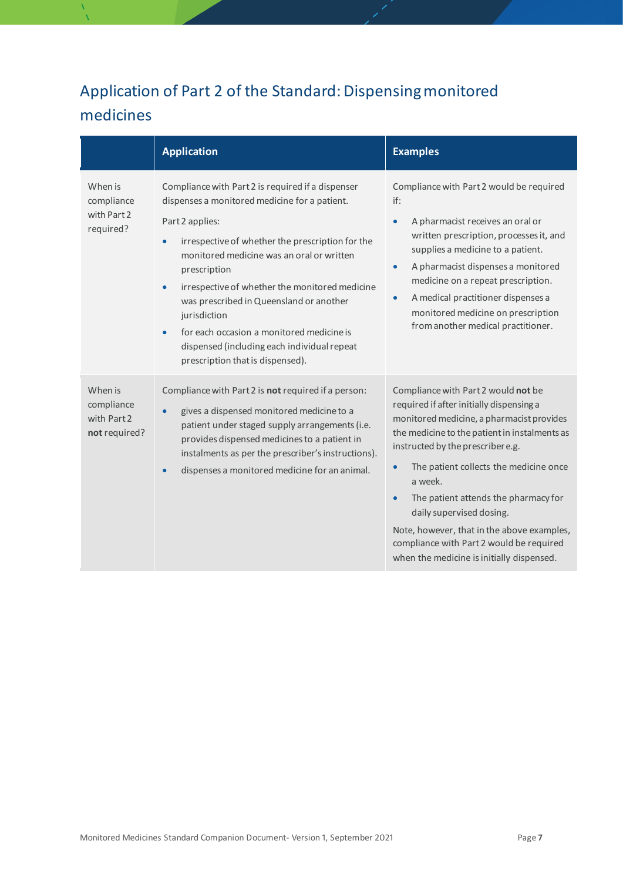## Application of Part 2 of the Standard: Dispensing monitored medicines

| | Application | Examples |
|---|---|---|
| When is compliance with Part 2 required? | Compliance with Part 2 is required if a dispenser dispenses a monitored medicine for a patient.<br><br>Part 2 applies:<br>• irrespective of whether the prescription for the monitored medicine was an oral or written prescription<br>• irrespective of whether the monitored medicine was prescribed in Queensland or another jurisdiction<br>• for each occasion a monitored medicine is dispensed (including each individual repeat prescription that is dispensed). | Compliance with Part 2 would be required if:<br>• A pharmacist receives an oral or written prescription, processes it, and supplies a medicine to a patient.<br>• A pharmacist dispenses a monitored medicine on a repeat prescription.<br>• A medical practitioner dispenses a monitored medicine on prescription from another medical practitioner. |
| When is compliance with Part 2 **not** required? | Compliance with Part 2 is **not** required if a person:<br>• gives a dispensed monitored medicine to a patient under staged supply arrangements (i.e. provides dispensed medicines to a patient in instalments as per the prescriber's instructions).<br>• dispenses a monitored medicine for an animal. | Compliance with Part 2 would **not** be required if after initially dispensing a monitored medicine, a pharmacist provides the medicine to the patient in instalments as instructed by the prescriber e.g.<br>• The patient collects the medicine once a week.<br>• The patient attends the pharmacy for daily supervised dosing.<br><br>Note, however, that in the above examples, compliance with Part 2 would be required when the medicine is initially dispensed. |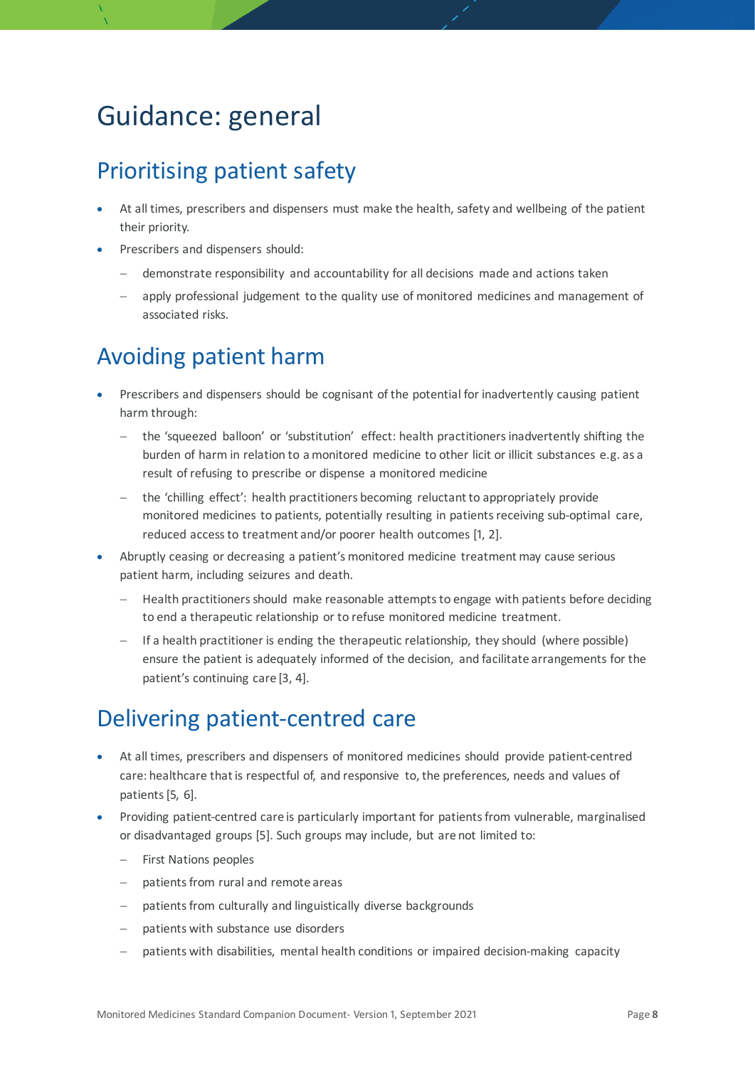# Guidance: general

## Prioritising patient safety

- At all times, prescribers and dispensers must make the health, safety and wellbeing of the patient their priority.
- Prescribers and dispensers should:
  - demonstrate responsibility and accountability for all decisions made and actions taken
  - apply professional judgement to the quality use of monitored medicines and management of associated risks.

## Avoiding patient harm

- Prescribers and dispensers should be cognisant of the potential for inadvertently causing patient harm through:
  - the 'squeezed balloon' or 'substitution' effect: health practitioners inadvertently shifting the burden of harm in relation to a monitored medicine to other licit or illicit substances e.g. as a result of refusing to prescribe or dispense a monitored medicine
  - the 'chilling effect': health practitioners becoming reluctant to appropriately provide monitored medicines to patients, potentially resulting in patients receiving sub-optimal care, reduced access to treatment and/or poorer health outcomes [1, 2].
- Abruptly ceasing or decreasing a patient's monitored medicine treatment may cause serious patient harm, including seizures and death.
  - Health practitioners should make reasonable attempts to engage with patients before deciding to end a therapeutic relationship or to refuse monitored medicine treatment.
  - If a health practitioner is ending the therapeutic relationship, they should (where possible) ensure the patient is adequately informed of the decision, and facilitate arrangements for the patient's continuing care [3, 4].

## Delivering patient-centred care

- At all times, prescribers and dispensers of monitored medicines should provide patient-centred care: healthcare that is respectful of, and responsive to, the preferences, needs and values of patients [5, 6].
- Providing patient-centred care is particularly important for patients from vulnerable, marginalised or disadvantaged groups [5]. Such groups may include, but are not limited to:
  - First Nations peoples
  - patients from rural and remote areas
  - patients from culturally and linguistically diverse backgrounds
  - patients with substance use disorders
  - patients with disabilities, mental health conditions or impaired decision-making capacity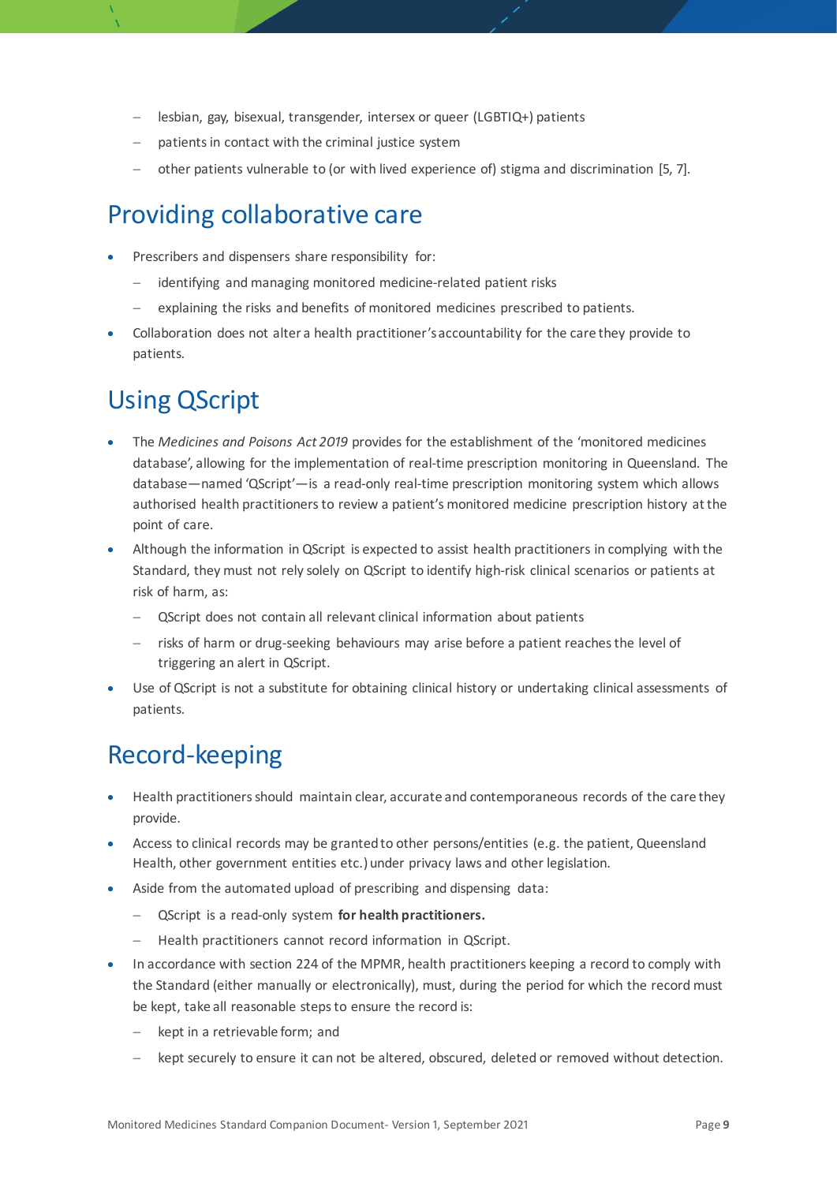- lesbian, gay, bisexual, transgender, intersex or queer (LGBTIQ+) patients
  - patients in contact with the criminal justice system
  - other patients vulnerable to (or with lived experience of) stigma and discrimination [5, 7].

# Providing collaborative care

- Prescribers and dispensers share responsibility for:
  - identifying and managing monitored medicine-related patient risks
  - explaining the risks and benefits of monitored medicines prescribed to patients.
- Collaboration does not alter a health practitioner's accountability for the care they provide to patients.

# Using QScript

- The *Medicines and Poisons Act 2019* provides for the establishment of the 'monitored medicines database', allowing for the implementation of real-time prescription monitoring in Queensland. The database—named 'QScript'—is a read-only real-time prescription monitoring system which allows authorised health practitioners to review a patient's monitored medicine prescription history at the point of care.
- Although the information in QScript is expected to assist health practitioners in complying with the Standard, they must not rely solely on QScript to identify high-risk clinical scenarios or patients at risk of harm, as:
  - QScript does not contain all relevant clinical information about patients
  - risks of harm or drug-seeking behaviours may arise before a patient reaches the level of triggering an alert in QScript.
- Use of QScript is not a substitute for obtaining clinical history or undertaking clinical assessments of patients.

# Record-keeping

- Health practitioners should maintain clear, accurate and contemporaneous records of the care they provide.
- Access to clinical records may be granted to other persons/entities (e.g. the patient, Queensland Health, other government entities etc.) under privacy laws and other legislation.
- Aside from the automated upload of prescribing and dispensing data:
  - QScript is a read-only system **for health practitioners.**
  - Health practitioners cannot record information in QScript.
- In accordance with section 224 of the MPMR, health practitioners keeping a record to comply with the Standard (either manually or electronically), must, during the period for which the record must be kept, take all reasonable steps to ensure the record is:
  - kept in a retrievable form; and
  - kept securely to ensure it can not be altered, obscured, deleted or removed without detection.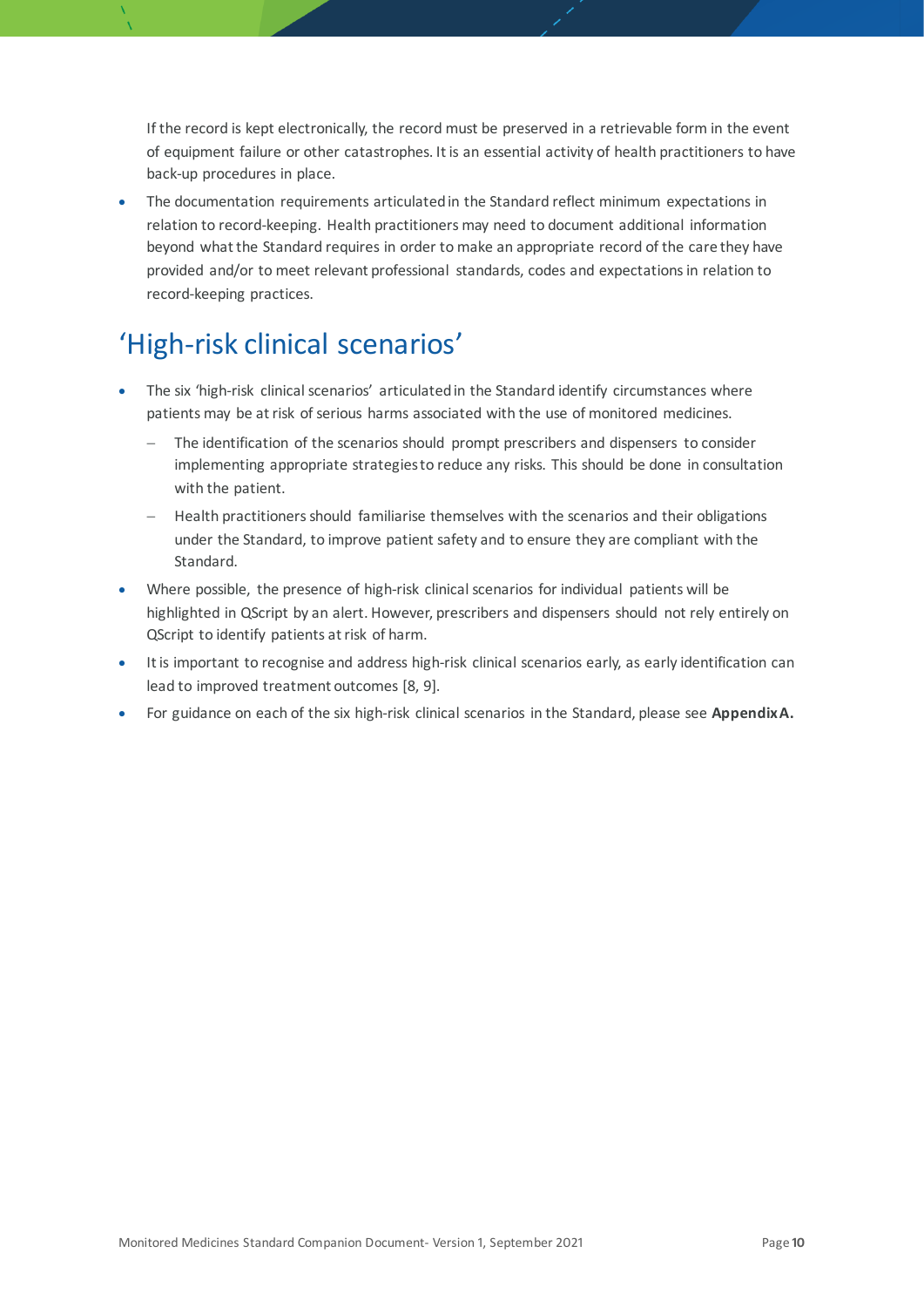If the record is kept electronically, the record must be preserved in a retrievable form in the event of equipment failure or other catastrophes. It is an essential activity of health practitioners to have back-up procedures in place.

- The documentation requirements articulated in the Standard reflect minimum expectations in relation to record-keeping. Health practitioners may need to document additional information beyond what the Standard requires in order to make an appropriate record of the care they have provided and/or to meet relevant professional standards, codes and expectations in relation to record-keeping practices.

## ‘High-risk clinical scenarios’

- The six ‘high-risk clinical scenarios’ articulated in the Standard identify circumstances where patients may be at risk of serious harms associated with the use of monitored medicines.
  - The identification of the scenarios should prompt prescribers and dispensers to consider implementing appropriate strategies to reduce any risks. This should be done in consultation with the patient.
  - Health practitioners should familiarise themselves with the scenarios and their obligations under the Standard, to improve patient safety and to ensure they are compliant with the Standard.
- Where possible, the presence of high-risk clinical scenarios for individual patients will be highlighted in QScript by an alert. However, prescribers and dispensers should not rely entirely on QScript to identify patients at risk of harm.
- It is important to recognise and address high-risk clinical scenarios early, as early identification can lead to improved treatment outcomes [8, 9].
- For guidance on each of the six high-risk clinical scenarios in the Standard, please see **Appendix A.**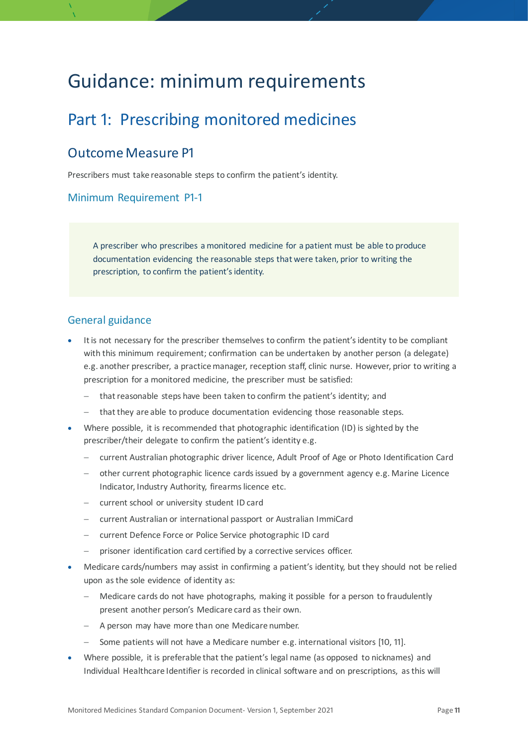# Guidance: minimum requirements

## Part 1: Prescribing monitored medicines

### Outcome Measure P1

Prescribers must take reasonable steps to confirm the patient's identity.

#### Minimum Requirement P1-1

> A prescriber who prescribes a monitored medicine for a patient must be able to produce documentation evidencing the reasonable steps that were taken, prior to writing the prescription, to confirm the patient's identity.

#### General guidance

- It is not necessary for the prescriber themselves to confirm the patient's identity to be compliant with this minimum requirement; confirmation can be undertaken by another person (a delegate) e.g. another prescriber, a practice manager, reception staff, clinic nurse. However, prior to writing a prescription for a monitored medicine, the prescriber must be satisfied:
  - that reasonable steps have been taken to confirm the patient's identity; and
  - that they are able to produce documentation evidencing those reasonable steps.
- Where possible, it is recommended that photographic identification (ID) is sighted by the prescriber/their delegate to confirm the patient's identity e.g.
  - current Australian photographic driver licence, Adult Proof of Age or Photo Identification Card
  - other current photographic licence cards issued by a government agency e.g. Marine Licence Indicator, Industry Authority, firearms licence etc.
  - current school or university student ID card
  - current Australian or international passport or Australian ImmiCard
  - current Defence Force or Police Service photographic ID card
  - prisoner identification card certified by a corrective services officer.
- Medicare cards/numbers may assist in confirming a patient's identity, but they should not be relied upon as the sole evidence of identity as:
  - Medicare cards do not have photographs, making it possible for a person to fraudulently present another person's Medicare card as their own.
  - A person may have more than one Medicare number.
  - Some patients will not have a Medicare number e.g. international visitors [10, 11].
- Where possible, it is preferable that the patient's legal name (as opposed to nicknames) and Individual Healthcare Identifier is recorded in clinical software and on prescriptions, as this will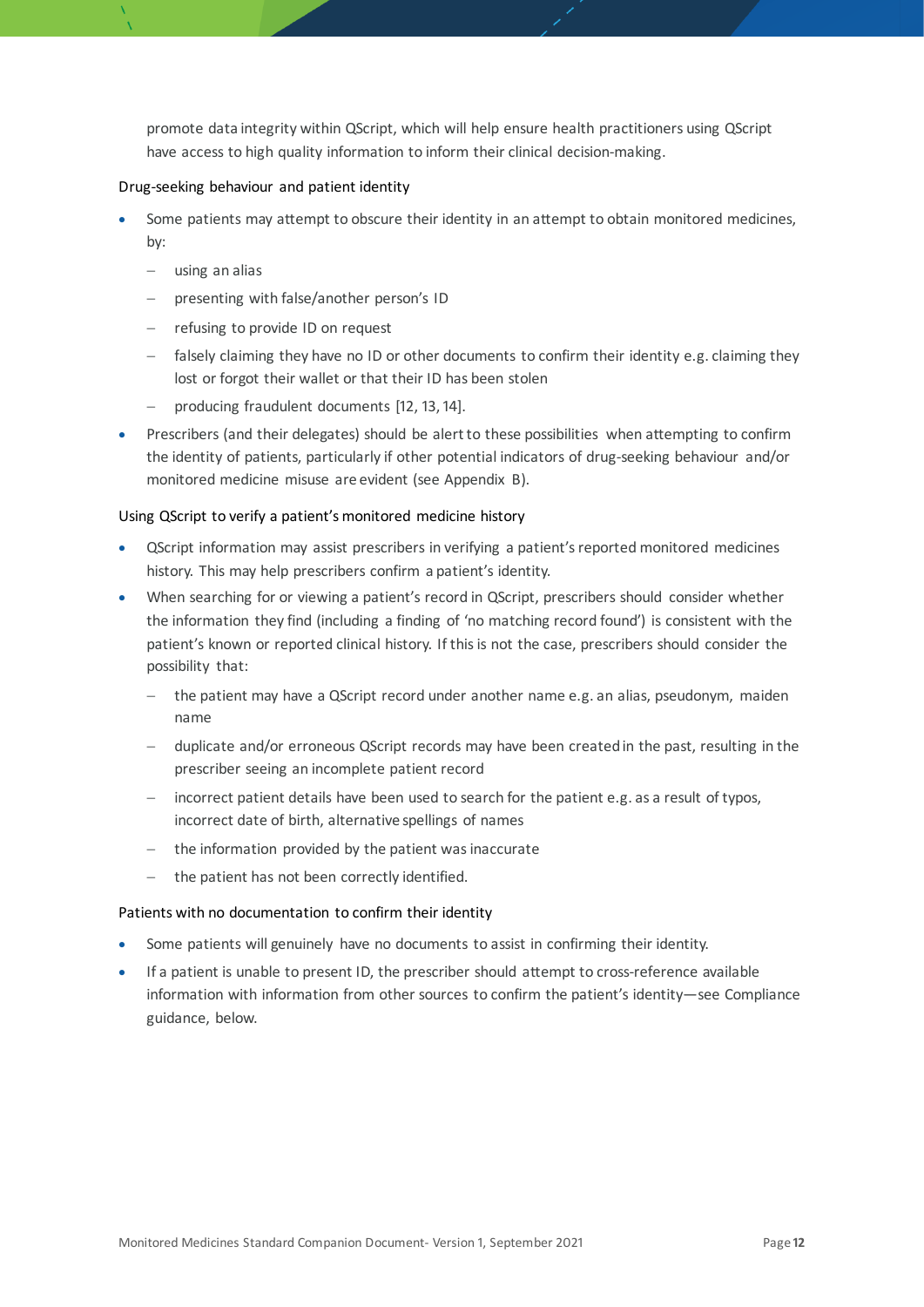promote data integrity within QScript, which will help ensure health practitioners using QScript have access to high quality information to inform their clinical decision-making.

### Drug-seeking behaviour and patient identity

- Some patients may attempt to obscure their identity in an attempt to obtain monitored medicines, by:
  - using an alias
  - presenting with false/another person's ID
  - refusing to provide ID on request
  - falsely claiming they have no ID or other documents to confirm their identity e.g. claiming they lost or forgot their wallet or that their ID has been stolen
  - producing fraudulent documents [12, 13, 14].
- Prescribers (and their delegates) should be alert to these possibilities when attempting to confirm the identity of patients, particularly if other potential indicators of drug-seeking behaviour and/or monitored medicine misuse are evident (see Appendix B).

### Using QScript to verify a patient's monitored medicine history

- QScript information may assist prescribers in verifying a patient's reported monitored medicines history. This may help prescribers confirm a patient's identity.
- When searching for or viewing a patient's record in QScript, prescribers should consider whether the information they find (including a finding of 'no matching record found') is consistent with the patient's known or reported clinical history. If this is not the case, prescribers should consider the possibility that:
  - the patient may have a QScript record under another name e.g. an alias, pseudonym, maiden name
  - duplicate and/or erroneous QScript records may have been created in the past, resulting in the prescriber seeing an incomplete patient record
  - incorrect patient details have been used to search for the patient e.g. as a result of typos, incorrect date of birth, alternative spellings of names
  - the information provided by the patient was inaccurate
  - the patient has not been correctly identified.

### Patients with no documentation to confirm their identity

- Some patients will genuinely have no documents to assist in confirming their identity.
- If a patient is unable to present ID, the prescriber should attempt to cross-reference available information with information from other sources to confirm the patient's identity—see Compliance guidance, below.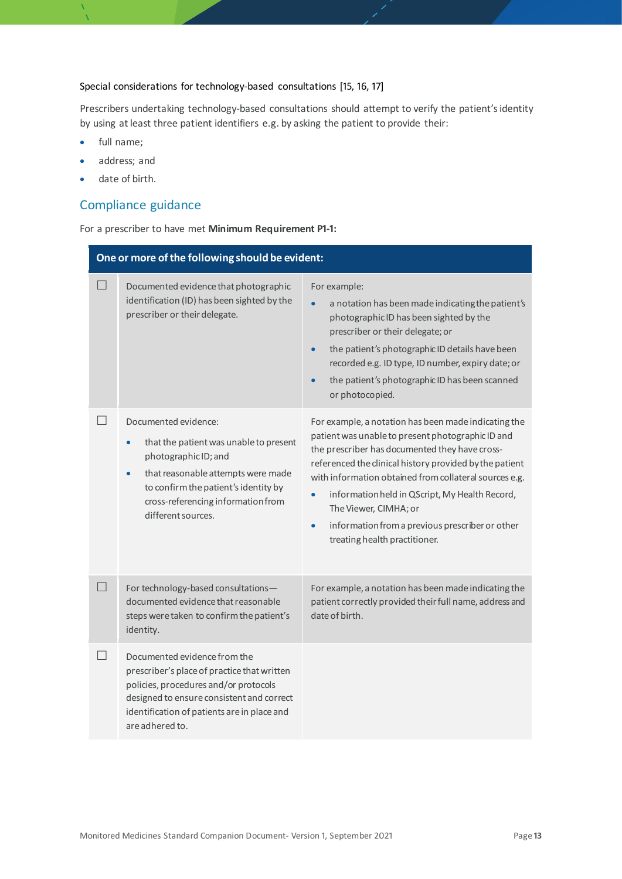Special considerations for technology-based consultations [15, 16, 17]

Prescribers undertaking technology-based consultations should attempt to verify the patient's identity by using at least three patient identifiers e.g. by asking the patient to provide their:

- full name;
- address; and
- date of birth.

## Compliance guidance

For a prescriber to have met **Minimum Requirement P1-1:**

| | **One or more of the following should be evident:** | |
|---|---|---|
| ☐ | Documented evidence that photographic identification (ID) has been sighted by the prescriber or their delegate. | For example:<br>• a notation has been made indicating the patient's photographic ID has been sighted by the prescriber or their delegate; or<br>• the patient's photographic ID details have been recorded e.g. ID type, ID number, expiry date; or<br>• the patient's photographic ID has been scanned or photocopied. |
| ☐ | Documented evidence:<br>• that the patient was unable to present photographic ID; and<br>• that reasonable attempts were made to confirm the patient's identity by cross-referencing information from different sources. | For example, a notation has been made indicating the patient was unable to present photographic ID and the prescriber has documented they have cross-referenced the clinical history provided by the patient with information obtained from collateral sources e.g.<br>• information held in QScript, My Health Record, The Viewer, CIMHA; or<br>• information from a previous prescriber or other treating health practitioner. |
| ☐ | For technology-based consultations—documented evidence that reasonable steps were taken to confirm the patient's identity. | For example, a notation has been made indicating the patient correctly provided their full name, address and date of birth. |
| ☐ | Documented evidence from the prescriber's place of practice that written policies, procedures and/or protocols designed to ensure consistent and correct identification of patients are in place and are adhered to. | |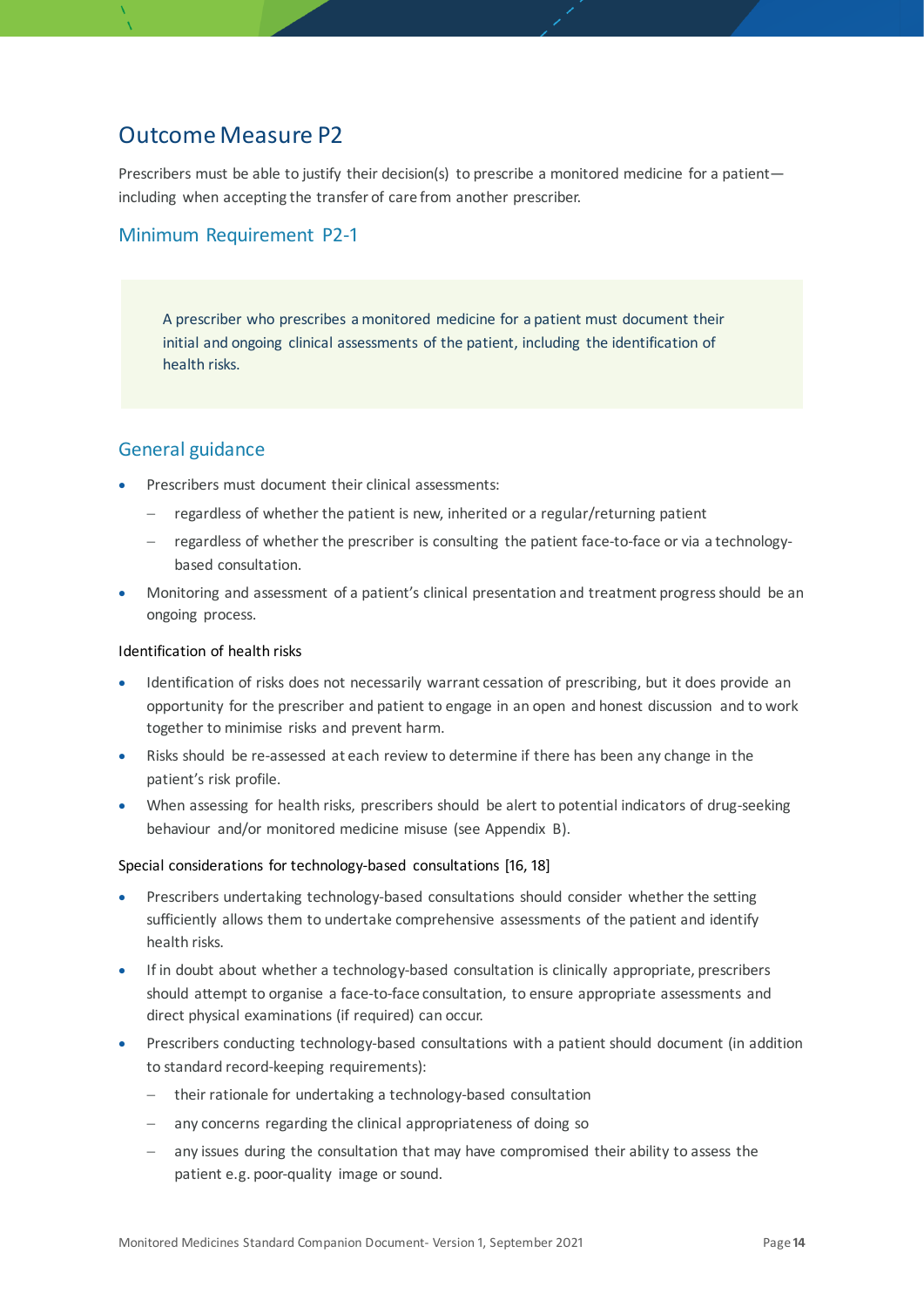## Outcome Measure P2

Prescribers must be able to justify their decision(s) to prescribe a monitored medicine for a patient—including when accepting the transfer of care from another prescriber.

### Minimum Requirement P2-1

> A prescriber who prescribes a monitored medicine for a patient must document their initial and ongoing clinical assessments of the patient, including the identification of health risks.

### General guidance

- Prescribers must document their clinical assessments:
  - regardless of whether the patient is new, inherited or a regular/returning patient
  - regardless of whether the prescriber is consulting the patient face-to-face or via a technology-based consultation.
- Monitoring and assessment of a patient's clinical presentation and treatment progress should be an ongoing process.

#### Identification of health risks

- Identification of risks does not necessarily warrant cessation of prescribing, but it does provide an opportunity for the prescriber and patient to engage in an open and honest discussion and to work together to minimise risks and prevent harm.
- Risks should be re-assessed at each review to determine if there has been any change in the patient's risk profile.
- When assessing for health risks, prescribers should be alert to potential indicators of drug-seeking behaviour and/or monitored medicine misuse (see Appendix B).

#### Special considerations for technology-based consultations [16, 18]

- Prescribers undertaking technology-based consultations should consider whether the setting sufficiently allows them to undertake comprehensive assessments of the patient and identify health risks.
- If in doubt about whether a technology-based consultation is clinically appropriate, prescribers should attempt to organise a face-to-face consultation, to ensure appropriate assessments and direct physical examinations (if required) can occur.
- Prescribers conducting technology-based consultations with a patient should document (in addition to standard record-keeping requirements):
  - their rationale for undertaking a technology-based consultation
  - any concerns regarding the clinical appropriateness of doing so
  - any issues during the consultation that may have compromised their ability to assess the patient e.g. poor-quality image or sound.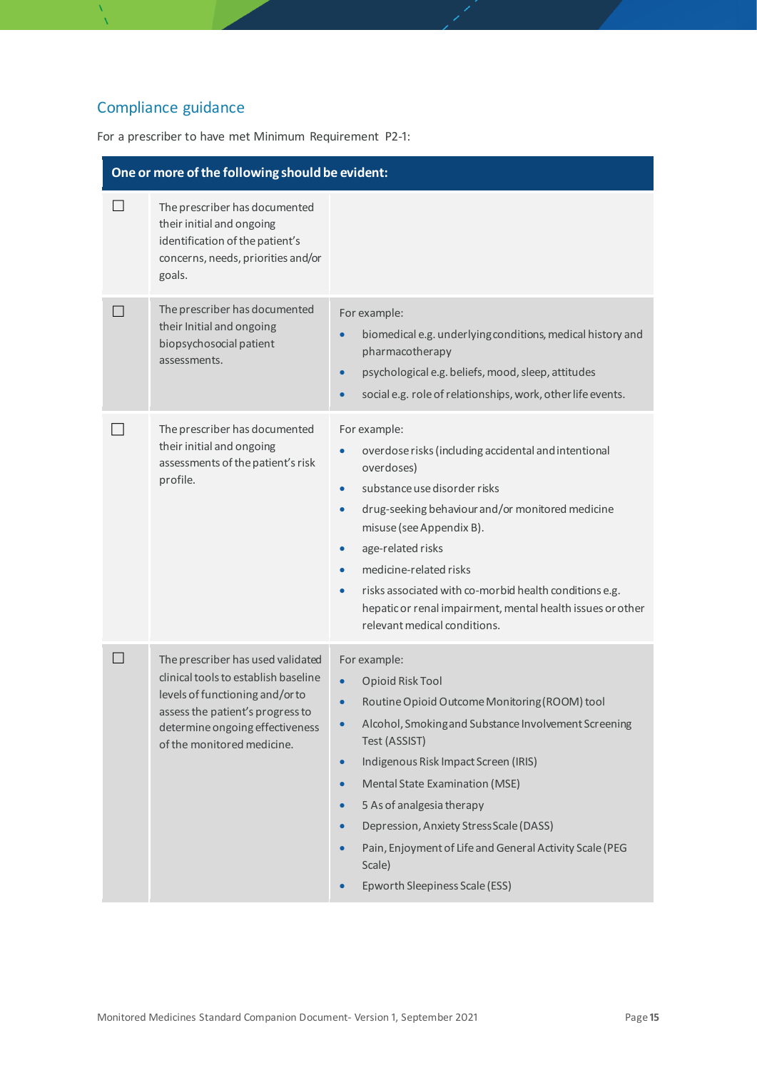## Compliance guidance

For a prescriber to have met Minimum Requirement P2-1:

| One or more of the following should be evident: | | |
|---|---|---|
| ☐ | The prescriber has documented their initial and ongoing identification of the patient's concerns, needs, priorities and/or goals. | |
| ☐ | The prescriber has documented their Initial and ongoing biopsychosocial patient assessments. | For example:<br>• biomedical e.g. underlying conditions, medical history and pharmacotherapy<br>• psychological e.g. beliefs, mood, sleep, attitudes<br>• social e.g. role of relationships, work, other life events. |
| ☐ | The prescriber has documented their initial and ongoing assessments of the patient's risk profile. | For example:<br>• overdose risks (including accidental and intentional overdoses)<br>• substance use disorder risks<br>• drug-seeking behaviour and/or monitored medicine misuse (see Appendix B).<br>• age-related risks<br>• medicine-related risks<br>• risks associated with co-morbid health conditions e.g. hepatic or renal impairment, mental health issues or other relevant medical conditions. |
| ☐ | The prescriber has used validated clinical tools to establish baseline levels of functioning and/or to assess the patient's progress to determine ongoing effectiveness of the monitored medicine. | For example:<br>• Opioid Risk Tool<br>• Routine Opioid Outcome Monitoring (ROOM) tool<br>• Alcohol, Smoking and Substance Involvement Screening Test (ASSIST)<br>• Indigenous Risk Impact Screen (IRIS)<br>• Mental State Examination (MSE)<br>• 5 As of analgesia therapy<br>• Depression, Anxiety Stress Scale (DASS)<br>• Pain, Enjoyment of Life and General Activity Scale (PEG Scale)<br>• Epworth Sleepiness Scale (ESS) |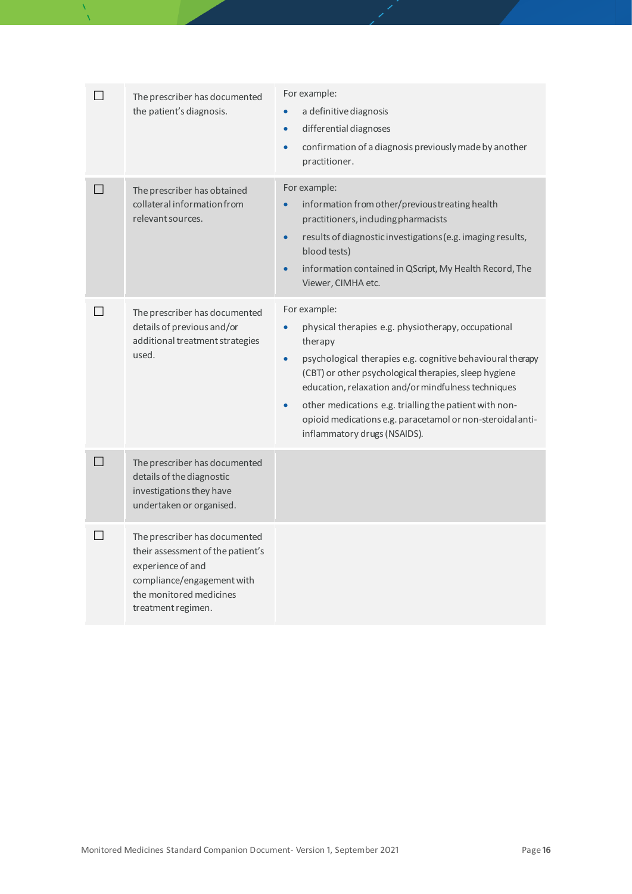| | | |
|---|---|---|
| ☐ | The prescriber has documented the patient's diagnosis. | For example:<br>• a definitive diagnosis<br>• differential diagnoses<br>• confirmation of a diagnosis previously made by another practitioner. |
| ☐ | The prescriber has obtained collateral information from relevant sources. | For example:<br>• information from other/previous treating health practitioners, including pharmacists<br>• results of diagnostic investigations (e.g. imaging results, blood tests)<br>• information contained in QScript, My Health Record, The Viewer, CIMHA etc. |
| ☐ | The prescriber has documented details of previous and/or additional treatment strategies used. | For example:<br>• physical therapies e.g. physiotherapy, occupational therapy<br>• psychological therapies e.g. cognitive behavioural therapy (CBT) or other psychological therapies, sleep hygiene education, relaxation and/or mindfulness techniques<br>• other medications e.g. trialling the patient with non-opioid medications e.g. paracetamol or non-steroidal anti-inflammatory drugs (NSAIDS). |
| ☐ | The prescriber has documented details of the diagnostic investigations they have undertaken or organised. | |
| ☐ | The prescriber has documented their assessment of the patient's experience of and compliance/engagement with the monitored medicines treatment regimen. | |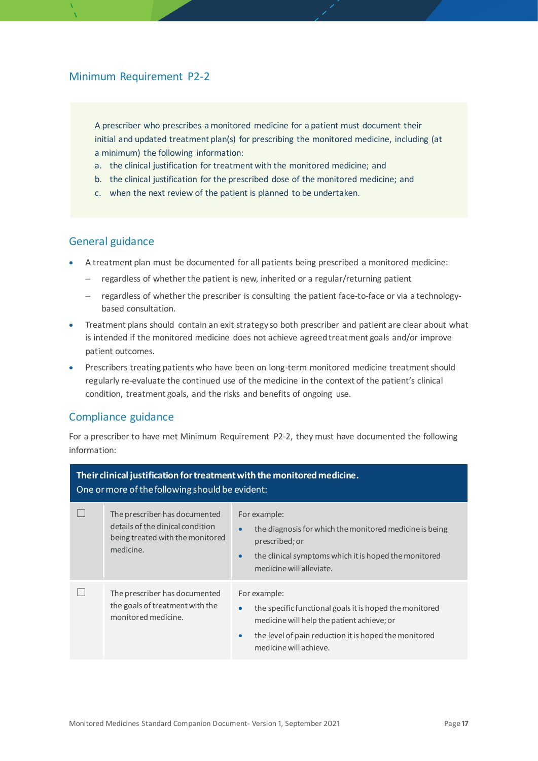## Minimum Requirement P2-2

> A prescriber who prescribes a monitored medicine for a patient must document their initial and updated treatment plan(s) for prescribing the monitored medicine, including (at a minimum) the following information:
>
> a. the clinical justification for treatment with the monitored medicine; and
>
> b. the clinical justification for the prescribed dose of the monitored medicine; and
>
> c. when the next review of the patient is planned to be undertaken.

## General guidance

- A treatment plan must be documented for all patients being prescribed a monitored medicine:
  - regardless of whether the patient is new, inherited or a regular/returning patient
  - regardless of whether the prescriber is consulting the patient face-to-face or via a technology-based consultation.
- Treatment plans should contain an exit strategy so both prescriber and patient are clear about what is intended if the monitored medicine does not achieve agreed treatment goals and/or improve patient outcomes.
- Prescribers treating patients who have been on long-term monitored medicine treatment should regularly re-evaluate the continued use of the medicine in the context of the patient's clinical condition, treatment goals, and the risks and benefits of ongoing use.

## Compliance guidance

For a prescriber to have met Minimum Requirement P2-2, they must have documented the following information:

| **Their clinical justification for treatment with the monitored medicine.** One or more of the following should be evident: | | |
|---|---|---|
| ☐ | The prescriber has documented details of the clinical condition being treated with the monitored medicine. | For example:<br>• the diagnosis for which the monitored medicine is being prescribed; or<br>• the clinical symptoms which it is hoped the monitored medicine will alleviate. |
| ☐ | The prescriber has documented the goals of treatment with the monitored medicine. | For example:<br>• the specific functional goals it is hoped the monitored medicine will help the patient achieve; or<br>• the level of pain reduction it is hoped the monitored medicine will achieve. |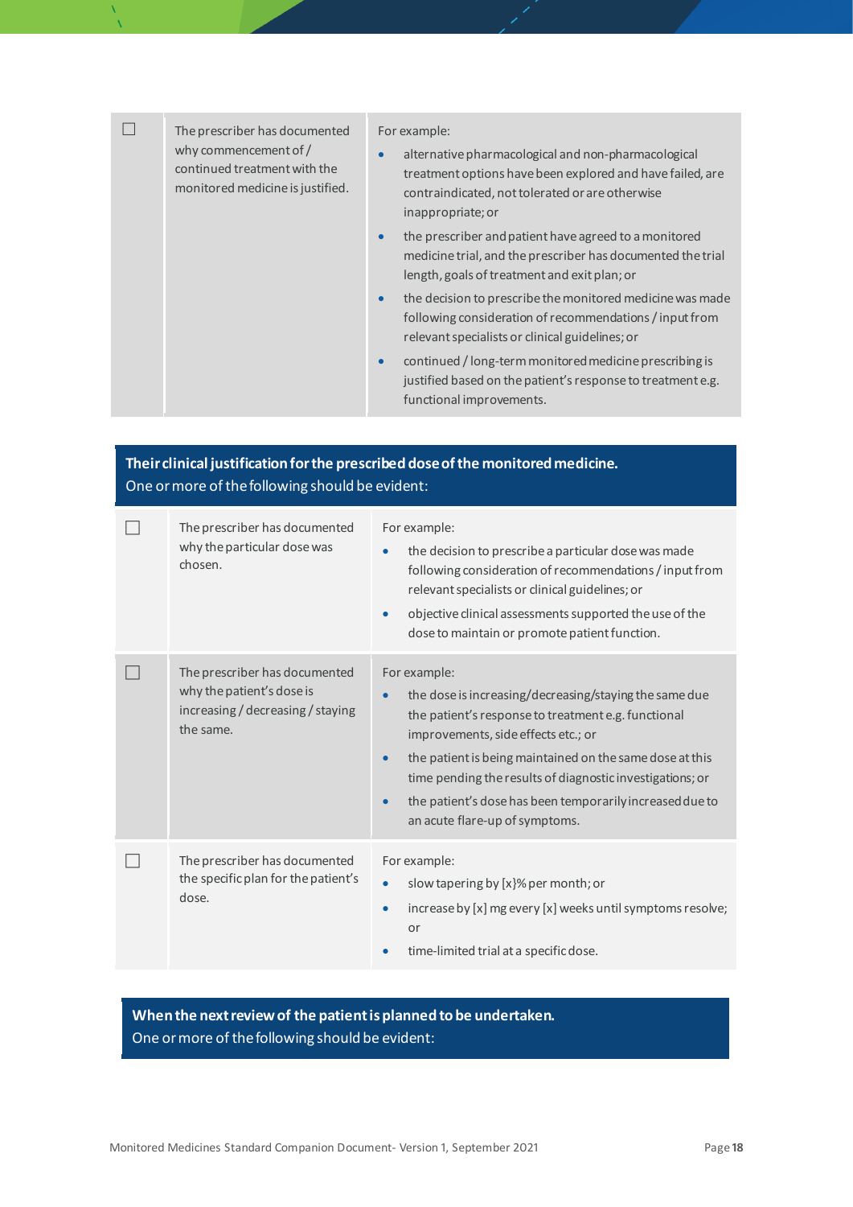| ☐ | The prescriber has documented why commencement of / continued treatment with the monitored medicine is justified. | For example:<br>• alternative pharmacological and non-pharmacological treatment options have been explored and have failed, are contraindicated, not tolerated or are otherwise inappropriate; or<br>• the prescriber and patient have agreed to a monitored medicine trial, and the prescriber has documented the trial length, goals of treatment and exit plan; or<br>• the decision to prescribe the monitored medicine was made following consideration of recommendations / input from relevant specialists or clinical guidelines; or<br>• continued / long-term monitored medicine prescribing is justified based on the patient's response to treatment e.g. functional improvements. |
|---|---|---|

**Their clinical justification for the prescribed dose of the monitored medicine.**
One or more of the following should be evident:

| ☐ | The prescriber has documented why the particular dose was chosen. | For example:<br>• the decision to prescribe a particular dose was made following consideration of recommendations / input from relevant specialists or clinical guidelines; or<br>• objective clinical assessments supported the use of the dose to maintain or promote patient function. |
|---|---|---|
| ☐ | The prescriber has documented why the patient's dose is increasing / decreasing / staying the same. | For example:<br>• the dose is increasing/decreasing/staying the same due the patient's response to treatment e.g. functional improvements, side effects etc.; or<br>• the patient is being maintained on the same dose at this time pending the results of diagnostic investigations; or<br>• the patient's dose has been temporarily increased due to an acute flare-up of symptoms. |
| ☐ | The prescriber has documented the specific plan for the patient's dose. | For example:<br>• slow tapering by [x}% per month; or<br>• increase by [x] mg every [x] weeks until symptoms resolve; or<br>• time-limited trial at a specific dose. |

**When the next review of the patient is planned to be undertaken.**
One or more of the following should be evident: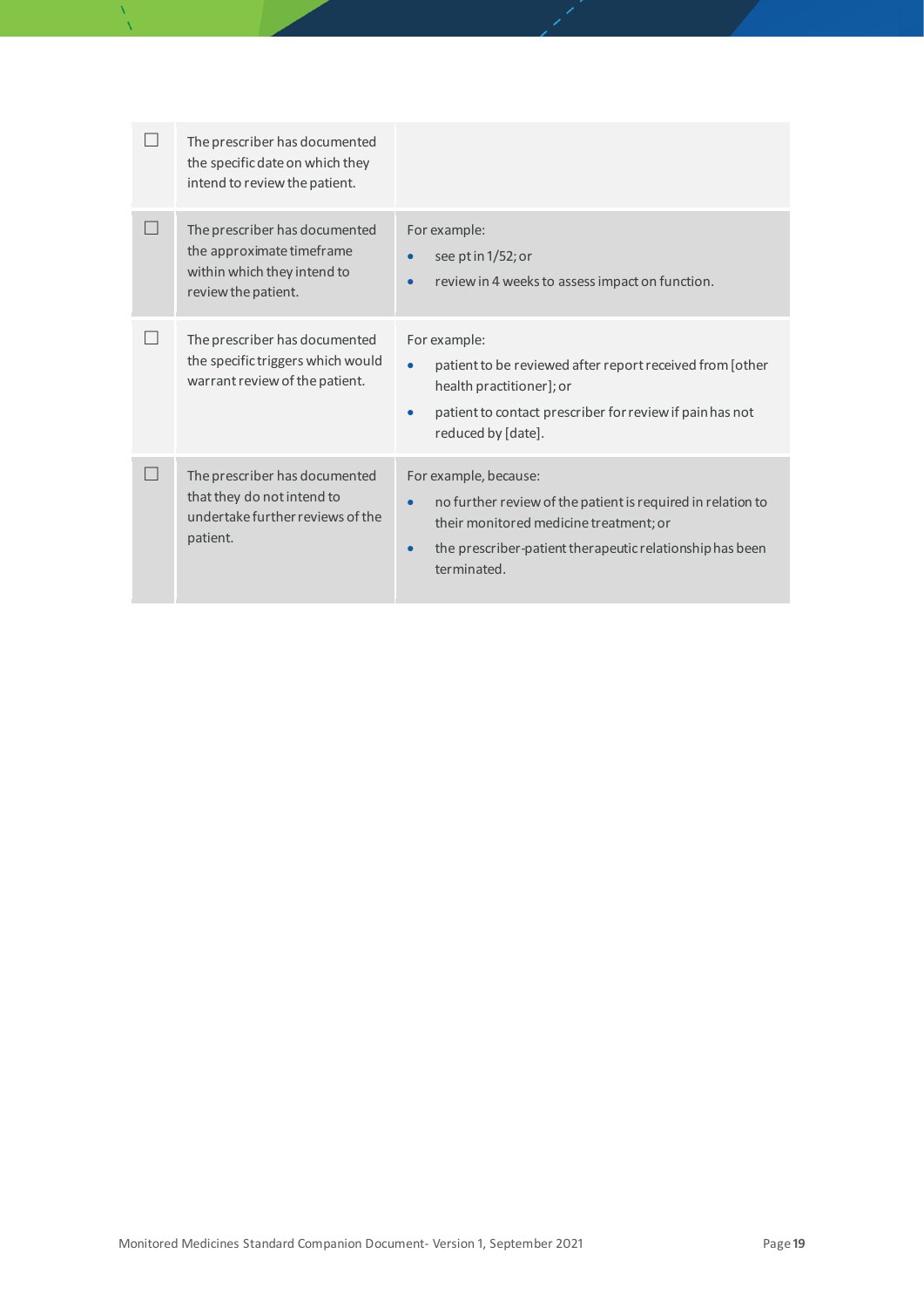| | | |
|---|---|---|
| ☐ | The prescriber has documented the specific date on which they intend to review the patient. | |
| ☐ | The prescriber has documented the approximate timeframe within which they intend to review the patient. | For example:<br>• see pt in 1/52; or<br>• review in 4 weeks to assess impact on function. |
| ☐ | The prescriber has documented the specific triggers which would warrant review of the patient. | For example:<br>• patient to be reviewed after report received from [other health practitioner]; or<br>• patient to contact prescriber for review if pain has not reduced by [date]. |
| ☐ | The prescriber has documented that they do not intend to undertake further reviews of the patient. | For example, because:<br>• no further review of the patient is required in relation to their monitored medicine treatment; or<br>• the prescriber-patient therapeutic relationship has been terminated. |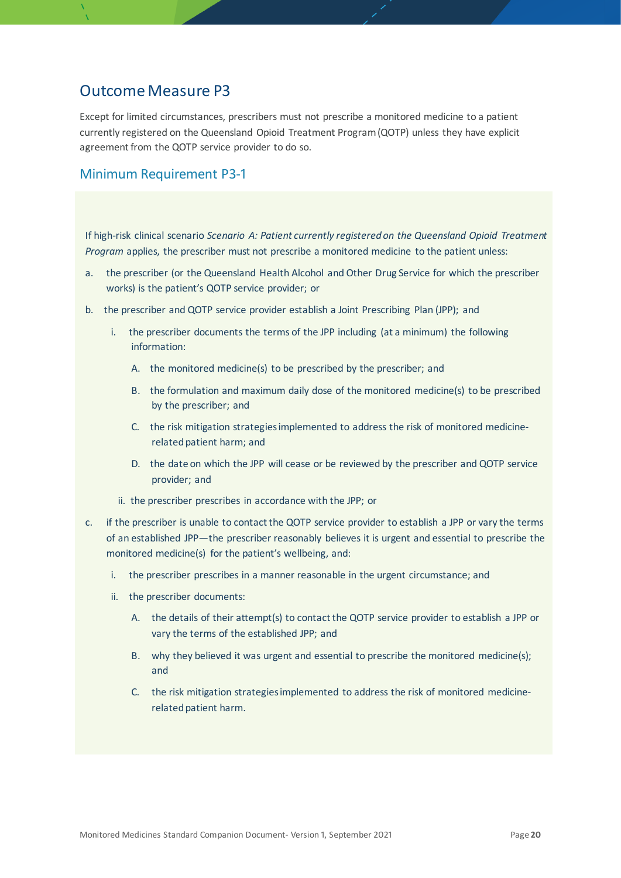## Outcome Measure P3

Except for limited circumstances, prescribers must not prescribe a monitored medicine to a patient currently registered on the Queensland Opioid Treatment Program (QOTP) unless they have explicit agreement from the QOTP service provider to do so.

### Minimum Requirement P3-1

If high-risk clinical scenario *Scenario A: Patient currently registered on the Queensland Opioid Treatment Program* applies, the prescriber must not prescribe a monitored medicine to the patient unless:

a. the prescriber (or the Queensland Health Alcohol and Other Drug Service for which the prescriber works) is the patient's QOTP service provider; or

b. the prescriber and QOTP service provider establish a Joint Prescribing Plan (JPP); and

   i. the prescriber documents the terms of the JPP including (at a minimum) the following information:

      A. the monitored medicine(s) to be prescribed by the prescriber; and

      B. the formulation and maximum daily dose of the monitored medicine(s) to be prescribed by the prescriber; and

      C. the risk mitigation strategies implemented to address the risk of monitored medicine-related patient harm; and

      D. the date on which the JPP will cease or be reviewed by the prescriber and QOTP service provider; and

   ii. the prescriber prescribes in accordance with the JPP; or

c. if the prescriber is unable to contact the QOTP service provider to establish a JPP or vary the terms of an established JPP—the prescriber reasonably believes it is urgent and essential to prescribe the monitored medicine(s) for the patient's wellbeing, and:

   i. the prescriber prescribes in a manner reasonable in the urgent circumstance; and

   ii. the prescriber documents:

      A. the details of their attempt(s) to contact the QOTP service provider to establish a JPP or vary the terms of the established JPP; and

      B. why they believed it was urgent and essential to prescribe the monitored medicine(s); and

      C. the risk mitigation strategies implemented to address the risk of monitored medicine-related patient harm.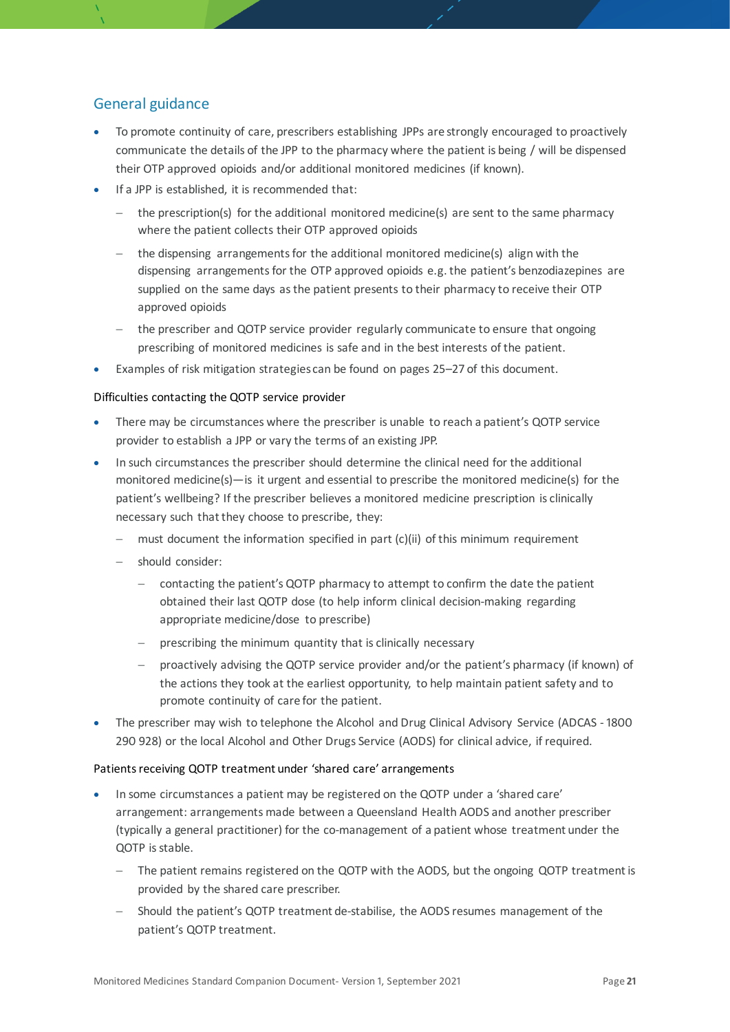## General guidance

- To promote continuity of care, prescribers establishing JPPs are strongly encouraged to proactively communicate the details of the JPP to the pharmacy where the patient is being / will be dispensed their OTP approved opioids and/or additional monitored medicines (if known).
- If a JPP is established, it is recommended that:
  - the prescription(s) for the additional monitored medicine(s) are sent to the same pharmacy where the patient collects their OTP approved opioids
  - the dispensing arrangements for the additional monitored medicine(s) align with the dispensing arrangements for the OTP approved opioids e.g. the patient's benzodiazepines are supplied on the same days as the patient presents to their pharmacy to receive their OTP approved opioids
  - the prescriber and QOTP service provider regularly communicate to ensure that ongoing prescribing of monitored medicines is safe and in the best interests of the patient.
- Examples of risk mitigation strategies can be found on pages 25–27 of this document.

### Difficulties contacting the QOTP service provider

- There may be circumstances where the prescriber is unable to reach a patient's QOTP service provider to establish a JPP or vary the terms of an existing JPP.
- In such circumstances the prescriber should determine the clinical need for the additional monitored medicine(s)—is it urgent and essential to prescribe the monitored medicine(s) for the patient's wellbeing? If the prescriber believes a monitored medicine prescription is clinically necessary such that they choose to prescribe, they:
  - must document the information specified in part (c)(ii) of this minimum requirement
  - should consider:
    - contacting the patient's QOTP pharmacy to attempt to confirm the date the patient obtained their last QOTP dose (to help inform clinical decision-making regarding appropriate medicine/dose to prescribe)
    - prescribing the minimum quantity that is clinically necessary
    - proactively advising the QOTP service provider and/or the patient's pharmacy (if known) of the actions they took at the earliest opportunity, to help maintain patient safety and to promote continuity of care for the patient.
- The prescriber may wish to telephone the Alcohol and Drug Clinical Advisory Service (ADCAS - 1800 290 928) or the local Alcohol and Other Drugs Service (AODS) for clinical advice, if required.

### Patients receiving QOTP treatment under 'shared care' arrangements

- In some circumstances a patient may be registered on the QOTP under a 'shared care' arrangement: arrangements made between a Queensland Health AODS and another prescriber (typically a general practitioner) for the co-management of a patient whose treatment under the QOTP is stable.
  - The patient remains registered on the QOTP with the AODS, but the ongoing QOTP treatment is provided by the shared care prescriber.
  - Should the patient's QOTP treatment de-stabilise, the AODS resumes management of the patient's QOTP treatment.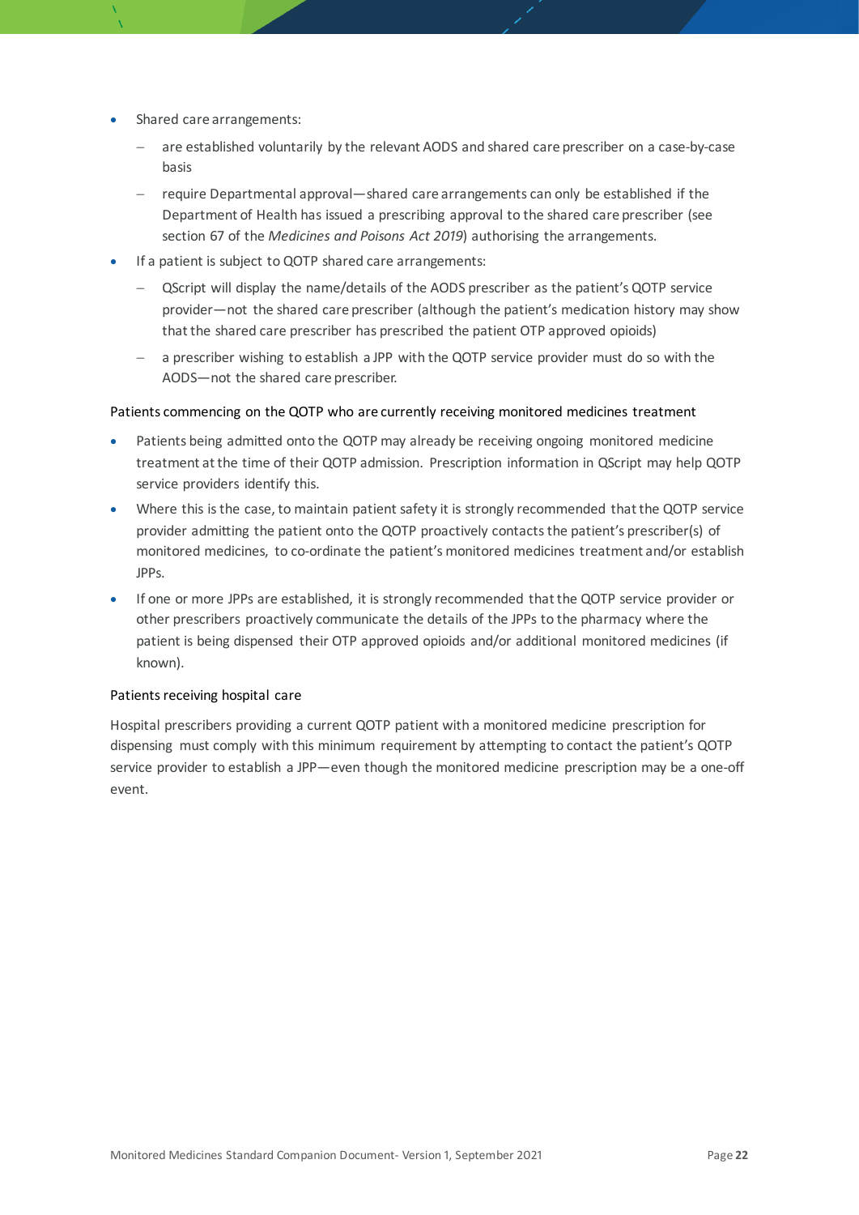- Shared care arrangements:
  - are established voluntarily by the relevant AODS and shared care prescriber on a case-by-case basis
  - require Departmental approval—shared care arrangements can only be established if the Department of Health has issued a prescribing approval to the shared care prescriber (see section 67 of the *Medicines and Poisons Act 2019*) authorising the arrangements.
- If a patient is subject to QOTP shared care arrangements:
  - QScript will display the name/details of the AODS prescriber as the patient's QOTP service provider—not the shared care prescriber (although the patient's medication history may show that the shared care prescriber has prescribed the patient OTP approved opioids)
  - a prescriber wishing to establish a JPP with the QOTP service provider must do so with the AODS—not the shared care prescriber.

### Patients commencing on the QOTP who are currently receiving monitored medicines treatment

- Patients being admitted onto the QOTP may already be receiving ongoing monitored medicine treatment at the time of their QOTP admission. Prescription information in QScript may help QOTP service providers identify this.
- Where this is the case, to maintain patient safety it is strongly recommended that the QOTP service provider admitting the patient onto the QOTP proactively contacts the patient's prescriber(s) of monitored medicines, to co-ordinate the patient's monitored medicines treatment and/or establish JPPs.
- If one or more JPPs are established, it is strongly recommended that the QOTP service provider or other prescribers proactively communicate the details of the JPPs to the pharmacy where the patient is being dispensed their OTP approved opioids and/or additional monitored medicines (if known).

### Patients receiving hospital care

Hospital prescribers providing a current QOTP patient with a monitored medicine prescription for dispensing must comply with this minimum requirement by attempting to contact the patient's QOTP service provider to establish a JPP—even though the monitored medicine prescription may be a one-off event.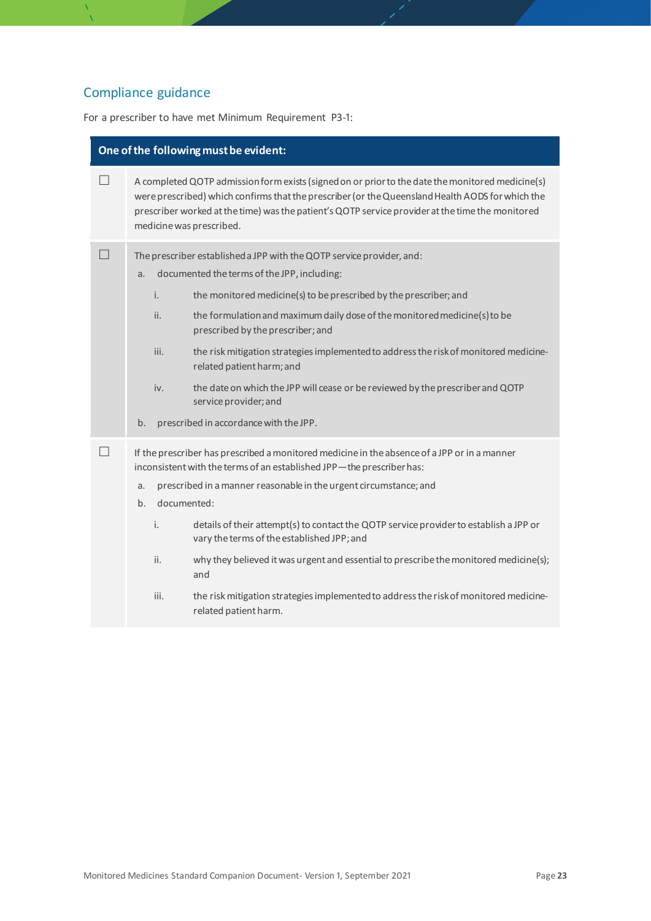## Compliance guidance

For a prescriber to have met Minimum Requirement P3-1:

| | One of the following must be evident: |
|---|---|
| ☐ | A completed QOTP admission form exists (signed on or prior to the date the monitored medicine(s) were prescribed) which confirms that the prescriber (or the Queensland Health AODS for which the prescriber worked at the time) was the patient's QOTP service provider at the time the monitored medicine was prescribed. |
| ☐ | The prescriber established a JPP with the QOTP service provider, and:<br>a. documented the terms of the JPP, including:<br>i. the monitored medicine(s) to be prescribed by the prescriber; and<br>ii. the formulation and maximum daily dose of the monitored medicine(s) to be prescribed by the prescriber; and<br>iii. the risk mitigation strategies implemented to address the risk of monitored medicine-related patient harm; and<br>iv. the date on which the JPP will cease or be reviewed by the prescriber and QOTP service provider; and<br>b. prescribed in accordance with the JPP. |
| ☐ | If the prescriber has prescribed a monitored medicine in the absence of a JPP or in a manner inconsistent with the terms of an established JPP—the prescriber has:<br>a. prescribed in a manner reasonable in the urgent circumstance; and<br>b. documented:<br>i. details of their attempt(s) to contact the QOTP service provider to establish a JPP or vary the terms of the established JPP; and<br>ii. why they believed it was urgent and essential to prescribe the monitored medicine(s); and<br>iii. the risk mitigation strategies implemented to address the risk of monitored medicine-related patient harm. |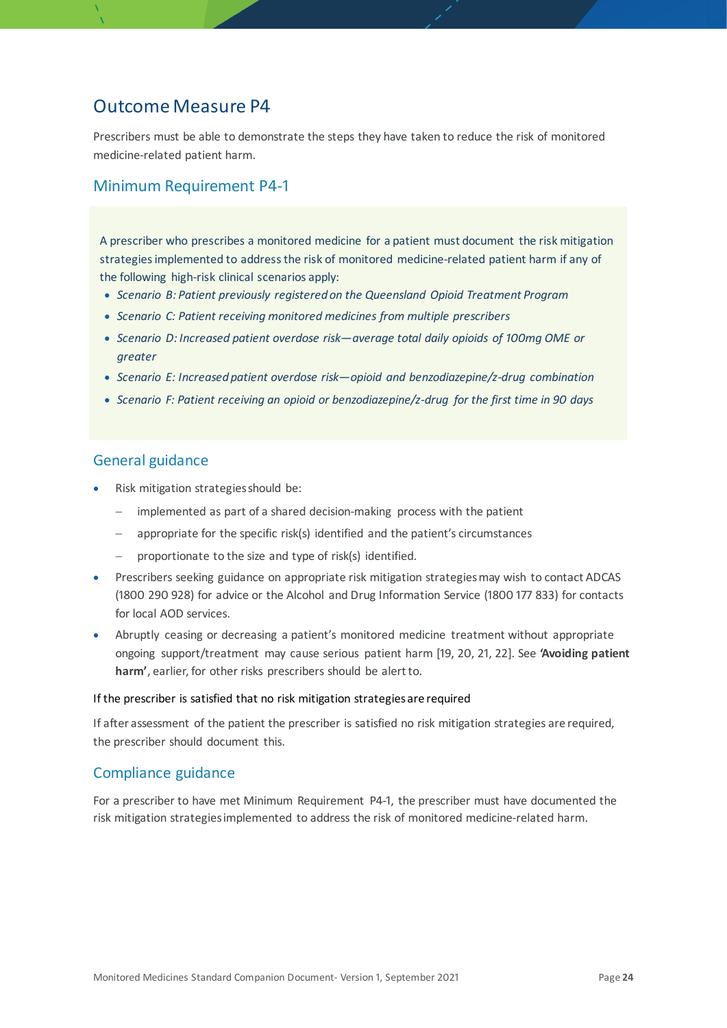## Outcome Measure P4

Prescribers must be able to demonstrate the steps they have taken to reduce the risk of monitored medicine-related patient harm.

### Minimum Requirement P4-1

A prescriber who prescribes a monitored medicine for a patient must document the risk mitigation strategies implemented to address the risk of monitored medicine-related patient harm if any of the following high-risk clinical scenarios apply:

- *Scenario B: Patient previously registered on the Queensland Opioid Treatment Program*
- *Scenario C: Patient receiving monitored medicines from multiple prescribers*
- *Scenario D: Increased patient overdose risk—average total daily opioids of 100mg OME or greater*
- *Scenario E: Increased patient overdose risk—opioid and benzodiazepine/z-drug combination*
- *Scenario F: Patient receiving an opioid or benzodiazepine/z-drug for the first time in 90 days*

### General guidance

- Risk mitigation strategies should be:
  - implemented as part of a shared decision-making process with the patient
  - appropriate for the specific risk(s) identified and the patient's circumstances
  - proportionate to the size and type of risk(s) identified.
- Prescribers seeking guidance on appropriate risk mitigation strategies may wish to contact ADCAS (1800 290 928) for advice or the Alcohol and Drug Information Service (1800 177 833) for contacts for local AOD services.
- Abruptly ceasing or decreasing a patient's monitored medicine treatment without appropriate ongoing support/treatment may cause serious patient harm [19, 20, 21, 22]. See **'Avoiding patient harm'**, earlier, for other risks prescribers should be alert to.

#### If the prescriber is satisfied that no risk mitigation strategies are required

If after assessment of the patient the prescriber is satisfied no risk mitigation strategies are required, the prescriber should document this.

### Compliance guidance

For a prescriber to have met Minimum Requirement P4-1, the prescriber must have documented the risk mitigation strategies implemented to address the risk of monitored medicine-related harm.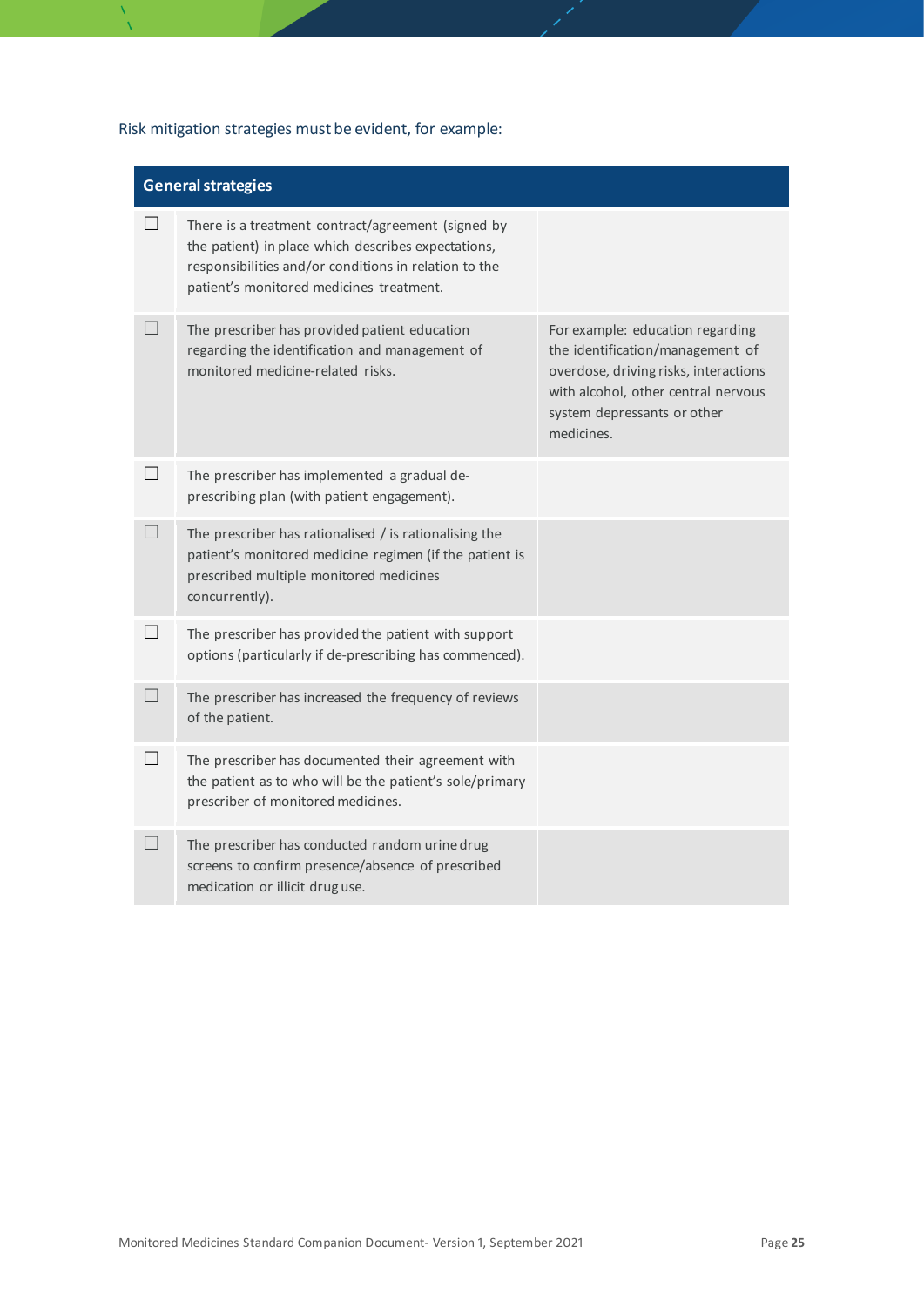Risk mitigation strategies must be evident, for example:

| General strategies | | |
|---|---|---|
| ☐ | There is a treatment contract/agreement (signed by the patient) in place which describes expectations, responsibilities and/or conditions in relation to the patient's monitored medicines treatment. | |
| ☐ | The prescriber has provided patient education regarding the identification and management of monitored medicine-related risks. | For example: education regarding the identification/management of overdose, driving risks, interactions with alcohol, other central nervous system depressants or other medicines. |
| ☐ | The prescriber has implemented a gradual de-prescribing plan (with patient engagement). | |
| ☐ | The prescriber has rationalised / is rationalising the patient's monitored medicine regimen (if the patient is prescribed multiple monitored medicines concurrently). | |
| ☐ | The prescriber has provided the patient with support options (particularly if de-prescribing has commenced). | |
| ☐ | The prescriber has increased the frequency of reviews of the patient. | |
| ☐ | The prescriber has documented their agreement with the patient as to who will be the patient's sole/primary prescriber of monitored medicines. | |
| ☐ | The prescriber has conducted random urine drug screens to confirm presence/absence of prescribed medication or illicit drug use. | |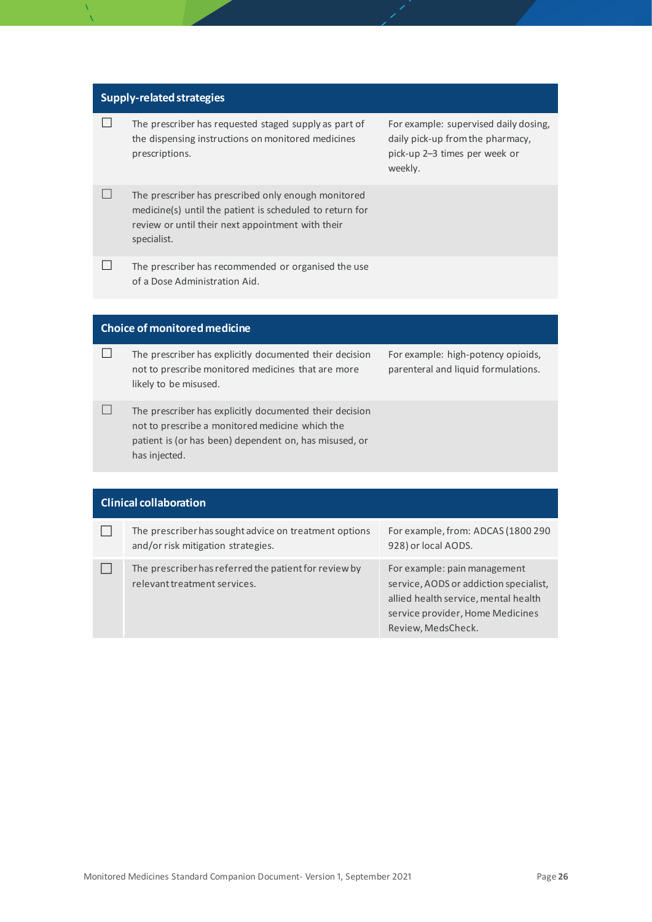| Supply-related strategies | | |
|---|---|---|
| ☐ | The prescriber has requested staged supply as part of the dispensing instructions on monitored medicines prescriptions. | For example: supervised daily dosing, daily pick-up from the pharmacy, pick-up 2–3 times per week or weekly. |
| ☐ | The prescriber has prescribed only enough monitored medicine(s) until the patient is scheduled to return for review or until their next appointment with their specialist. | |
| ☐ | The prescriber has recommended or organised the use of a Dose Administration Aid. | |

| Choice of monitored medicine | | |
|---|---|---|
| ☐ | The prescriber has explicitly documented their decision not to prescribe monitored medicines that are more likely to be misused. | For example: high-potency opioids, parenteral and liquid formulations. |
| ☐ | The prescriber has explicitly documented their decision not to prescribe a monitored medicine which the patient is (or has been) dependent on, has misused, or has injected. | |

| Clinical collaboration | | |
|---|---|---|
| ☐ | The prescriber has sought advice on treatment options and/or risk mitigation strategies. | For example, from: ADCAS (1800 290 928) or local AODS. |
| ☐ | The prescriber has referred the patient for review by relevant treatment services. | For example: pain management service, AODS or addiction specialist, allied health service, mental health service provider, Home Medicines Review, MedsCheck. |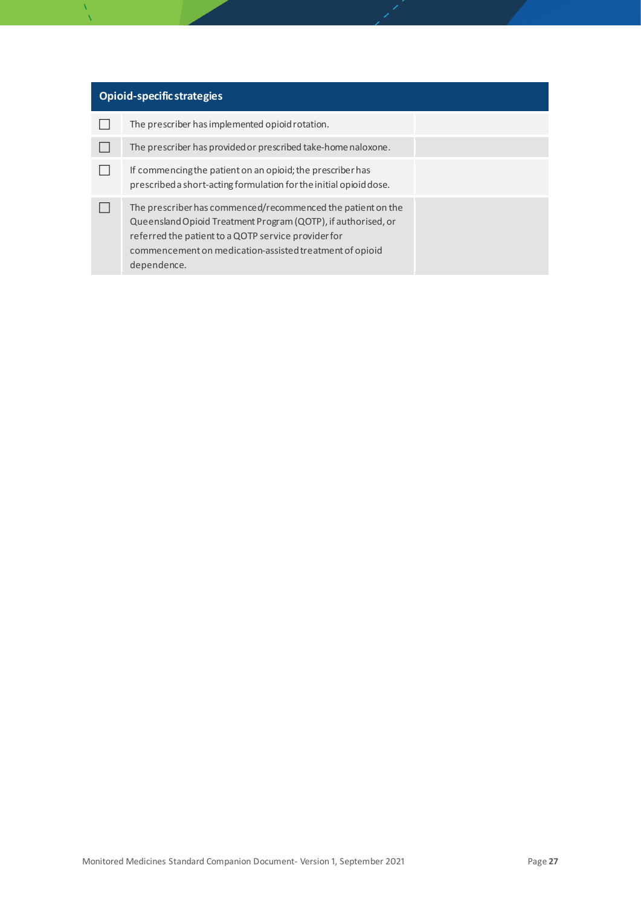| | Opioid-specific strategies | |
|---|---|---|
| ☐ | The prescriber has implemented opioid rotation. | |
| ☐ | The prescriber has provided or prescribed take-home naloxone. | |
| ☐ | If commencing the patient on an opioid; the prescriber has prescribed a short-acting formulation for the initial opioid dose. | |
| ☐ | The prescriber has commenced/recommenced the patient on the Queensland Opioid Treatment Program (QOTP), if authorised, or referred the patient to a QOTP service provider for commencement on medication-assisted treatment of opioid dependence. | |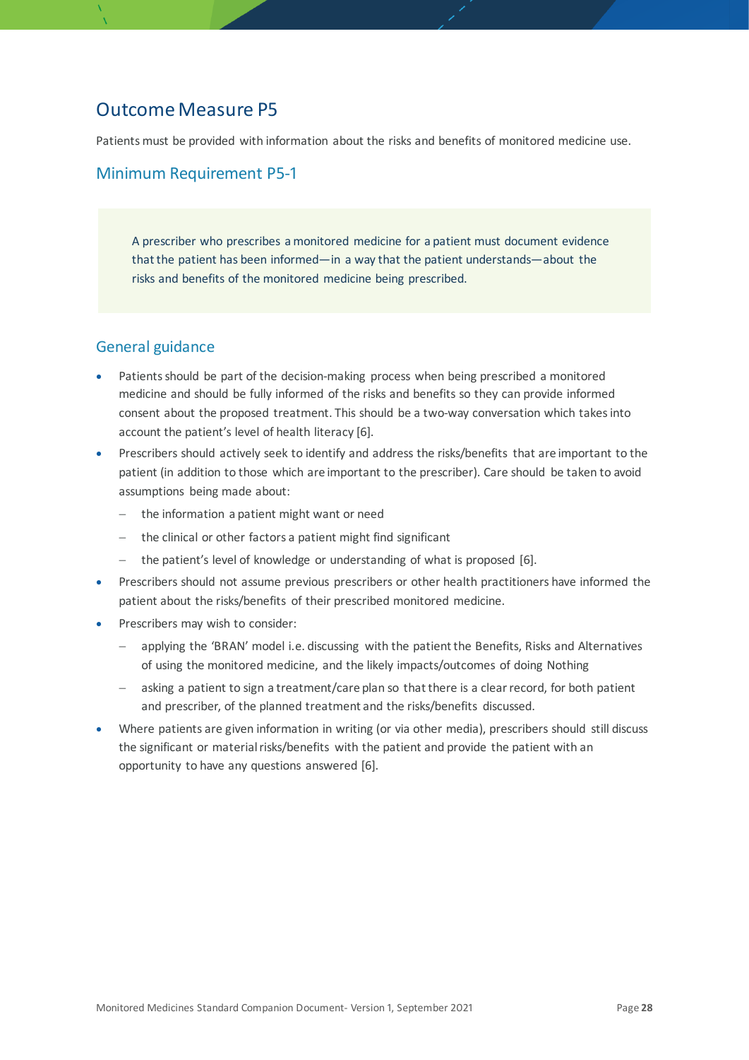## Outcome Measure P5

Patients must be provided with information about the risks and benefits of monitored medicine use.

### Minimum Requirement P5-1

> A prescriber who prescribes a monitored medicine for a patient must document evidence that the patient has been informed—in a way that the patient understands—about the risks and benefits of the monitored medicine being prescribed.

### General guidance

- Patients should be part of the decision-making process when being prescribed a monitored medicine and should be fully informed of the risks and benefits so they can provide informed consent about the proposed treatment. This should be a two-way conversation which takes into account the patient's level of health literacy [6].
- Prescribers should actively seek to identify and address the risks/benefits that are important to the patient (in addition to those which are important to the prescriber). Care should be taken to avoid assumptions being made about:
  - the information a patient might want or need
  - the clinical or other factors a patient might find significant
  - the patient's level of knowledge or understanding of what is proposed [6].
- Prescribers should not assume previous prescribers or other health practitioners have informed the patient about the risks/benefits of their prescribed monitored medicine.
- Prescribers may wish to consider:
  - applying the 'BRAN' model i.e. discussing with the patient the Benefits, Risks and Alternatives of using the monitored medicine, and the likely impacts/outcomes of doing Nothing
  - asking a patient to sign a treatment/care plan so that there is a clear record, for both patient and prescriber, of the planned treatment and the risks/benefits discussed.
- Where patients are given information in writing (or via other media), prescribers should still discuss the significant or material risks/benefits with the patient and provide the patient with an opportunity to have any questions answered [6].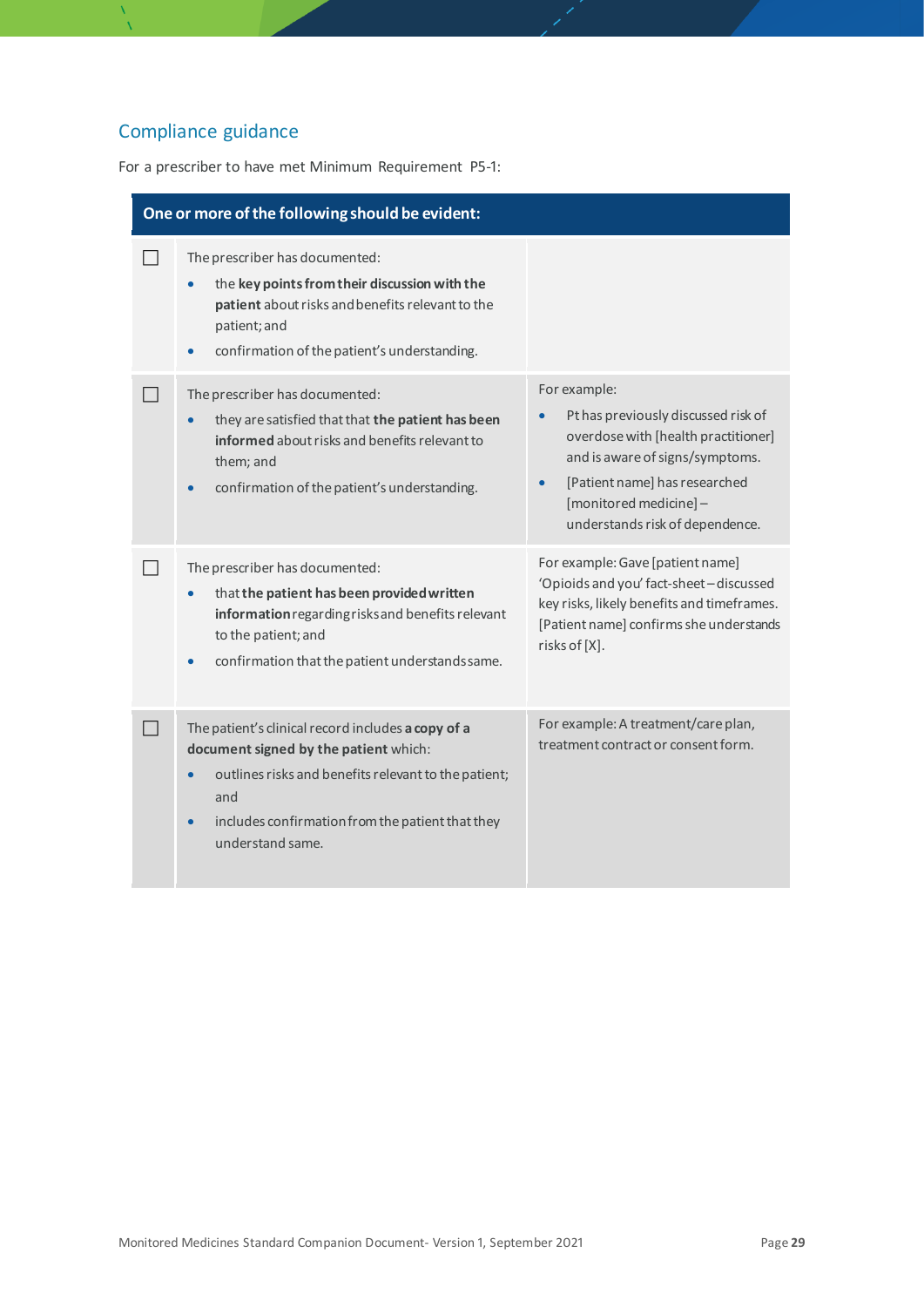## Compliance guidance

For a prescriber to have met Minimum Requirement P5-1:

| One or more of the following should be evident: | | |
|---|---|---|
| ☐ | The prescriber has documented:<br>• the **key points from their discussion with the patient** about risks and benefits relevant to the patient; and<br>• confirmation of the patient's understanding. | |
| ☐ | The prescriber has documented:<br>• they are satisfied that that **the patient has been informed** about risks and benefits relevant to them; and<br>• confirmation of the patient's understanding. | For example:<br>• Pt has previously discussed risk of overdose with [health practitioner] and is aware of signs/symptoms.<br>• [Patient name] has researched [monitored medicine] – understands risk of dependence. |
| ☐ | The prescriber has documented:<br>• that **the patient has been provided written information** regarding risks and benefits relevant to the patient; and<br>• confirmation that the patient understands same. | For example: Gave [patient name] 'Opioids and you' fact-sheet – discussed key risks, likely benefits and timeframes. [Patient name] confirms she understands risks of [X]. |
| ☐ | The patient's clinical record includes **a copy of a document signed by the patient** which:<br>• outlines risks and benefits relevant to the patient; and<br>• includes confirmation from the patient that they understand same. | For example: A treatment/care plan, treatment contract or consent form. |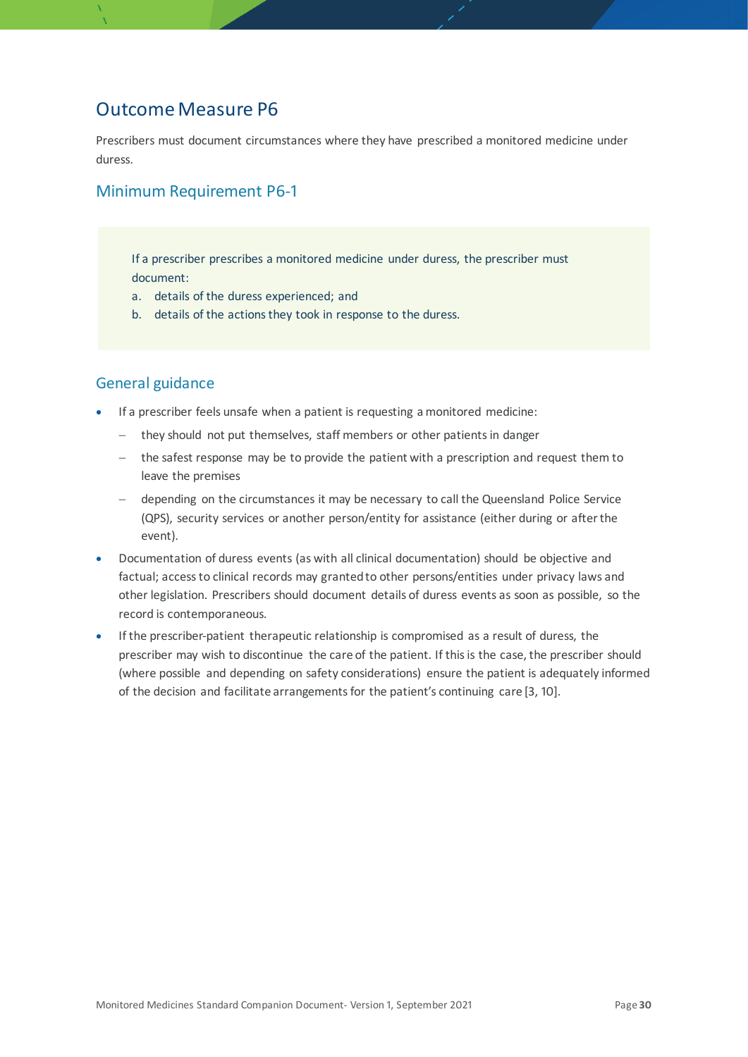## Outcome Measure P6

Prescribers must document circumstances where they have prescribed a monitored medicine under duress.

### Minimum Requirement P6-1

If a prescriber prescribes a monitored medicine under duress, the prescriber must document:

a. details of the duress experienced; and
b. details of the actions they took in response to the duress.

### General guidance

- If a prescriber feels unsafe when a patient is requesting a monitored medicine:
  - they should not put themselves, staff members or other patients in danger
  - the safest response may be to provide the patient with a prescription and request them to leave the premises
  - depending on the circumstances it may be necessary to call the Queensland Police Service (QPS), security services or another person/entity for assistance (either during or after the event).
- Documentation of duress events (as with all clinical documentation) should be objective and factual; access to clinical records may granted to other persons/entities under privacy laws and other legislation. Prescribers should document details of duress events as soon as possible, so the record is contemporaneous.
- If the prescriber-patient therapeutic relationship is compromised as a result of duress, the prescriber may wish to discontinue the care of the patient. If this is the case, the prescriber should (where possible and depending on safety considerations) ensure the patient is adequately informed of the decision and facilitate arrangements for the patient's continuing care [3, 10].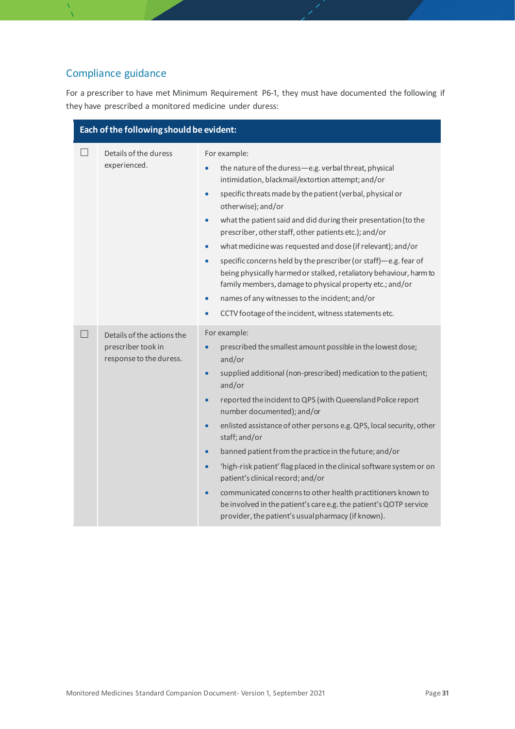## Compliance guidance

For a prescriber to have met Minimum Requirement P6-1, they must have documented the following if they have prescribed a monitored medicine under duress:

| Each of the following should be evident: | | |
|---|---|---|
| ☐ | Details of the duress experienced. | For example:<br>• the nature of the duress—e.g. verbal threat, physical intimidation, blackmail/extortion attempt; and/or<br>• specific threats made by the patient (verbal, physical or otherwise); and/or<br>• what the patient said and did during their presentation (to the prescriber, other staff, other patients etc.); and/or<br>• what medicine was requested and dose (if relevant); and/or<br>• specific concerns held by the prescriber (or staff)—e.g. fear of being physically harmed or stalked, retaliatory behaviour, harm to family members, damage to physical property etc.; and/or<br>• names of any witnesses to the incident; and/or<br>• CCTV footage of the incident, witness statements etc. |
| ☐ | Details of the actions the prescriber took in response to the duress. | For example:<br>• prescribed the smallest amount possible in the lowest dose; and/or<br>• supplied additional (non-prescribed) medication to the patient; and/or<br>• reported the incident to QPS (with Queensland Police report number documented); and/or<br>• enlisted assistance of other persons e.g. QPS, local security, other staff; and/or<br>• banned patient from the practice in the future; and/or<br>• 'high-risk patient' flag placed in the clinical software system or on patient's clinical record; and/or<br>• communicated concerns to other health practitioners known to be involved in the patient's care e.g. the patient's QOTP service provider, the patient's usual pharmacy (if known). |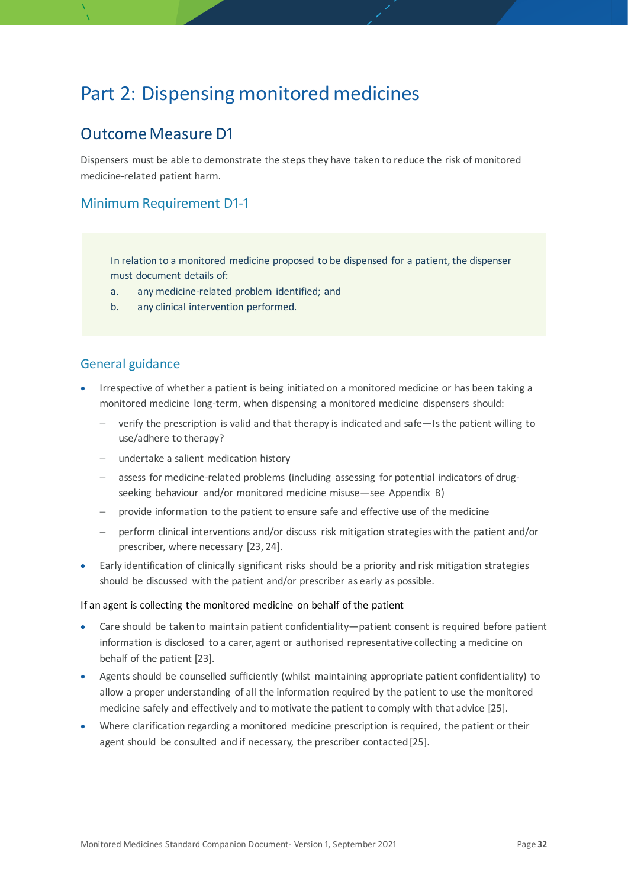# Part 2: Dispensing monitored medicines

## Outcome Measure D1

Dispensers must be able to demonstrate the steps they have taken to reduce the risk of monitored medicine-related patient harm.

### Minimum Requirement D1-1

In relation to a monitored medicine proposed to be dispensed for a patient, the dispenser must document details of:

a. any medicine-related problem identified; and

b. any clinical intervention performed.

### General guidance

- Irrespective of whether a patient is being initiated on a monitored medicine or has been taking a monitored medicine long-term, when dispensing a monitored medicine dispensers should:
  - verify the prescription is valid and that therapy is indicated and safe—Is the patient willing to use/adhere to therapy?
  - undertake a salient medication history
  - assess for medicine-related problems (including assessing for potential indicators of drug-seeking behaviour and/or monitored medicine misuse—see Appendix B)
  - provide information to the patient to ensure safe and effective use of the medicine
  - perform clinical interventions and/or discuss risk mitigation strategies with the patient and/or prescriber, where necessary [23, 24].
- Early identification of clinically significant risks should be a priority and risk mitigation strategies should be discussed with the patient and/or prescriber as early as possible.

If an agent is collecting the monitored medicine on behalf of the patient

- Care should be taken to maintain patient confidentiality—patient consent is required before patient information is disclosed to a carer, agent or authorised representative collecting a medicine on behalf of the patient [23].
- Agents should be counselled sufficiently (whilst maintaining appropriate patient confidentiality) to allow a proper understanding of all the information required by the patient to use the monitored medicine safely and effectively and to motivate the patient to comply with that advice [25].
- Where clarification regarding a monitored medicine prescription is required, the patient or their agent should be consulted and if necessary, the prescriber contacted [25].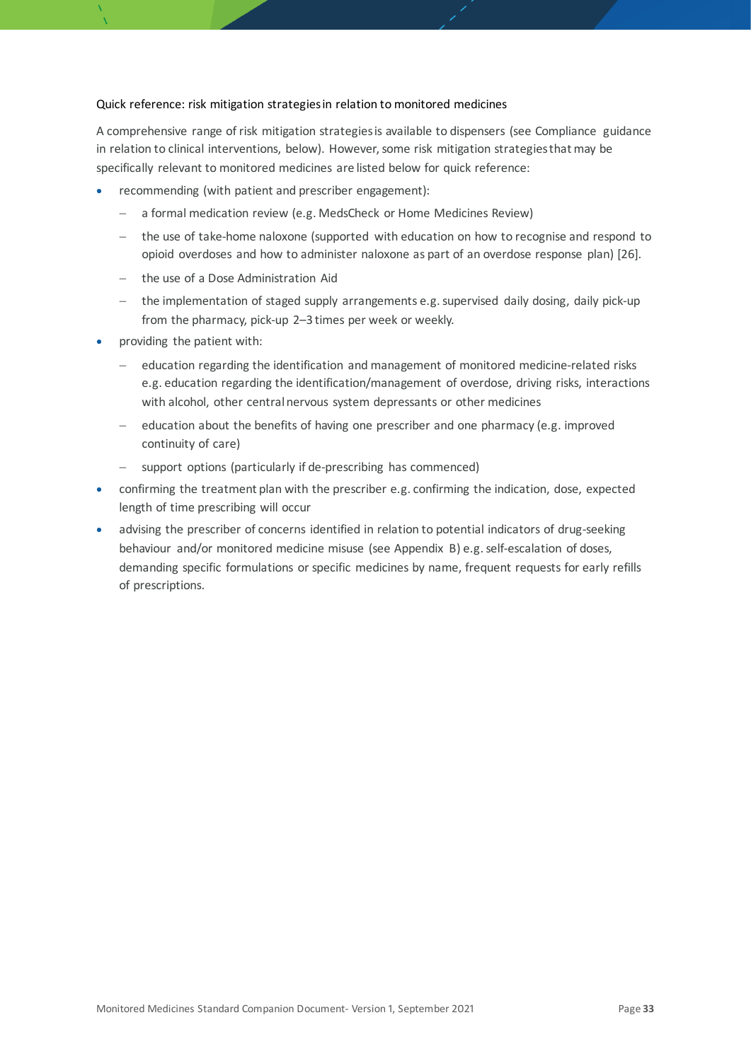Quick reference: risk mitigation strategies in relation to monitored medicines

A comprehensive range of risk mitigation strategies is available to dispensers (see Compliance guidance in relation to clinical interventions, below). However, some risk mitigation strategies that may be specifically relevant to monitored medicines are listed below for quick reference:

- recommending (with patient and prescriber engagement):
  - a formal medication review (e.g. MedsCheck or Home Medicines Review)
  - the use of take-home naloxone (supported with education on how to recognise and respond to opioid overdoses and how to administer naloxone as part of an overdose response plan) [26].
  - the use of a Dose Administration Aid
  - the implementation of staged supply arrangements e.g. supervised daily dosing, daily pick-up from the pharmacy, pick-up 2–3 times per week or weekly.
- providing the patient with:
  - education regarding the identification and management of monitored medicine-related risks e.g. education regarding the identification/management of overdose, driving risks, interactions with alcohol, other central nervous system depressants or other medicines
  - education about the benefits of having one prescriber and one pharmacy (e.g. improved continuity of care)
  - support options (particularly if de-prescribing has commenced)
- confirming the treatment plan with the prescriber e.g. confirming the indication, dose, expected length of time prescribing will occur
- advising the prescriber of concerns identified in relation to potential indicators of drug-seeking behaviour and/or monitored medicine misuse (see Appendix B) e.g. self-escalation of doses, demanding specific formulations or specific medicines by name, frequent requests for early refills of prescriptions.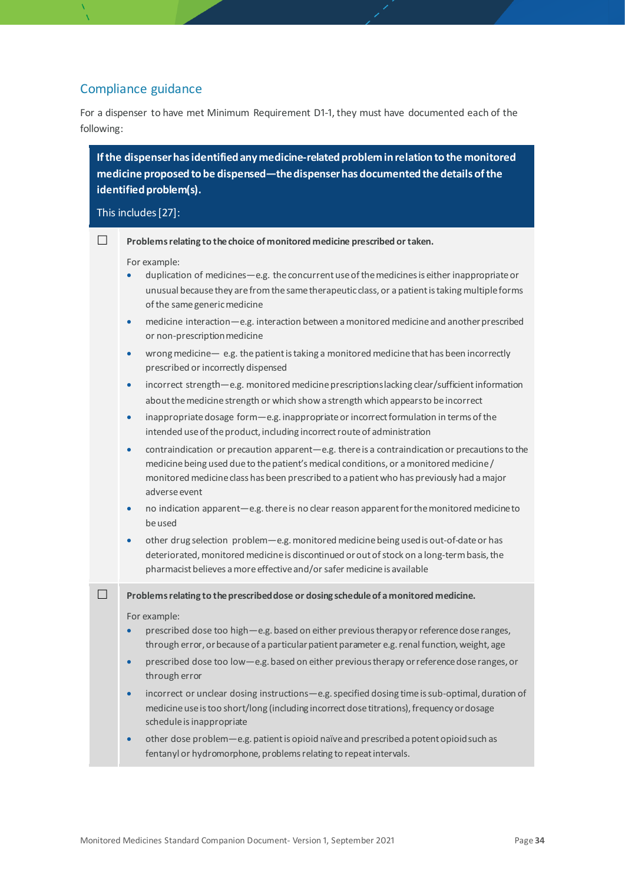## Compliance guidance

For a dispenser to have met Minimum Requirement D1-1, they must have documented each of the following:

**If the dispenser has identified any medicine-related problem in relation to the monitored medicine proposed to be dispensed—the dispenser has documented the details of the identified problem(s).**

This includes [27]:

☐ **Problems relating to the choice of monitored medicine prescribed or taken.**

For example:

- duplication of medicines—e.g. the concurrent use of the medicines is either inappropriate or unusual because they are from the same therapeutic class, or a patient is taking multiple forms of the same generic medicine
- medicine interaction—e.g. interaction between a monitored medicine and another prescribed or non-prescription medicine
- wrong medicine— e.g. the patient is taking a monitored medicine that has been incorrectly prescribed or incorrectly dispensed
- incorrect strength—e.g. monitored medicine prescriptions lacking clear/sufficient information about the medicine strength or which show a strength which appears to be incorrect
- inappropriate dosage form—e.g. inappropriate or incorrect formulation in terms of the intended use of the product, including incorrect route of administration
- contraindication or precaution apparent—e.g. there is a contraindication or precautions to the medicine being used due to the patient's medical conditions, or a monitored medicine / monitored medicine class has been prescribed to a patient who has previously had a major adverse event
- no indication apparent—e.g. there is no clear reason apparent for the monitored medicine to be used
- other drug selection problem—e.g. monitored medicine being used is out-of-date or has deteriorated, monitored medicine is discontinued or out of stock on a long-term basis, the pharmacist believes a more effective and/or safer medicine is available

☐ **Problems relating to the prescribed dose or dosing schedule of a monitored medicine.**

For example:

- prescribed dose too high—e.g. based on either previous therapy or reference dose ranges, through error, or because of a particular patient parameter e.g. renal function, weight, age
- prescribed dose too low—e.g. based on either previous therapy or reference dose ranges, or through error
- incorrect or unclear dosing instructions—e.g. specified dosing time is sub-optimal, duration of medicine use is too short/long (including incorrect dose titrations), frequency or dosage schedule is inappropriate
- other dose problem—e.g. patient is opioid naïve and prescribed a potent opioid such as fentanyl or hydromorphone, problems relating to repeat intervals.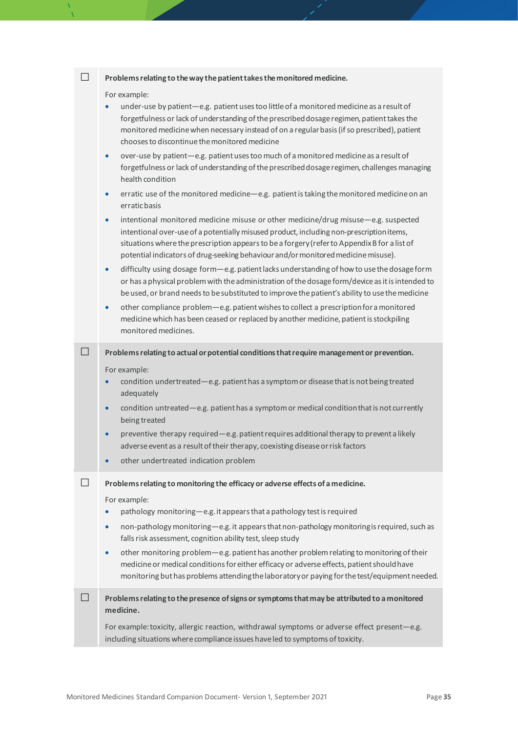☐ **Problems relating to the way the patient takes the monitored medicine.**

For example:

- under-use by patient—e.g. patient uses too little of a monitored medicine as a result of forgetfulness or lack of understanding of the prescribed dosage regimen, patient takes the monitored medicine when necessary instead of on a regular basis (if so prescribed), patient chooses to discontinue the monitored medicine
- over-use by patient—e.g. patient uses too much of a monitored medicine as a result of forgetfulness or lack of understanding of the prescribed dosage regimen, challenges managing health condition
- erratic use of the monitored medicine—e.g. patient is taking the monitored medicine on an erratic basis
- intentional monitored medicine misuse or other medicine/drug misuse—e.g. suspected intentional over-use of a potentially misused product, including non-prescription items, situations where the prescription appears to be a forgery (refer to Appendix B for a list of potential indicators of drug-seeking behaviour and/or monitored medicine misuse).
- difficulty using dosage form—e.g. patient lacks understanding of how to use the dosage form or has a physical problem with the administration of the dosage form/device as it is intended to be used, or brand needs to be substituted to improve the patient's ability to use the medicine
- other compliance problem—e.g. patient wishes to collect a prescription for a monitored medicine which has been ceased or replaced by another medicine, patient is stockpiling monitored medicines.

☐ **Problems relating to actual or potential conditions that require management or prevention.**

For example:

- condition undertreated—e.g. patient has a symptom or disease that is not being treated adequately
- condition untreated—e.g. patient has a symptom or medical condition that is not currently being treated
- preventive therapy required—e.g. patient requires additional therapy to prevent a likely adverse event as a result of their therapy, coexisting disease or risk factors
- other undertreated indication problem

☐ **Problems relating to monitoring the efficacy or adverse effects of a medicine.**

For example:

- pathology monitoring—e.g. it appears that a pathology test is required
- non-pathology monitoring—e.g. it appears that non-pathology monitoring is required, such as falls risk assessment, cognition ability test, sleep study
- other monitoring problem—e.g. patient has another problem relating to monitoring of their medicine or medical conditions for either efficacy or adverse effects, patient should have monitoring but has problems attending the laboratory or paying for the test/equipment needed.

☐ **Problems relating to the presence of signs or symptoms that may be attributed to a monitored medicine.**

For example: toxicity, allergic reaction, withdrawal symptoms or adverse effect present—e.g. including situations where compliance issues have led to symptoms of toxicity.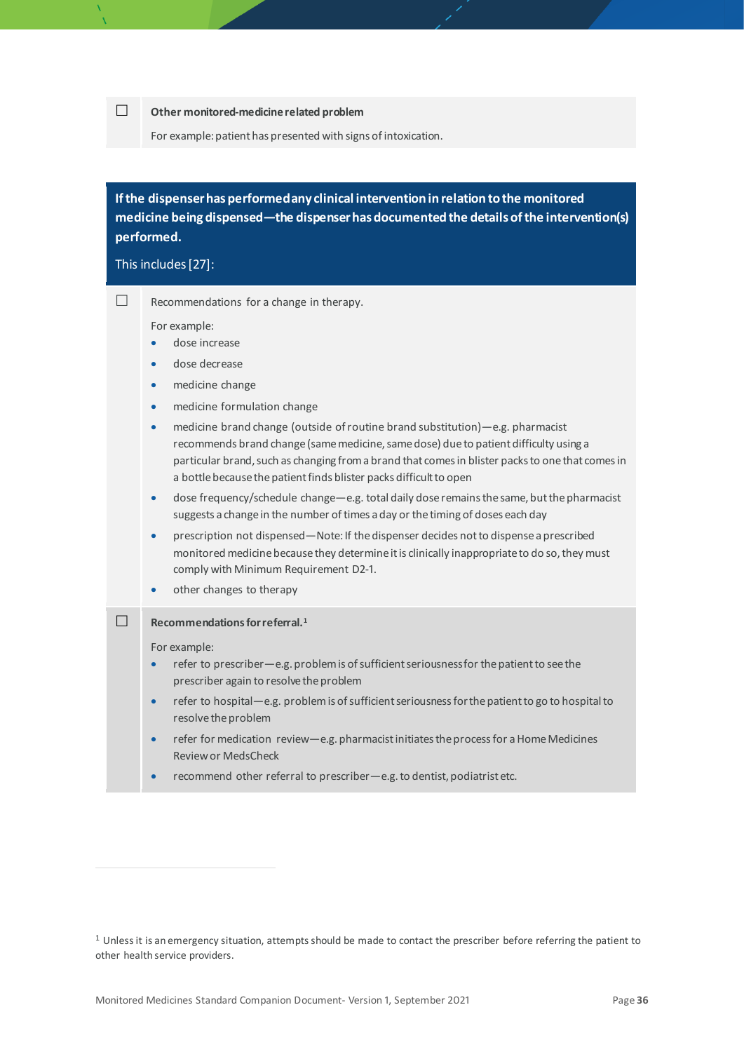☐ **Other monitored-medicine related problem**

For example: patient has presented with signs of intoxication.

**If the dispenser has performed any clinical intervention in relation to the monitored medicine being dispensed—the dispenser has documented the details of the intervention(s) performed.**

This includes [27]:

☐ Recommendations for a change in therapy.

For example:

- dose increase
- dose decrease
- medicine change
- medicine formulation change
- medicine brand change (outside of routine brand substitution)—e.g. pharmacist recommends brand change (same medicine, same dose) due to patient difficulty using a particular brand, such as changing from a brand that comes in blister packs to one that comes in a bottle because the patient finds blister packs difficult to open
- dose frequency/schedule change—e.g. total daily dose remains the same, but the pharmacist suggests a change in the number of times a day or the timing of doses each day
- prescription not dispensed—Note: If the dispenser decides not to dispense a prescribed monitored medicine because they determine it is clinically inappropriate to do so, they must comply with Minimum Requirement D2-1.
- other changes to therapy

☐ **Recommendations for referral.**[1]

For example:

- refer to prescriber—e.g. problem is of sufficient seriousness for the patient to see the prescriber again to resolve the problem
- refer to hospital—e.g. problem is of sufficient seriousness for the patient to go to hospital to resolve the problem
- refer for medication review—e.g. pharmacist initiates the process for a Home Medicines Review or MedsCheck
- recommend other referral to prescriber—e.g. to dentist, podiatrist etc.

[1] Unless it is an emergency situation, attempts should be made to contact the prescriber before referring the patient to other health service providers.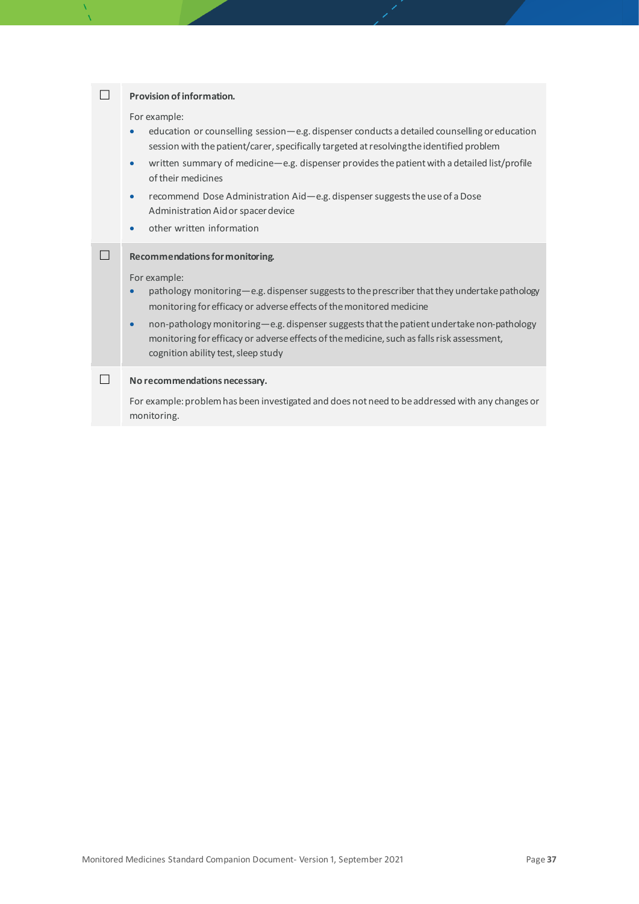| | |
|---|---|
| ☐ | **Provision of information.**<br><br>For example:<br>• education or counselling session—e.g. dispenser conducts a detailed counselling or education session with the patient/carer, specifically targeted at resolving the identified problem<br>• written summary of medicine—e.g. dispenser provides the patient with a detailed list/profile of their medicines<br>• recommend Dose Administration Aid—e.g. dispenser suggests the use of a Dose Administration Aid or spacer device<br>• other written information |
| ☐ | **Recommendations for monitoring.**<br><br>For example:<br>• pathology monitoring—e.g. dispenser suggests to the prescriber that they undertake pathology monitoring for efficacy or adverse effects of the monitored medicine<br>• non-pathology monitoring—e.g. dispenser suggests that the patient undertake non-pathology monitoring for efficacy or adverse effects of the medicine, such as falls risk assessment, cognition ability test, sleep study |
| ☐ | **No recommendations necessary.**<br><br>For example: problem has been investigated and does not need to be addressed with any changes or monitoring. |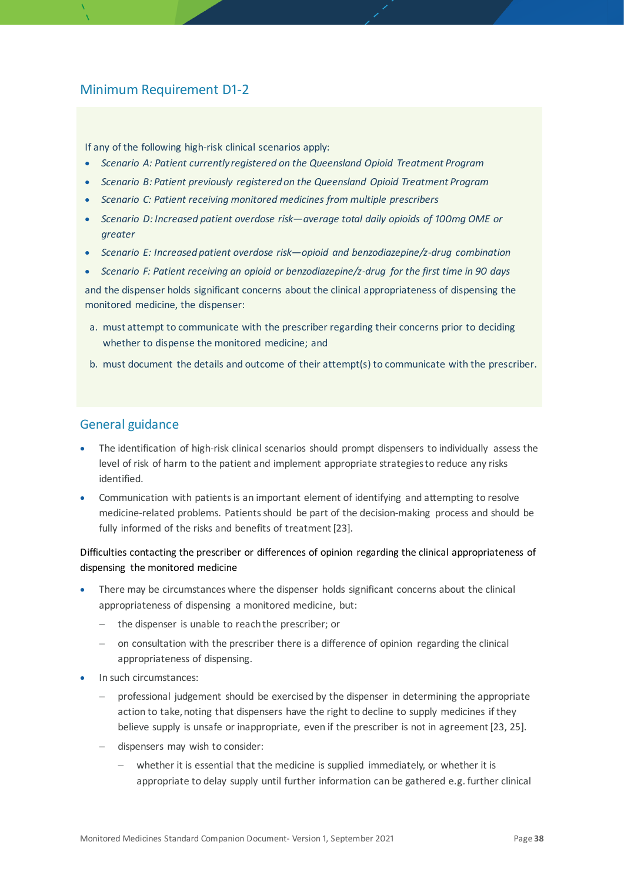## Minimum Requirement D1-2

If any of the following high-risk clinical scenarios apply:

- *Scenario A: Patient currently registered on the Queensland Opioid Treatment Program*
- *Scenario B: Patient previously registered on the Queensland Opioid Treatment Program*
- *Scenario C: Patient receiving monitored medicines from multiple prescribers*
- *Scenario D: Increased patient overdose risk—average total daily opioids of 100mg OME or greater*
- *Scenario E: Increased patient overdose risk—opioid and benzodiazepine/z-drug combination*
- *Scenario F: Patient receiving an opioid or benzodiazepine/z-drug for the first time in 90 days*

and the dispenser holds significant concerns about the clinical appropriateness of dispensing the monitored medicine, the dispenser:

a. must attempt to communicate with the prescriber regarding their concerns prior to deciding whether to dispense the monitored medicine; and

b. must document the details and outcome of their attempt(s) to communicate with the prescriber.

## General guidance

- The identification of high-risk clinical scenarios should prompt dispensers to individually assess the level of risk of harm to the patient and implement appropriate strategies to reduce any risks identified.
- Communication with patients is an important element of identifying and attempting to resolve medicine-related problems. Patients should be part of the decision-making process and should be fully informed of the risks and benefits of treatment [23].

Difficulties contacting the prescriber or differences of opinion regarding the clinical appropriateness of dispensing the monitored medicine

- There may be circumstances where the dispenser holds significant concerns about the clinical appropriateness of dispensing a monitored medicine, but:
  - the dispenser is unable to reach the prescriber; or
  - on consultation with the prescriber there is a difference of opinion regarding the clinical appropriateness of dispensing.
- In such circumstances:
  - professional judgement should be exercised by the dispenser in determining the appropriate action to take, noting that dispensers have the right to decline to supply medicines if they believe supply is unsafe or inappropriate, even if the prescriber is not in agreement [23, 25].
  - dispensers may wish to consider:
    - whether it is essential that the medicine is supplied immediately, or whether it is appropriate to delay supply until further information can be gathered e.g. further clinical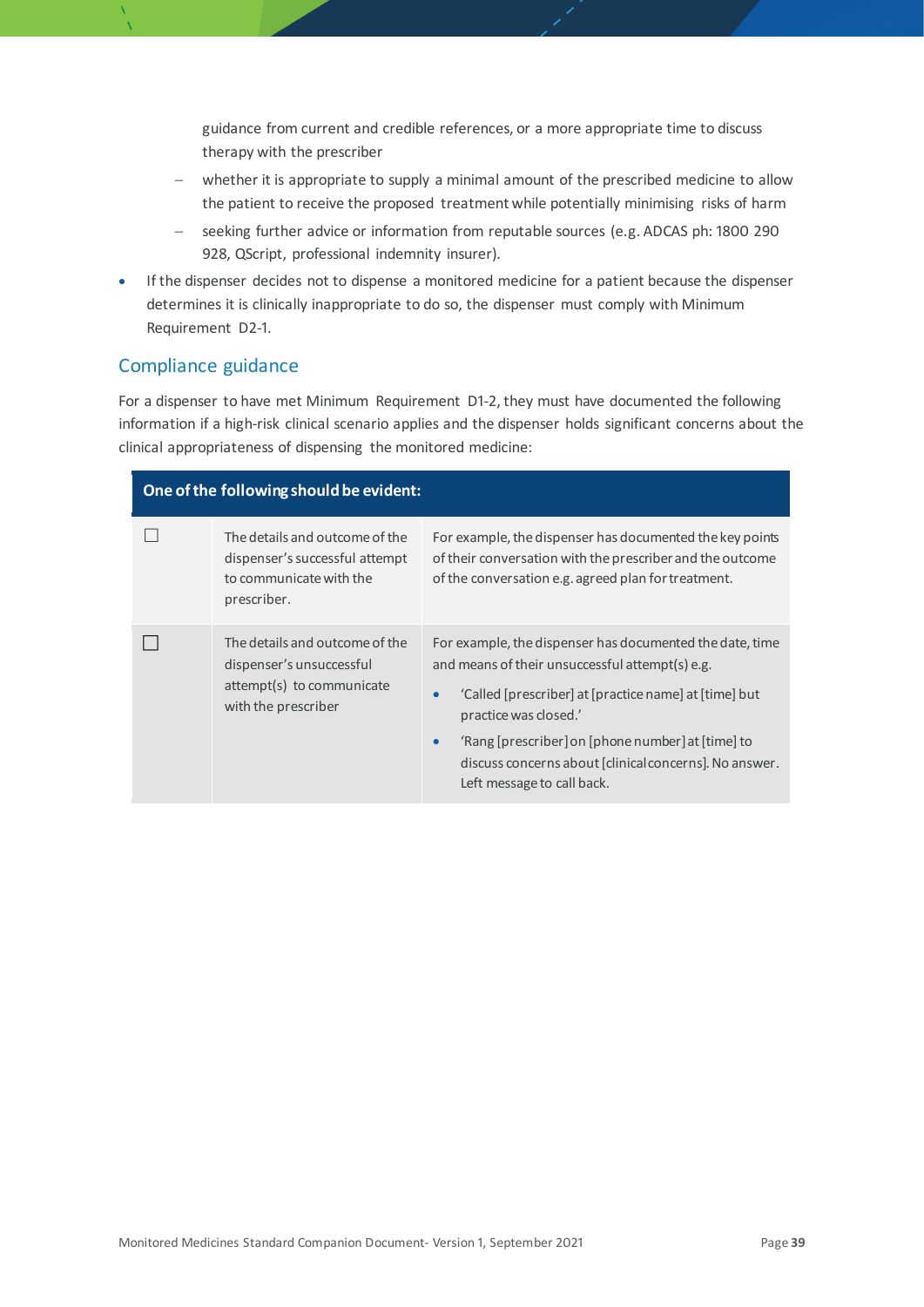guidance from current and credible references, or a more appropriate time to discuss therapy with the prescriber
  - whether it is appropriate to supply a minimal amount of the prescribed medicine to allow the patient to receive the proposed treatment while potentially minimising risks of harm
  - seeking further advice or information from reputable sources (e.g. ADCAS ph: 1800 290 928, QScript, professional indemnity insurer).
- If the dispenser decides not to dispense a monitored medicine for a patient because the dispenser determines it is clinically inappropriate to do so, the dispenser must comply with Minimum Requirement D2-1.

## Compliance guidance

For a dispenser to have met Minimum Requirement D1-2, they must have documented the following information if a high-risk clinical scenario applies and the dispenser holds significant concerns about the clinical appropriateness of dispensing the monitored medicine:

| **One of the following should be evident:** | | |
|---|---|---|
| ☐ | The details and outcome of the dispenser's successful attempt to communicate with the prescriber. | For example, the dispenser has documented the key points of their conversation with the prescriber and the outcome of the conversation e.g. agreed plan for treatment. |
| ☐ | The details and outcome of the dispenser's unsuccessful attempt(s) to communicate with the prescriber | For example, the dispenser has documented the date, time and means of their unsuccessful attempt(s) e.g.<br>• 'Called [prescriber] at [practice name] at [time] but practice was closed.'<br>• 'Rang [prescriber] on [phone number] at [time] to discuss concerns about [clinical concerns]. No answer. Left message to call back. |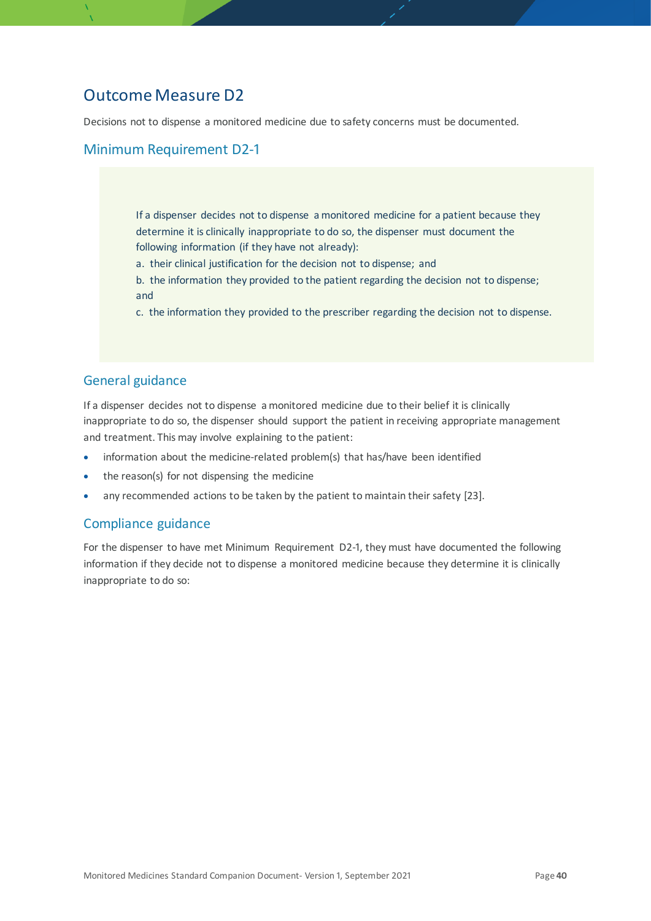## Outcome Measure D2

Decisions not to dispense a monitored medicine due to safety concerns must be documented.

### Minimum Requirement D2-1

If a dispenser decides not to dispense a monitored medicine for a patient because they determine it is clinically inappropriate to do so, the dispenser must document the following information (if they have not already):

a. their clinical justification for the decision not to dispense; and

b. the information they provided to the patient regarding the decision not to dispense; and

c. the information they provided to the prescriber regarding the decision not to dispense.

### General guidance

If a dispenser decides not to dispense a monitored medicine due to their belief it is clinically inappropriate to do so, the dispenser should support the patient in receiving appropriate management and treatment. This may involve explaining to the patient:

- information about the medicine-related problem(s) that has/have been identified
- the reason(s) for not dispensing the medicine
- any recommended actions to be taken by the patient to maintain their safety [23].

### Compliance guidance

For the dispenser to have met Minimum Requirement D2-1, they must have documented the following information if they decide not to dispense a monitored medicine because they determine it is clinically inappropriate to do so: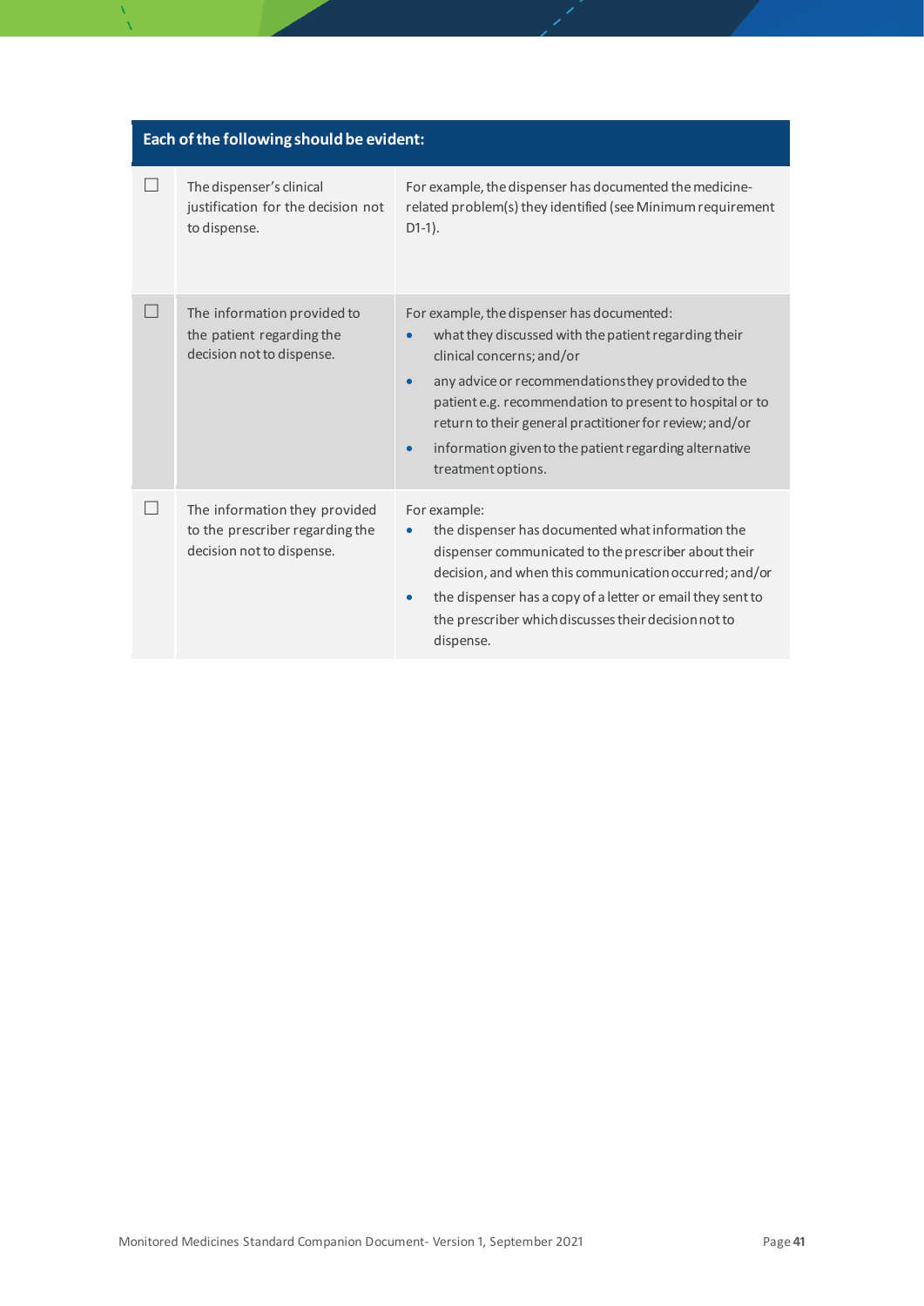| | Each of the following should be evident: | |
|---|---|---|
| ☐ | The dispenser's clinical justification for the decision not to dispense. | For example, the dispenser has documented the medicine-related problem(s) they identified (see Minimum requirement D1-1). |
| ☐ | The information provided to the patient regarding the decision not to dispense. | For example, the dispenser has documented:<br>• what they discussed with the patient regarding their clinical concerns; and/or<br>• any advice or recommendations they provided to the patient e.g. recommendation to present to hospital or to return to their general practitioner for review; and/or<br>• information given to the patient regarding alternative treatment options. |
| ☐ | The information they provided to the prescriber regarding the decision not to dispense. | For example:<br>• the dispenser has documented what information the dispenser communicated to the prescriber about their decision, and when this communication occurred; and/or<br>• the dispenser has a copy of a letter or email they sent to the prescriber which discusses their decision not to dispense. |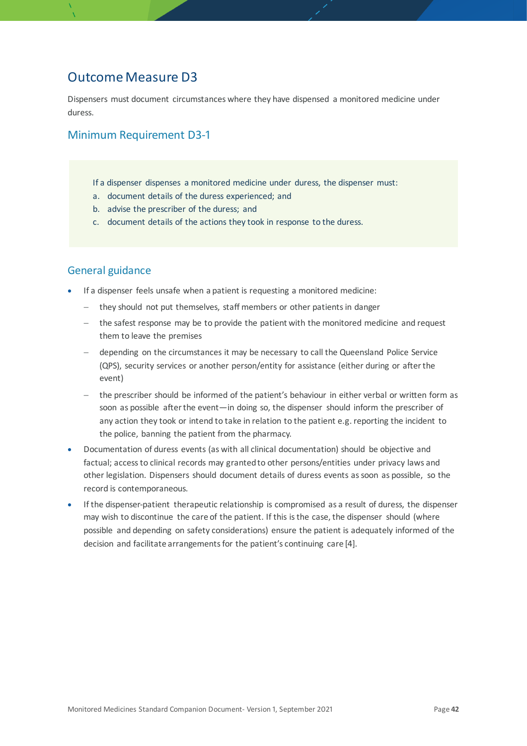## Outcome Measure D3

Dispensers must document circumstances where they have dispensed a monitored medicine under duress.

### Minimum Requirement D3-1

If a dispenser dispenses a monitored medicine under duress, the dispenser must:

a. document details of the duress experienced; and
b. advise the prescriber of the duress; and
c. document details of the actions they took in response to the duress.

### General guidance

- If a dispenser feels unsafe when a patient is requesting a monitored medicine:
  - they should not put themselves, staff members or other patients in danger
  - the safest response may be to provide the patient with the monitored medicine and request them to leave the premises
  - depending on the circumstances it may be necessary to call the Queensland Police Service (QPS), security services or another person/entity for assistance (either during or after the event)
  - the prescriber should be informed of the patient's behaviour in either verbal or written form as soon as possible after the event—in doing so, the dispenser should inform the prescriber of any action they took or intend to take in relation to the patient e.g. reporting the incident to the police, banning the patient from the pharmacy.
- Documentation of duress events (as with all clinical documentation) should be objective and factual; access to clinical records may granted to other persons/entities under privacy laws and other legislation. Dispensers should document details of duress events as soon as possible, so the record is contemporaneous.
- If the dispenser-patient therapeutic relationship is compromised as a result of duress, the dispenser may wish to discontinue the care of the patient. If this is the case, the dispenser should (where possible and depending on safety considerations) ensure the patient is adequately informed of the decision and facilitate arrangements for the patient's continuing care [4].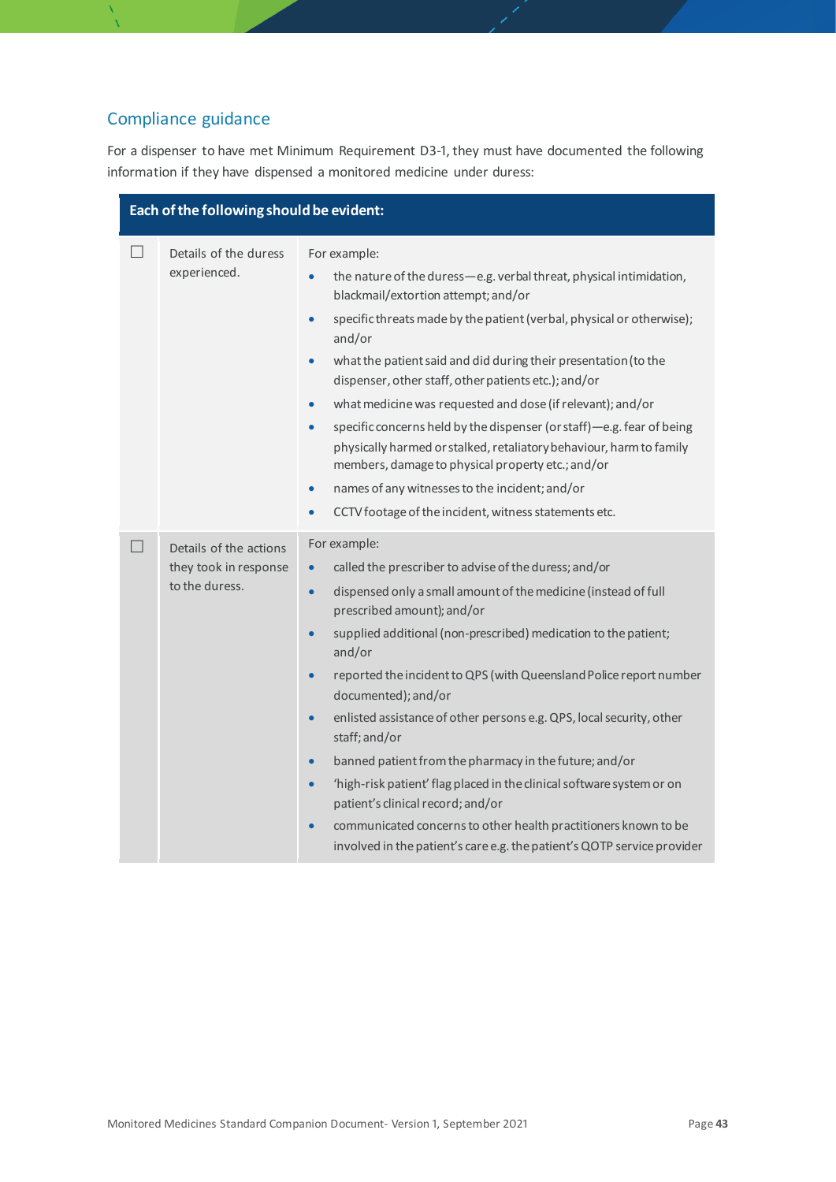## Compliance guidance

For a dispenser to have met Minimum Requirement D3-1, they must have documented the following information if they have dispensed a monitored medicine under duress:

| Each of the following should be evident: | | |
|---|---|---|
| ☐ | Details of the duress experienced. | For example:<br>• the nature of the duress—e.g. verbal threat, physical intimidation, blackmail/extortion attempt; and/or<br>• specific threats made by the patient (verbal, physical or otherwise); and/or<br>• what the patient said and did during their presentation (to the dispenser, other staff, other patients etc.); and/or<br>• what medicine was requested and dose (if relevant); and/or<br>• specific concerns held by the dispenser (or staff)—e.g. fear of being physically harmed or stalked, retaliatory behaviour, harm to family members, damage to physical property etc.; and/or<br>• names of any witnesses to the incident; and/or<br>• CCTV footage of the incident, witness statements etc. |
| ☐ | Details of the actions they took in response to the duress. | For example:<br>• called the prescriber to advise of the duress; and/or<br>• dispensed only a small amount of the medicine (instead of full prescribed amount); and/or<br>• supplied additional (non-prescribed) medication to the patient; and/or<br>• reported the incident to QPS (with Queensland Police report number documented); and/or<br>• enlisted assistance of other persons e.g. QPS, local security, other staff; and/or<br>• banned patient from the pharmacy in the future; and/or<br>• 'high-risk patient' flag placed in the clinical software system or on patient's clinical record; and/or<br>• communicated concerns to other health practitioners known to be involved in the patient's care e.g. the patient's QOTP service provider |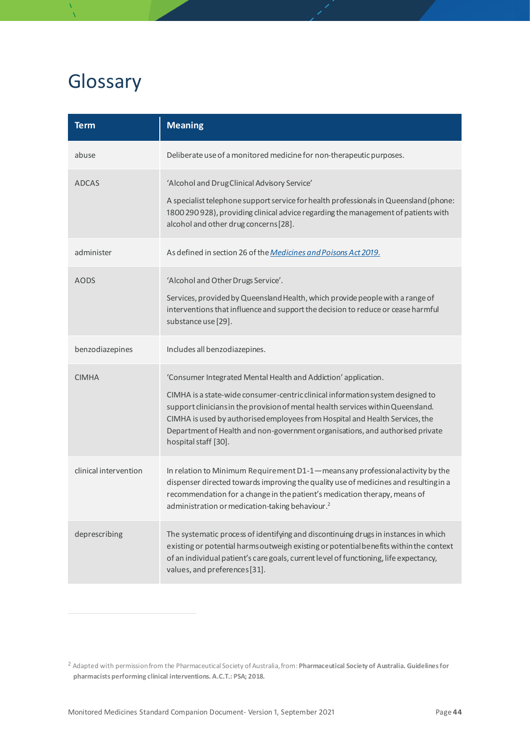# Glossary

| Term | Meaning |
| --- | --- |
| abuse | Deliberate use of a monitored medicine for non-therapeutic purposes. |
| ADCAS | 'Alcohol and Drug Clinical Advisory Service'<br><br>A specialist telephone support service for health professionals in Queensland (phone: 1800 290 928), providing clinical advice regarding the management of patients with alcohol and other drug concerns [28]. |
| administer | As defined in section 26 of the *Medicines and Poisons Act 2019.* |
| AODS | 'Alcohol and Other Drugs Service'.<br><br>Services, provided by Queensland Health, which provide people with a range of interventions that influence and support the decision to reduce or cease harmful substance use [29]. |
| benzodiazepines | Includes all benzodiazepines. |
| CIMHA | 'Consumer Integrated Mental Health and Addiction' application.<br><br>CIMHA is a state-wide consumer-centric clinical information system designed to support clinicians in the provision of mental health services within Queensland. CIMHA is used by authorised employees from Hospital and Health Services, the Department of Health and non-government organisations, and authorised private hospital staff [30]. |
| clinical intervention | In relation to Minimum Requirement D1-1—means any professional activity by the dispenser directed towards improving the quality use of medicines and resulting in a recommendation for a change in the patient's medication therapy, means of administration or medication-taking behaviour.[2] |
| deprescribing | The systematic process of identifying and discontinuing drugs in instances in which existing or potential harms outweigh existing or potential benefits within the context of an individual patient's care goals, current level of functioning, life expectancy, values, and preferences [31]. |

[2] Adapted with permission from the Pharmaceutical Society of Australia, from: **Pharmaceutical Society of Australia. Guidelines for pharmacists performing clinical interventions. A.C.T.: PSA; 2018.**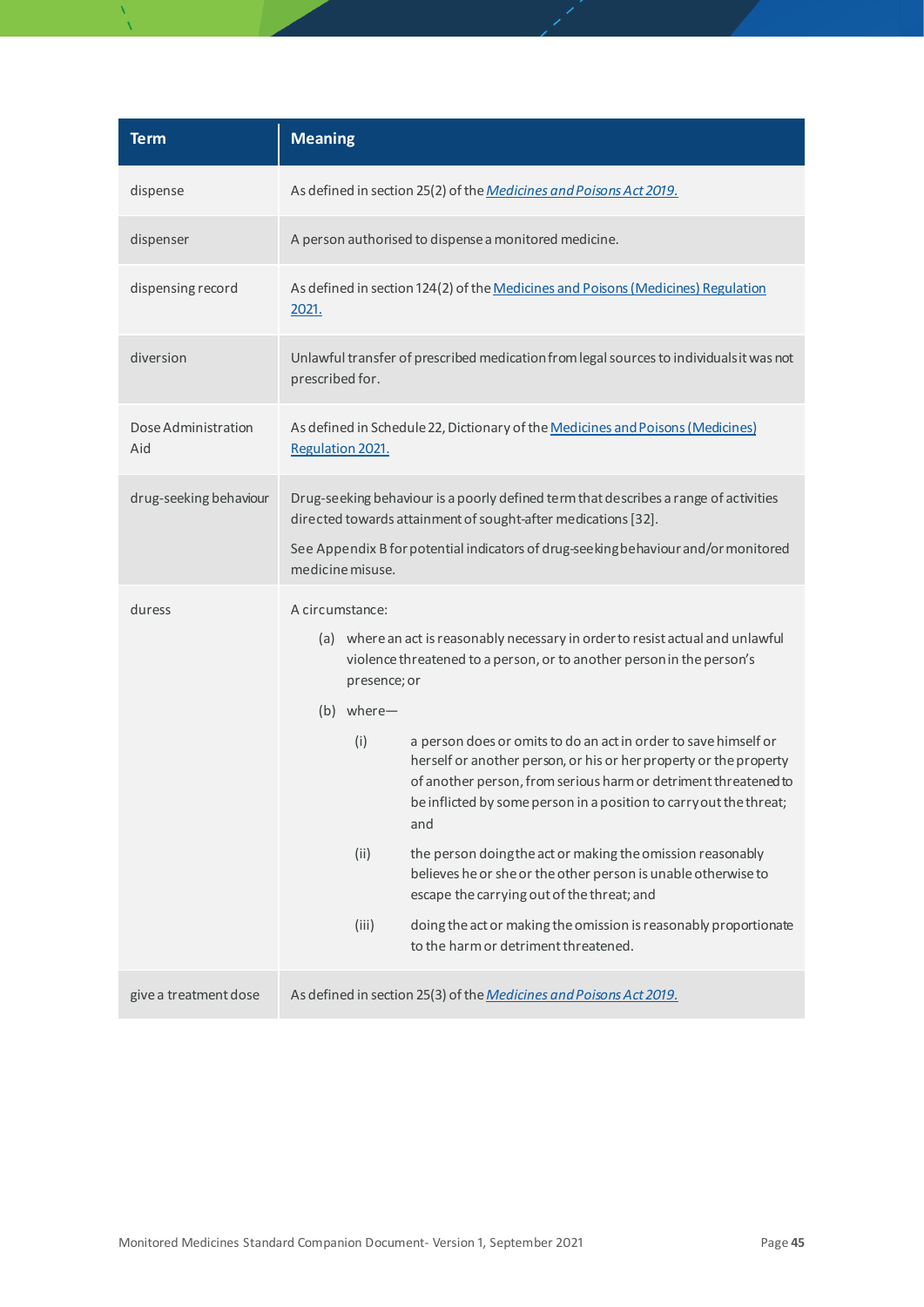| Term | Meaning |
| --- | --- |
| dispense | As defined in section 25(2) of the *Medicines and Poisons Act 2019.* |
| dispenser | A person authorised to dispense a monitored medicine. |
| dispensing record | As defined in section 124(2) of the Medicines and Poisons (Medicines) Regulation 2021. |
| diversion | Unlawful transfer of prescribed medication from legal sources to individuals it was not prescribed for. |
| Dose Administration Aid | As defined in Schedule 22, Dictionary of the Medicines and Poisons (Medicines) Regulation 2021. |
| drug-seeking behaviour | Drug-seeking behaviour is a poorly defined term that describes a range of activities directed towards attainment of sought-after medications [32].<br><br>See Appendix B for potential indicators of drug-seeking behaviour and/or monitored medicine misuse. |
| duress | A circumstance:<br>(a) where an act is reasonably necessary in order to resist actual and unlawful violence threatened to a person, or to another person in the person's presence; or<br>(b) where—<br>(i) a person does or omits to do an act in order to save himself or herself or another person, or his or her property or the property of another person, from serious harm or detriment threatened to be inflicted by some person in a position to carry out the threat; and<br>(ii) the person doing the act or making the omission reasonably believes he or she or the other person is unable otherwise to escape the carrying out of the threat; and<br>(iii) doing the act or making the omission is reasonably proportionate to the harm or detriment threatened. |
| give a treatment dose | As defined in section 25(3) of the *Medicines and Poisons Act 2019.* |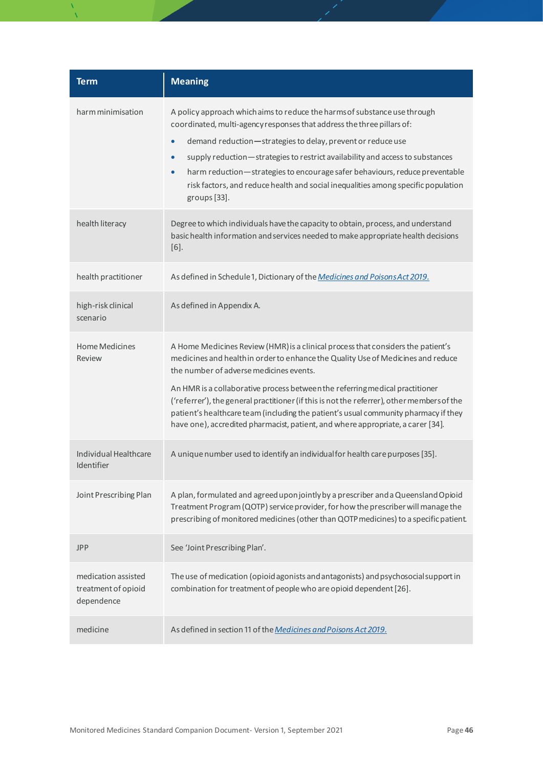| Term | Meaning |
|---|---|
| harm minimisation | A policy approach which aims to reduce the harms of substance use through coordinated, multi-agency responses that address the three pillars of: <br>• demand reduction—strategies to delay, prevent or reduce use <br>• supply reduction—strategies to restrict availability and access to substances <br>• harm reduction—strategies to encourage safer behaviours, reduce preventable risk factors, and reduce health and social inequalities among specific population groups [33]. |
| health literacy | Degree to which individuals have the capacity to obtain, process, and understand basic health information and services needed to make appropriate health decisions [6]. |
| health practitioner | As defined in Schedule 1, Dictionary of the *Medicines and Poisons Act 2019.* |
| high-risk clinical scenario | As defined in Appendix A. |
| Home Medicines Review | A Home Medicines Review (HMR) is a clinical process that considers the patient's medicines and health in order to enhance the Quality Use of Medicines and reduce the number of adverse medicines events. <br><br>An HMR is a collaborative process between the referring medical practitioner ('referrer'), the general practitioner (if this is not the referrer), other members of the patient's healthcare team (including the patient's usual community pharmacy if they have one), accredited pharmacist, patient, and where appropriate, a carer [34]. |
| Individual Healthcare Identifier | A unique number used to identify an individual for health care purposes [35]. |
| Joint Prescribing Plan | A plan, formulated and agreed upon jointly by a prescriber and a Queensland Opioid Treatment Program (QOTP) service provider, for how the prescriber will manage the prescribing of monitored medicines (other than QOTP medicines) to a specific patient. |
| JPP | See 'Joint Prescribing Plan'. |
| medication assisted treatment of opioid dependence | The use of medication (opioid agonists and antagonists) and psychosocial support in combination for treatment of people who are opioid dependent [26]. |
| medicine | As defined in section 11 of the *Medicines and Poisons Act 2019.* |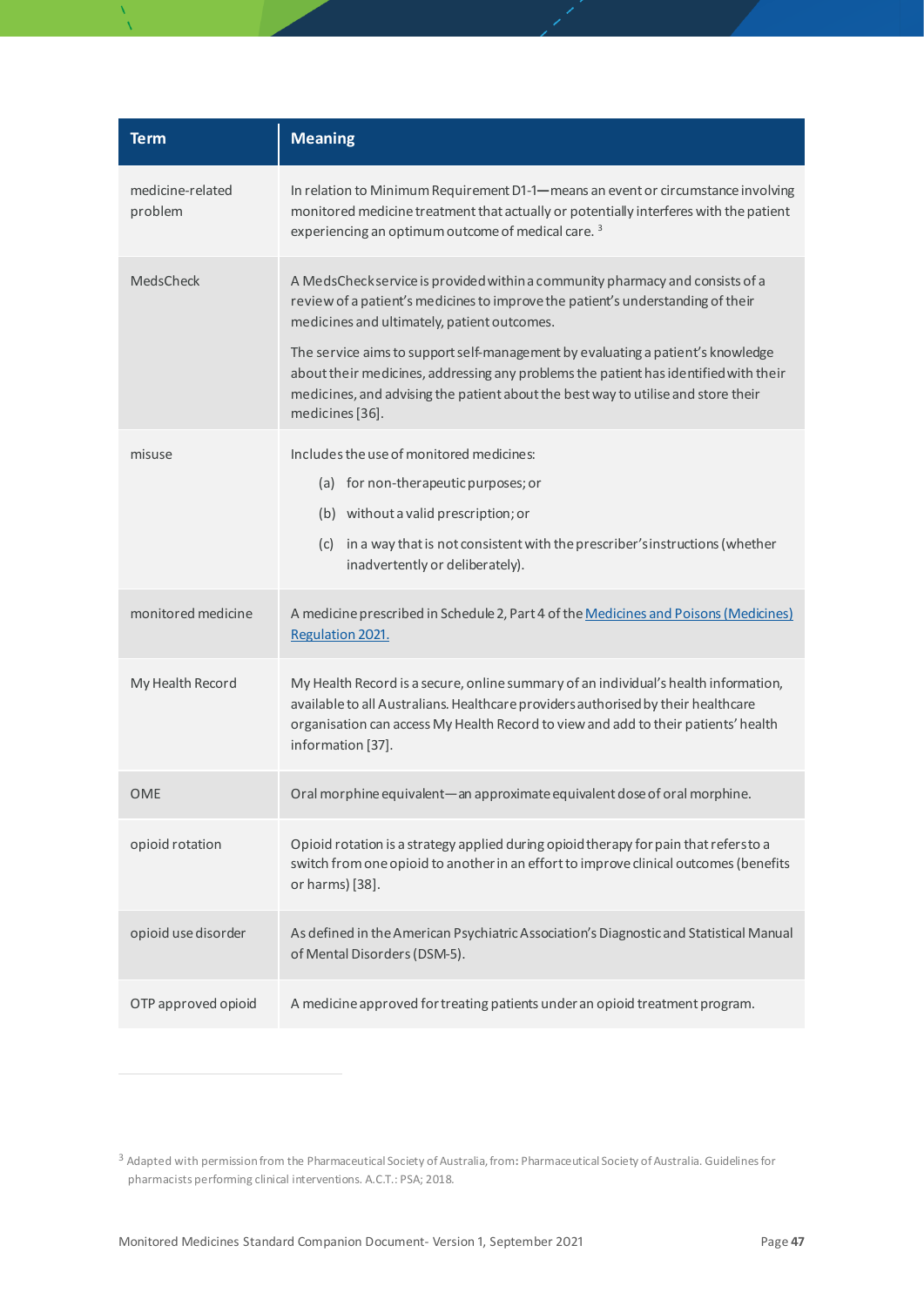| Term | Meaning |
|---|---|
| medicine-related problem | In relation to Minimum Requirement D1-1—means an event or circumstance involving monitored medicine treatment that actually or potentially interferes with the patient experiencing an optimum outcome of medical care. [3] |
| MedsCheck | A MedsCheck service is provided within a community pharmacy and consists of a review of a patient's medicines to improve the patient's understanding of their medicines and ultimately, patient outcomes.<br><br>The service aims to support self-management by evaluating a patient's knowledge about their medicines, addressing any problems the patient has identified with their medicines, and advising the patient about the best way to utilise and store their medicines [36]. |
| misuse | Includes the use of monitored medicines:<br>(a) for non-therapeutic purposes; or<br>(b) without a valid prescription; or<br>(c) in a way that is not consistent with the prescriber's instructions (whether inadvertently or deliberately). |
| monitored medicine | A medicine prescribed in Schedule 2, Part 4 of the [Medicines and Poisons (Medicines) Regulation 2021.] |
| My Health Record | My Health Record is a secure, online summary of an individual's health information, available to all Australians. Healthcare providers authorised by their healthcare organisation can access My Health Record to view and add to their patients' health information [37]. |
| OME | Oral morphine equivalent—an approximate equivalent dose of oral morphine. |
| opioid rotation | Opioid rotation is a strategy applied during opioid therapy for pain that refers to a switch from one opioid to another in an effort to improve clinical outcomes (benefits or harms) [38]. |
| opioid use disorder | As defined in the American Psychiatric Association's Diagnostic and Statistical Manual of Mental Disorders (DSM-5). |
| OTP approved opioid | A medicine approved for treating patients under an opioid treatment program. |

[3] Adapted with permission from the Pharmaceutical Society of Australia, from: Pharmaceutical Society of Australia. Guidelines for pharmacists performing clinical interventions. A.C.T.: PSA; 2018.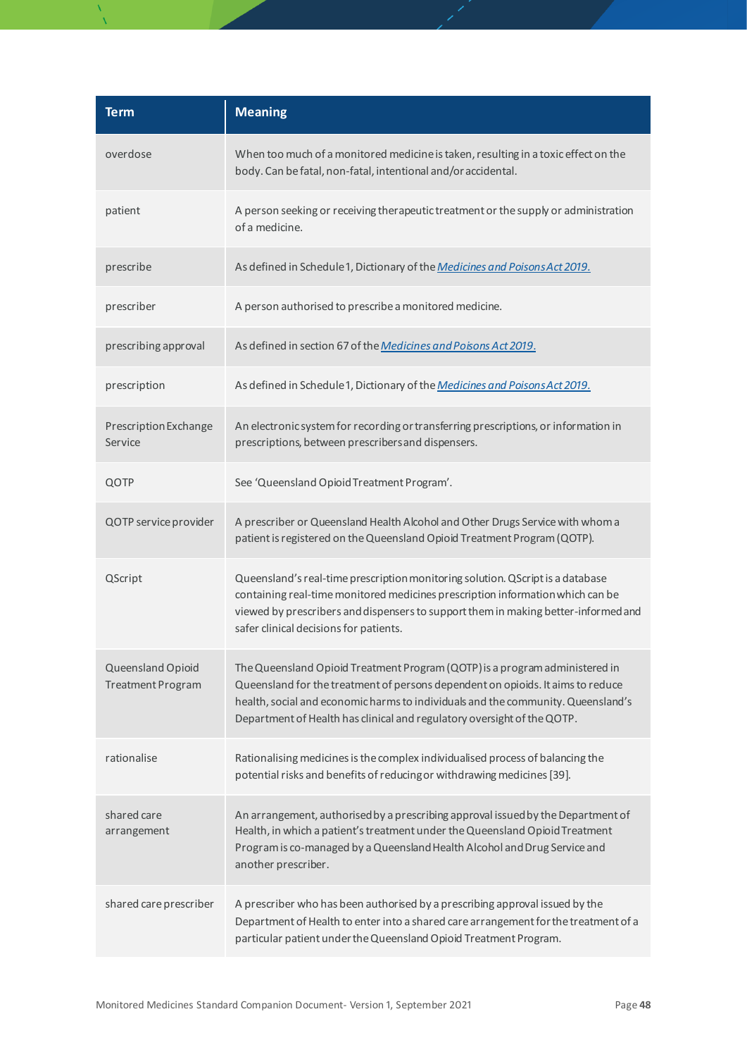| Term | Meaning |
|---|---|
| overdose | When too much of a monitored medicine is taken, resulting in a toxic effect on the body. Can be fatal, non-fatal, intentional and/or accidental. |
| patient | A person seeking or receiving therapeutic treatment or the supply or administration of a medicine. |
| prescribe | As defined in Schedule 1, Dictionary of the *Medicines and Poisons Act 2019.* |
| prescriber | A person authorised to prescribe a monitored medicine. |
| prescribing approval | As defined in section 67 of the *Medicines and Poisons Act 2019.* |
| prescription | As defined in Schedule 1, Dictionary of the *Medicines and Poisons Act 2019.* |
| Prescription Exchange Service | An electronic system for recording or transferring prescriptions, or information in prescriptions, between prescribers and dispensers. |
| QOTP | See 'Queensland Opioid Treatment Program'. |
| QOTP service provider | A prescriber or Queensland Health Alcohol and Other Drugs Service with whom a patient is registered on the Queensland Opioid Treatment Program (QOTP). |
| QScript | Queensland's real-time prescription monitoring solution. QScript is a database containing real-time monitored medicines prescription information which can be viewed by prescribers and dispensers to support them in making better-informed and safer clinical decisions for patients. |
| Queensland Opioid Treatment Program | The Queensland Opioid Treatment Program (QOTP) is a program administered in Queensland for the treatment of persons dependent on opioids. It aims to reduce health, social and economic harms to individuals and the community. Queensland's Department of Health has clinical and regulatory oversight of the QOTP. |
| rationalise | Rationalising medicines is the complex individualised process of balancing the potential risks and benefits of reducing or withdrawing medicines [39]. |
| shared care arrangement | An arrangement, authorised by a prescribing approval issued by the Department of Health, in which a patient's treatment under the Queensland Opioid Treatment Program is co-managed by a Queensland Health Alcohol and Drug Service and another prescriber. |
| shared care prescriber | A prescriber who has been authorised by a prescribing approval issued by the Department of Health to enter into a shared care arrangement for the treatment of a particular patient under the Queensland Opioid Treatment Program. |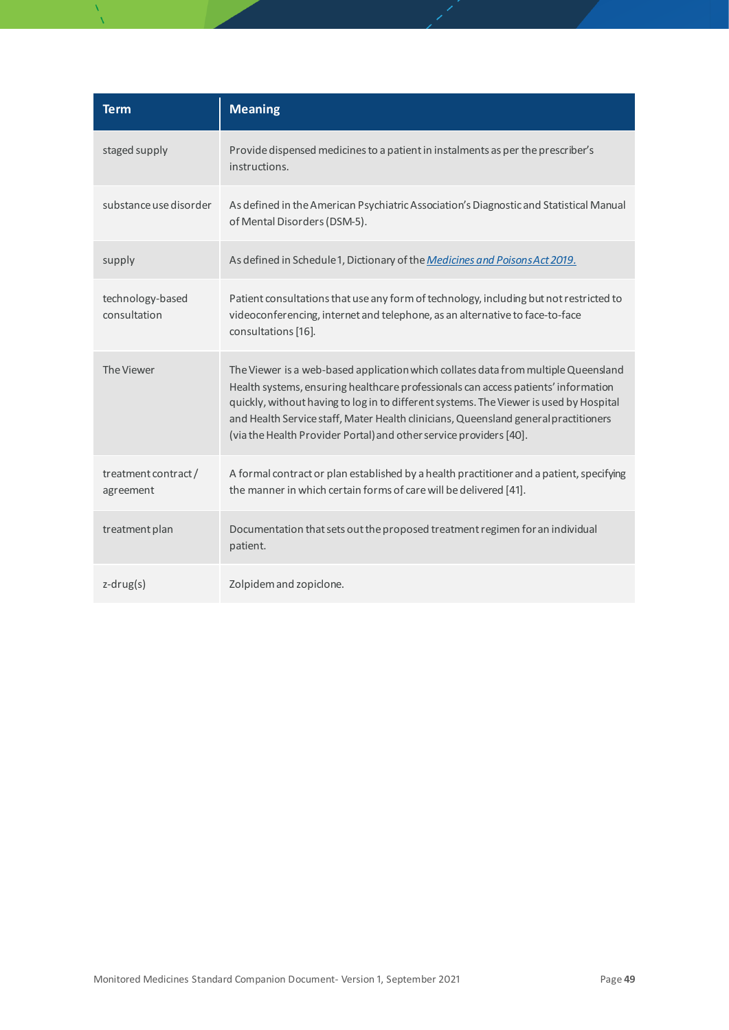| Term | Meaning |
| --- | --- |
| staged supply | Provide dispensed medicines to a patient in instalments as per the prescriber's instructions. |
| substance use disorder | As defined in the American Psychiatric Association's Diagnostic and Statistical Manual of Mental Disorders (DSM-5). |
| supply | As defined in Schedule 1, Dictionary of the *Medicines and Poisons Act 2019.* |
| technology-based consultation | Patient consultations that use any form of technology, including but not restricted to videoconferencing, internet and telephone, as an alternative to face-to-face consultations [16]. |
| The Viewer | The Viewer is a web-based application which collates data from multiple Queensland Health systems, ensuring healthcare professionals can access patients' information quickly, without having to log in to different systems. The Viewer is used by Hospital and Health Service staff, Mater Health clinicians, Queensland general practitioners (via the Health Provider Portal) and other service providers [40]. |
| treatment contract / agreement | A formal contract or plan established by a health practitioner and a patient, specifying the manner in which certain forms of care will be delivered [41]. |
| treatment plan | Documentation that sets out the proposed treatment regimen for an individual patient. |
| z-drug(s) | Zolpidem and zopiclone. |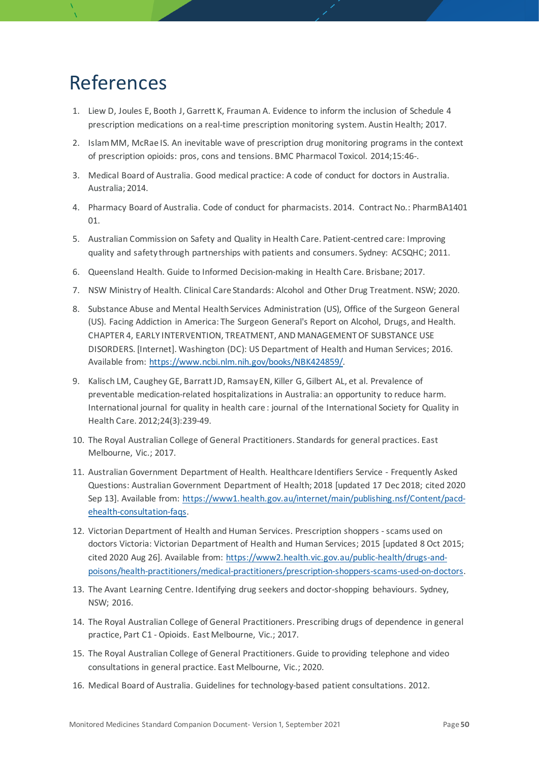# References

1. Liew D, Joules E, Booth J, Garrett K, Frauman A. Evidence to inform the inclusion of Schedule 4 prescription medications on a real-time prescription monitoring system. Austin Health; 2017.
2. Islam MM, McRae IS. An inevitable wave of prescription drug monitoring programs in the context of prescription opioids: pros, cons and tensions. BMC Pharmacol Toxicol. 2014;15:46-.
3. Medical Board of Australia. Good medical practice: A code of conduct for doctors in Australia. Australia; 2014.
4. Pharmacy Board of Australia. Code of conduct for pharmacists. 2014. Contract No.: PharmBA1401 01.
5. Australian Commission on Safety and Quality in Health Care. Patient-centred care: Improving quality and safety through partnerships with patients and consumers. Sydney: ACSQHC; 2011.
6. Queensland Health. Guide to Informed Decision-making in Health Care. Brisbane; 2017.
7. NSW Ministry of Health. Clinical Care Standards: Alcohol and Other Drug Treatment. NSW; 2020.
8. Substance Abuse and Mental Health Services Administration (US), Office of the Surgeon General (US). Facing Addiction in America: The Surgeon General's Report on Alcohol, Drugs, and Health. CHAPTER 4, EARLY INTERVENTION, TREATMENT, AND MANAGEMENT OF SUBSTANCE USE DISORDERS. [Internet]. Washington (DC): US Department of Health and Human Services; 2016. Available from: https://www.ncbi.nlm.nih.gov/books/NBK424859/.
9. Kalisch LM, Caughey GE, Barratt JD, Ramsay EN, Killer G, Gilbert AL, et al. Prevalence of preventable medication-related hospitalizations in Australia: an opportunity to reduce harm. International journal for quality in health care : journal of the International Society for Quality in Health Care. 2012;24(3):239-49.
10. The Royal Australian College of General Practitioners. Standards for general practices. East Melbourne, Vic.; 2017.
11. Australian Government Department of Health. Healthcare Identifiers Service - Frequently Asked Questions: Australian Government Department of Health; 2018 [updated 17 Dec 2018; cited 2020 Sep 13]. Available from: https://www1.health.gov.au/internet/main/publishing.nsf/Content/pacd-ehealth-consultation-faqs.
12. Victorian Department of Health and Human Services. Prescription shoppers - scams used on doctors Victoria: Victorian Department of Health and Human Services; 2015 [updated 8 Oct 2015; cited 2020 Aug 26]. Available from: https://www2.health.vic.gov.au/public-health/drugs-and-poisons/health-practitioners/medical-practitioners/prescription-shoppers-scams-used-on-doctors.
13. The Avant Learning Centre. Identifying drug seekers and doctor-shopping behaviours. Sydney, NSW; 2016.
14. The Royal Australian College of General Practitioners. Prescribing drugs of dependence in general practice, Part C1 - Opioids. East Melbourne, Vic.; 2017.
15. The Royal Australian College of General Practitioners. Guide to providing telephone and video consultations in general practice. East Melbourne, Vic.; 2020.
16. Medical Board of Australia. Guidelines for technology-based patient consultations. 2012.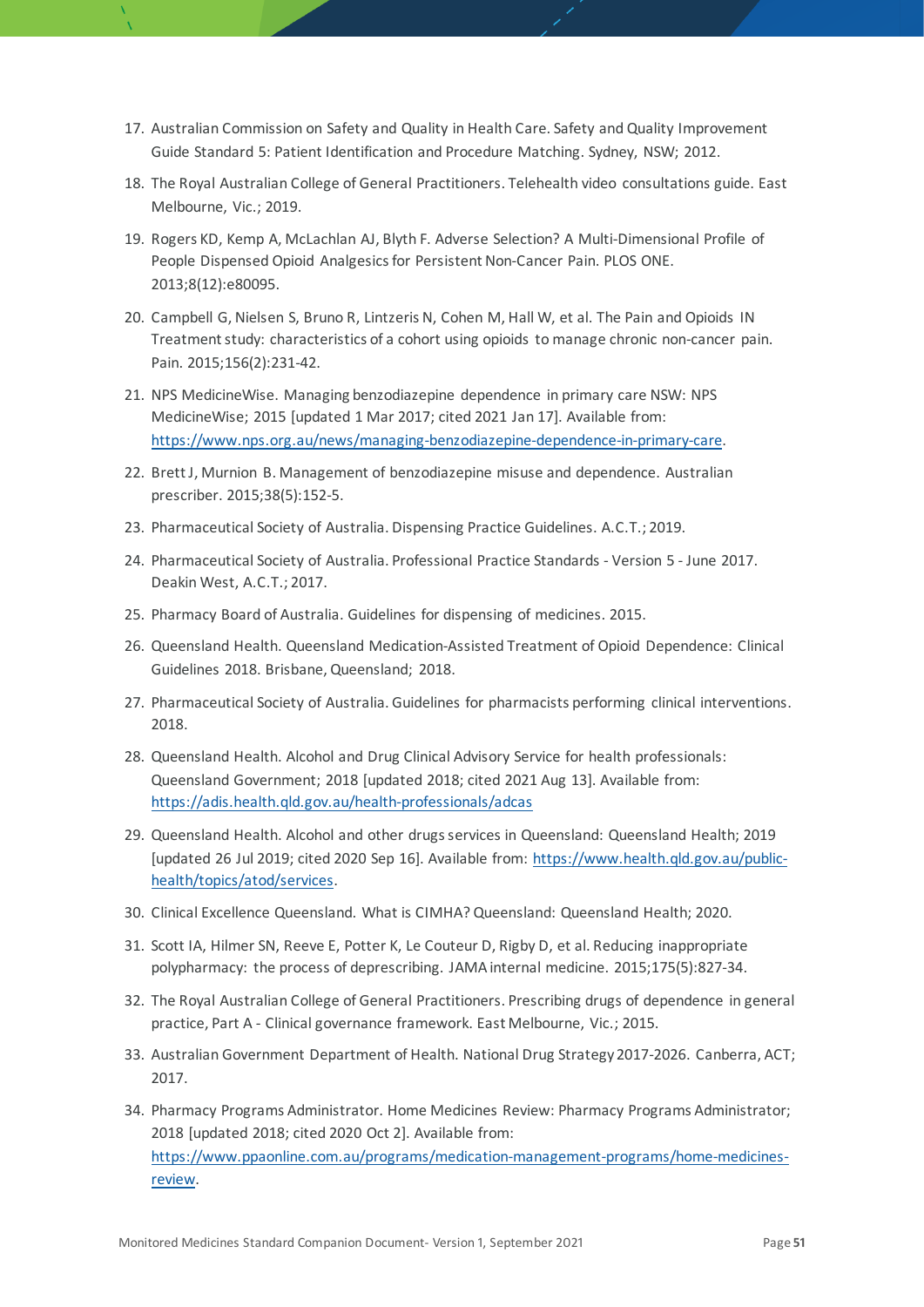17. Australian Commission on Safety and Quality in Health Care. Safety and Quality Improvement Guide Standard 5: Patient Identification and Procedure Matching. Sydney, NSW; 2012.
18. The Royal Australian College of General Practitioners. Telehealth video consultations guide. East Melbourne, Vic.; 2019.
19. Rogers KD, Kemp A, McLachlan AJ, Blyth F. Adverse Selection? A Multi-Dimensional Profile of People Dispensed Opioid Analgesics for Persistent Non-Cancer Pain. PLOS ONE. 2013;8(12):e80095.
20. Campbell G, Nielsen S, Bruno R, Lintzeris N, Cohen M, Hall W, et al. The Pain and Opioids IN Treatment study: characteristics of a cohort using opioids to manage chronic non-cancer pain. Pain. 2015;156(2):231-42.
21. NPS MedicineWise. Managing benzodiazepine dependence in primary care NSW: NPS MedicineWise; 2015 [updated 1 Mar 2017; cited 2021 Jan 17]. Available from: https://www.nps.org.au/news/managing-benzodiazepine-dependence-in-primary-care.
22. Brett J, Murnion B. Management of benzodiazepine misuse and dependence. Australian prescriber. 2015;38(5):152-5.
23. Pharmaceutical Society of Australia. Dispensing Practice Guidelines. A.C.T.; 2019.
24. Pharmaceutical Society of Australia. Professional Practice Standards - Version 5 - June 2017. Deakin West, A.C.T.; 2017.
25. Pharmacy Board of Australia. Guidelines for dispensing of medicines. 2015.
26. Queensland Health. Queensland Medication-Assisted Treatment of Opioid Dependence: Clinical Guidelines 2018. Brisbane, Queensland; 2018.
27. Pharmaceutical Society of Australia. Guidelines for pharmacists performing clinical interventions. 2018.
28. Queensland Health. Alcohol and Drug Clinical Advisory Service for health professionals: Queensland Government; 2018 [updated 2018; cited 2021 Aug 13]. Available from: https://adis.health.qld.gov.au/health-professionals/adcas
29. Queensland Health. Alcohol and other drugs services in Queensland: Queensland Health; 2019 [updated 26 Jul 2019; cited 2020 Sep 16]. Available from: https://www.health.qld.gov.au/public-health/topics/atod/services.
30. Clinical Excellence Queensland. What is CIMHA? Queensland: Queensland Health; 2020.
31. Scott IA, Hilmer SN, Reeve E, Potter K, Le Couteur D, Rigby D, et al. Reducing inappropriate polypharmacy: the process of deprescribing. JAMA internal medicine. 2015;175(5):827-34.
32. The Royal Australian College of General Practitioners. Prescribing drugs of dependence in general practice, Part A - Clinical governance framework. East Melbourne, Vic.; 2015.
33. Australian Government Department of Health. National Drug Strategy 2017-2026. Canberra, ACT; 2017.
34. Pharmacy Programs Administrator. Home Medicines Review: Pharmacy Programs Administrator; 2018 [updated 2018; cited 2020 Oct 2]. Available from: https://www.ppaonline.com.au/programs/medication-management-programs/home-medicines-review.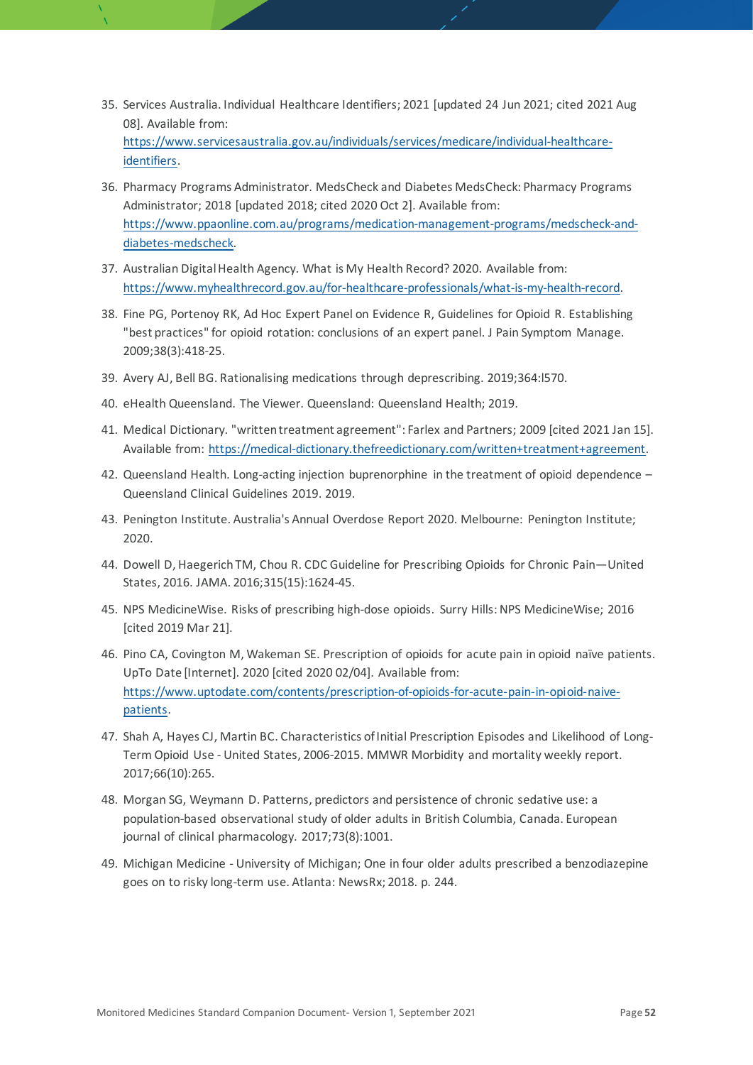35. Services Australia. Individual Healthcare Identifiers; 2021 [updated 24 Jun 2021; cited 2021 Aug 08]. Available from: https://www.servicesaustralia.gov.au/individuals/services/medicare/individual-healthcare-identifiers.
36. Pharmacy Programs Administrator. MedsCheck and Diabetes MedsCheck: Pharmacy Programs Administrator; 2018 [updated 2018; cited 2020 Oct 2]. Available from: https://www.ppaonline.com.au/programs/medication-management-programs/medscheck-and-diabetes-medscheck.
37. Australian Digital Health Agency. What is My Health Record? 2020. Available from: https://www.myhealthrecord.gov.au/for-healthcare-professionals/what-is-my-health-record.
38. Fine PG, Portenoy RK, Ad Hoc Expert Panel on Evidence R, Guidelines for Opioid R. Establishing "best practices" for opioid rotation: conclusions of an expert panel. J Pain Symptom Manage. 2009;38(3):418-25.
39. Avery AJ, Bell BG. Rationalising medications through deprescribing. 2019;364:l570.
40. eHealth Queensland. The Viewer. Queensland: Queensland Health; 2019.
41. Medical Dictionary. "written treatment agreement": Farlex and Partners; 2009 [cited 2021 Jan 15]. Available from: https://medical-dictionary.thefreedictionary.com/written+treatment+agreement.
42. Queensland Health. Long-acting injection buprenorphine in the treatment of opioid dependence – Queensland Clinical Guidelines 2019. 2019.
43. Penington Institute. Australia's Annual Overdose Report 2020. Melbourne: Penington Institute; 2020.
44. Dowell D, Haegerich TM, Chou R. CDC Guideline for Prescribing Opioids for Chronic Pain—United States, 2016. JAMA. 2016;315(15):1624-45.
45. NPS MedicineWise. Risks of prescribing high-dose opioids. Surry Hills: NPS MedicineWise; 2016 [cited 2019 Mar 21].
46. Pino CA, Covington M, Wakeman SE. Prescription of opioids for acute pain in opioid naïve patients. UpTo Date [Internet]. 2020 [cited 2020 02/04]. Available from: https://www.uptodate.com/contents/prescription-of-opioids-for-acute-pain-in-opioid-naive-patients.
47. Shah A, Hayes CJ, Martin BC. Characteristics of Initial Prescription Episodes and Likelihood of Long-Term Opioid Use - United States, 2006-2015. MMWR Morbidity and mortality weekly report. 2017;66(10):265.
48. Morgan SG, Weymann D. Patterns, predictors and persistence of chronic sedative use: a population-based observational study of older adults in British Columbia, Canada. European journal of clinical pharmacology. 2017;73(8):1001.
49. Michigan Medicine - University of Michigan; One in four older adults prescribed a benzodiazepine goes on to risky long-term use. Atlanta: NewsRx; 2018. p. 244.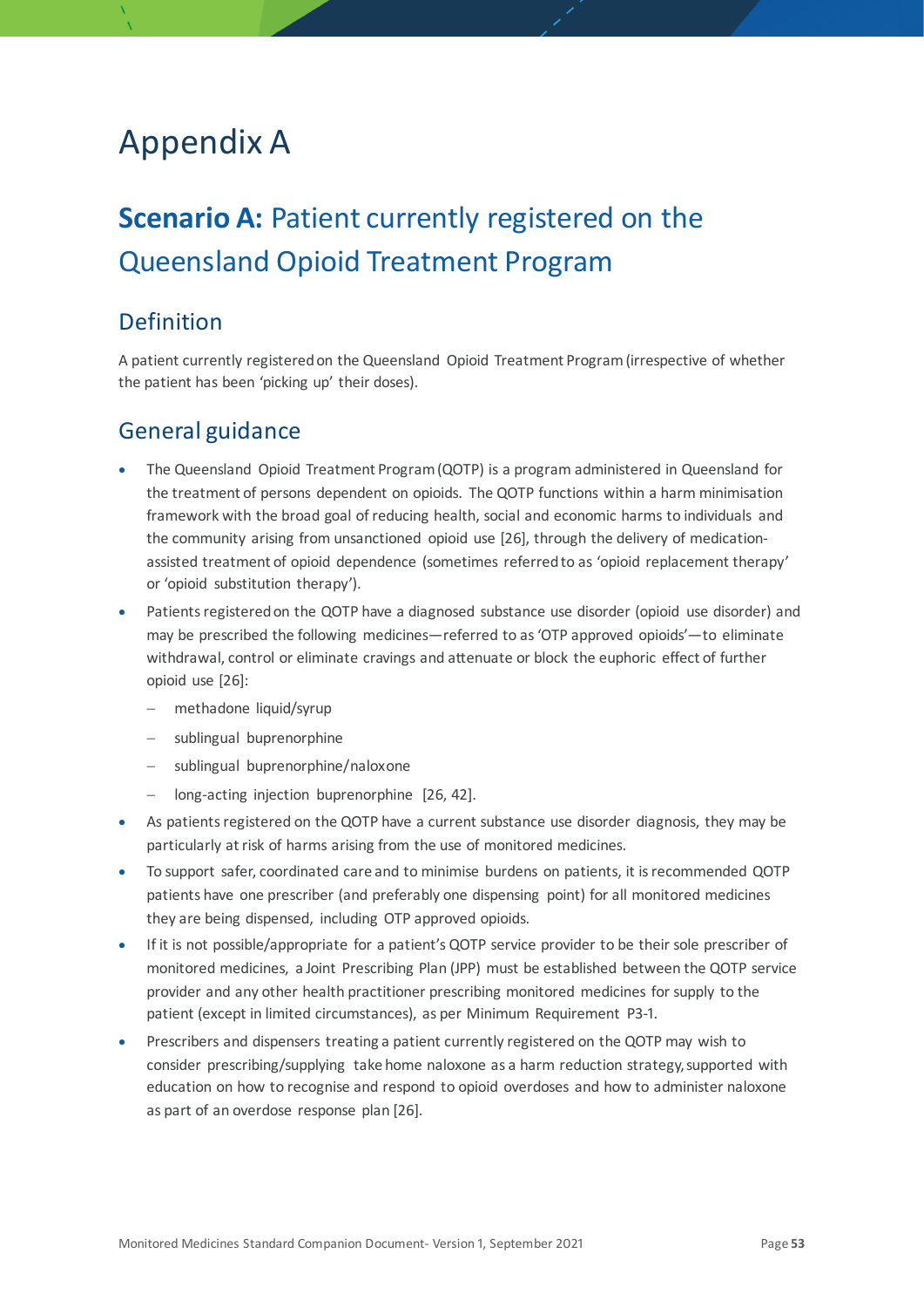# Appendix A

## **Scenario A:** Patient currently registered on the Queensland Opioid Treatment Program

### Definition

A patient currently registered on the Queensland Opioid Treatment Program (irrespective of whether the patient has been 'picking up' their doses).

### General guidance

- The Queensland Opioid Treatment Program (QOTP) is a program administered in Queensland for the treatment of persons dependent on opioids. The QOTP functions within a harm minimisation framework with the broad goal of reducing health, social and economic harms to individuals and the community arising from unsanctioned opioid use [26], through the delivery of medication-assisted treatment of opioid dependence (sometimes referred to as 'opioid replacement therapy' or 'opioid substitution therapy').
- Patients registered on the QOTP have a diagnosed substance use disorder (opioid use disorder) and may be prescribed the following medicines—referred to as 'OTP approved opioids'—to eliminate withdrawal, control or eliminate cravings and attenuate or block the euphoric effect of further opioid use [26]:
  - methadone liquid/syrup
  - sublingual buprenorphine
  - sublingual buprenorphine/naloxone
  - long-acting injection buprenorphine [26, 42].
- As patients registered on the QOTP have a current substance use disorder diagnosis, they may be particularly at risk of harms arising from the use of monitored medicines.
- To support safer, coordinated care and to minimise burdens on patients, it is recommended QOTP patients have one prescriber (and preferably one dispensing point) for all monitored medicines they are being dispensed, including OTP approved opioids.
- If it is not possible/appropriate for a patient's QOTP service provider to be their sole prescriber of monitored medicines, a Joint Prescribing Plan (JPP) must be established between the QOTP service provider and any other health practitioner prescribing monitored medicines for supply to the patient (except in limited circumstances), as per Minimum Requirement P3-1.
- Prescribers and dispensers treating a patient currently registered on the QOTP may wish to consider prescribing/supplying take home naloxone as a harm reduction strategy, supported with education on how to recognise and respond to opioid overdoses and how to administer naloxone as part of an overdose response plan [26].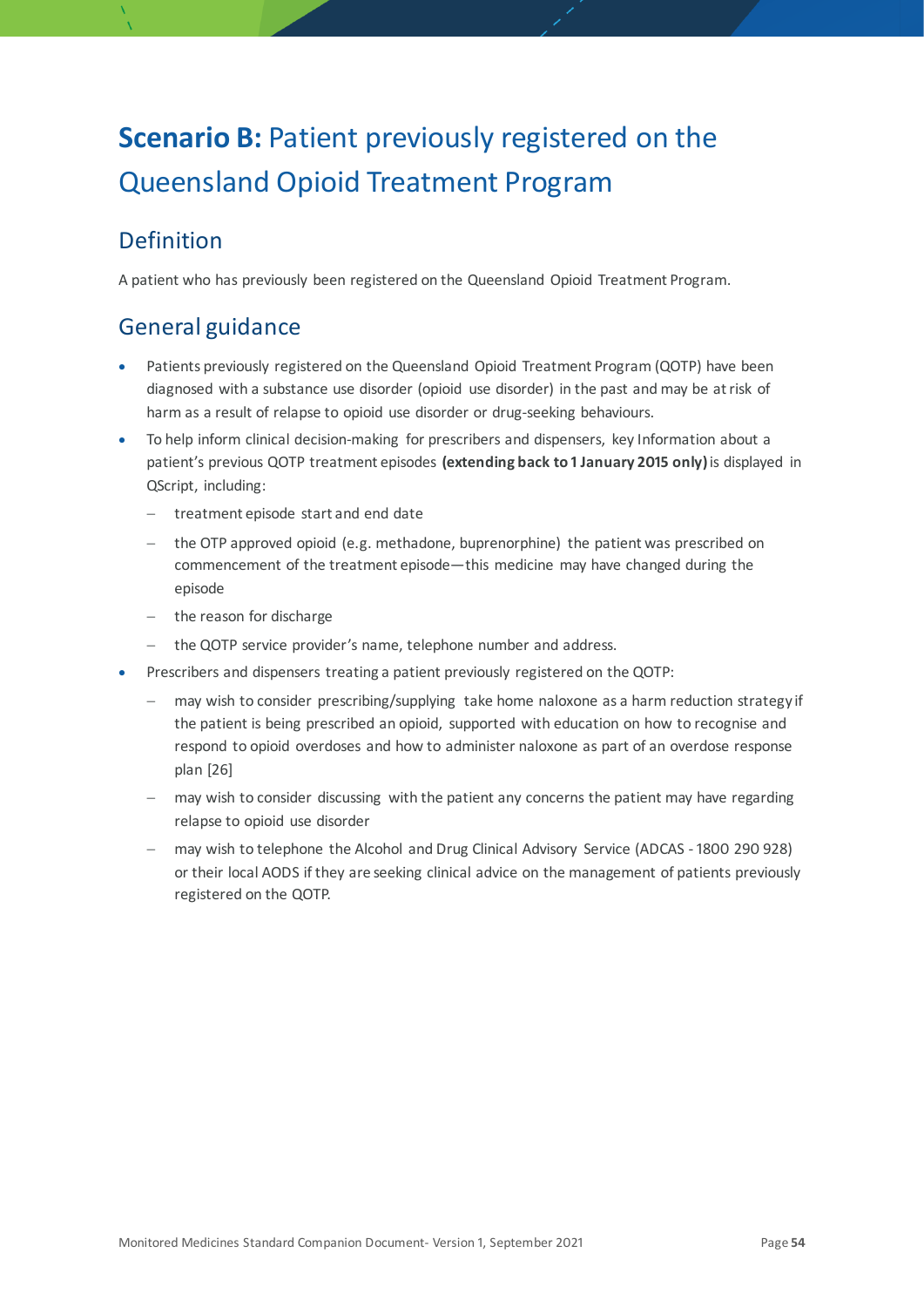# **Scenario B:** Patient previously registered on the Queensland Opioid Treatment Program

## Definition

A patient who has previously been registered on the Queensland Opioid Treatment Program.

## General guidance

- Patients previously registered on the Queensland Opioid Treatment Program (QOTP) have been diagnosed with a substance use disorder (opioid use disorder) in the past and may be at risk of harm as a result of relapse to opioid use disorder or drug-seeking behaviours.
- To help inform clinical decision-making for prescribers and dispensers, key Information about a patient's previous QOTP treatment episodes **(extending back to 1 January 2015 only)** is displayed in QScript, including:
  - treatment episode start and end date
  - the OTP approved opioid (e.g. methadone, buprenorphine) the patient was prescribed on commencement of the treatment episode—this medicine may have changed during the episode
  - the reason for discharge
  - the QOTP service provider's name, telephone number and address.
- Prescribers and dispensers treating a patient previously registered on the QOTP:
  - may wish to consider prescribing/supplying take home naloxone as a harm reduction strategy if the patient is being prescribed an opioid, supported with education on how to recognise and respond to opioid overdoses and how to administer naloxone as part of an overdose response plan [26]
  - may wish to consider discussing with the patient any concerns the patient may have regarding relapse to opioid use disorder
  - may wish to telephone the Alcohol and Drug Clinical Advisory Service (ADCAS - 1800 290 928) or their local AODS if they are seeking clinical advice on the management of patients previously registered on the QOTP.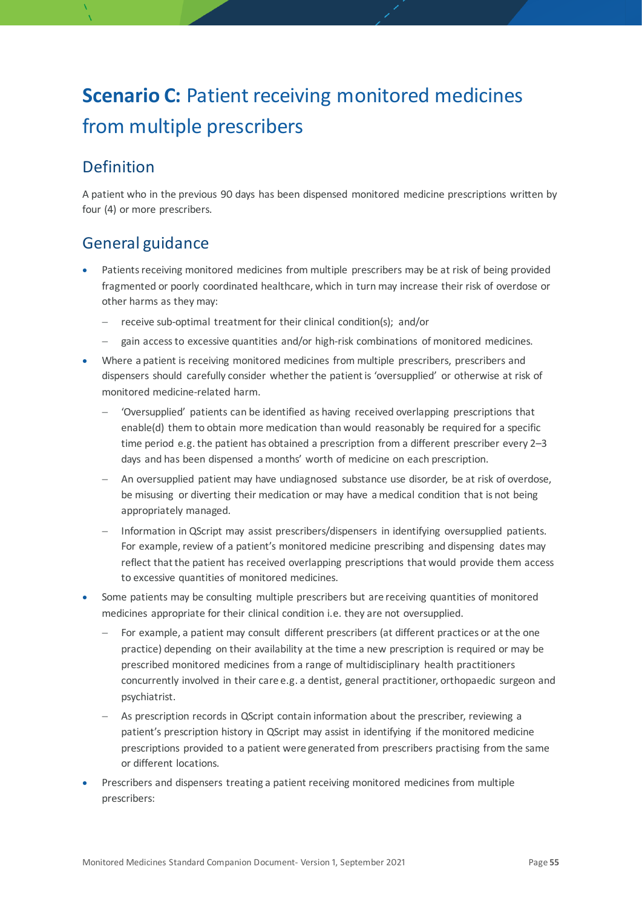# **Scenario C:** Patient receiving monitored medicines from multiple prescribers

## Definition

A patient who in the previous 90 days has been dispensed monitored medicine prescriptions written by four (4) or more prescribers.

## General guidance

- Patients receiving monitored medicines from multiple prescribers may be at risk of being provided fragmented or poorly coordinated healthcare, which in turn may increase their risk of overdose or other harms as they may:
  - receive sub-optimal treatment for their clinical condition(s); and/or
  - gain access to excessive quantities and/or high-risk combinations of monitored medicines.
- Where a patient is receiving monitored medicines from multiple prescribers, prescribers and dispensers should carefully consider whether the patient is 'oversupplied' or otherwise at risk of monitored medicine-related harm.
  - 'Oversupplied' patients can be identified as having received overlapping prescriptions that enable(d) them to obtain more medication than would reasonably be required for a specific time period e.g. the patient has obtained a prescription from a different prescriber every 2–3 days and has been dispensed a months' worth of medicine on each prescription.
  - An oversupplied patient may have undiagnosed substance use disorder, be at risk of overdose, be misusing or diverting their medication or may have a medical condition that is not being appropriately managed.
  - Information in QScript may assist prescribers/dispensers in identifying oversupplied patients. For example, review of a patient's monitored medicine prescribing and dispensing dates may reflect that the patient has received overlapping prescriptions that would provide them access to excessive quantities of monitored medicines.
- Some patients may be consulting multiple prescribers but are receiving quantities of monitored medicines appropriate for their clinical condition i.e. they are not oversupplied.
  - For example, a patient may consult different prescribers (at different practices or at the one practice) depending on their availability at the time a new prescription is required or may be prescribed monitored medicines from a range of multidisciplinary health practitioners concurrently involved in their care e.g. a dentist, general practitioner, orthopaedic surgeon and psychiatrist.
  - As prescription records in QScript contain information about the prescriber, reviewing a patient's prescription history in QScript may assist in identifying if the monitored medicine prescriptions provided to a patient were generated from prescribers practising from the same or different locations.
- Prescribers and dispensers treating a patient receiving monitored medicines from multiple prescribers: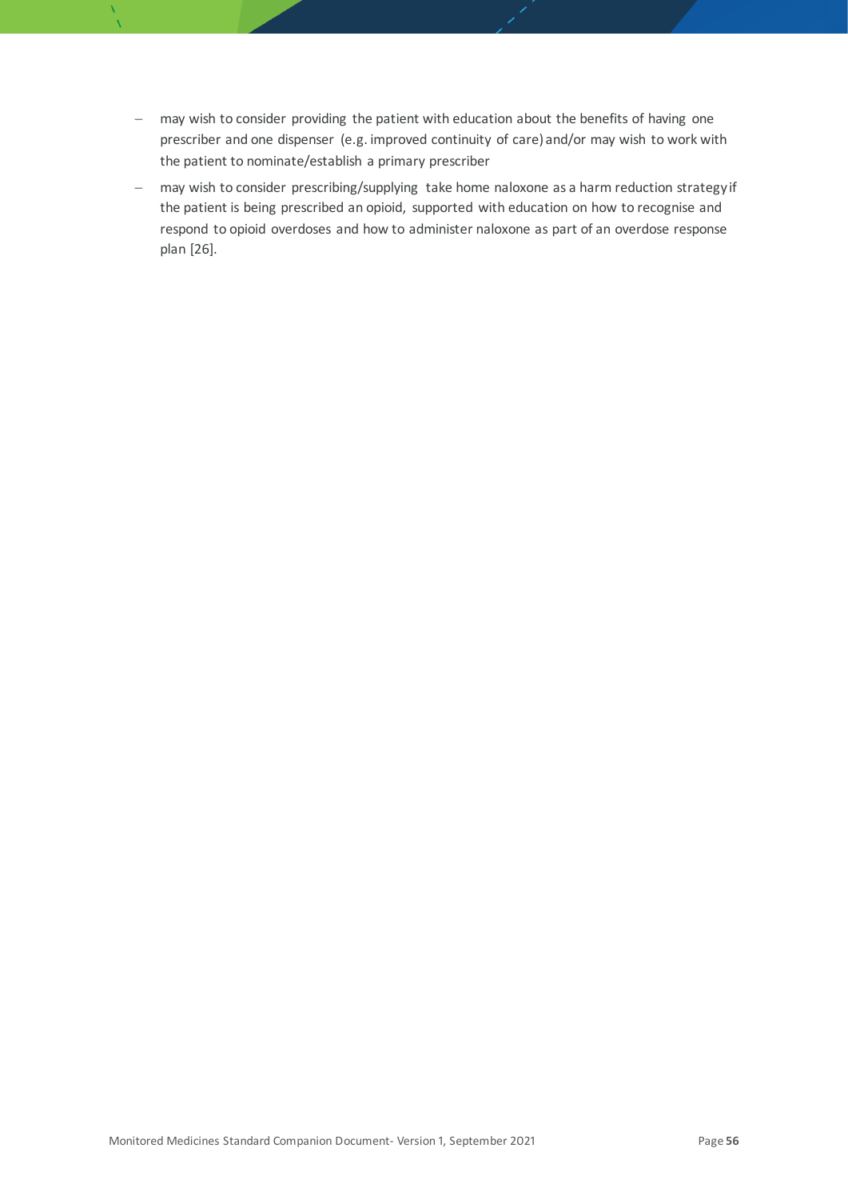- may wish to consider providing the patient with education about the benefits of having one prescriber and one dispenser (e.g. improved continuity of care) and/or may wish to work with the patient to nominate/establish a primary prescriber
- may wish to consider prescribing/supplying take home naloxone as a harm reduction strategy if the patient is being prescribed an opioid, supported with education on how to recognise and respond to opioid overdoses and how to administer naloxone as part of an overdose response plan [26].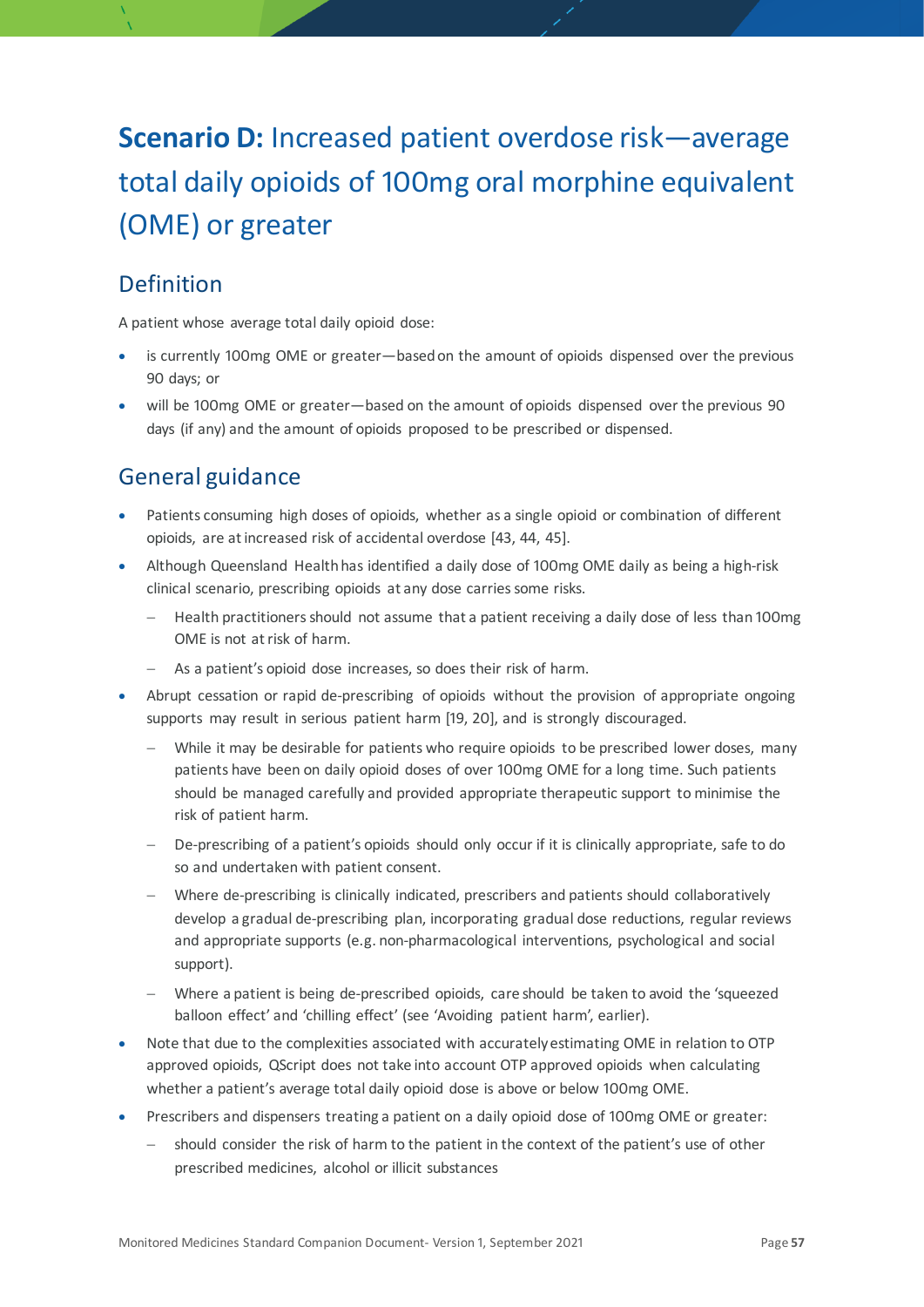# **Scenario D:** Increased patient overdose risk—average total daily opioids of 100mg oral morphine equivalent (OME) or greater

## Definition

A patient whose average total daily opioid dose:

- is currently 100mg OME or greater—based on the amount of opioids dispensed over the previous 90 days; or
- will be 100mg OME or greater—based on the amount of opioids dispensed over the previous 90 days (if any) and the amount of opioids proposed to be prescribed or dispensed.

## General guidance

- Patients consuming high doses of opioids, whether as a single opioid or combination of different opioids, are at increased risk of accidental overdose [43, 44, 45].
- Although Queensland Health has identified a daily dose of 100mg OME daily as being a high-risk clinical scenario, prescribing opioids at any dose carries some risks.
  - Health practitioners should not assume that a patient receiving a daily dose of less than 100mg OME is not at risk of harm.
  - As a patient's opioid dose increases, so does their risk of harm.
- Abrupt cessation or rapid de-prescribing of opioids without the provision of appropriate ongoing supports may result in serious patient harm [19, 20], and is strongly discouraged.
  - While it may be desirable for patients who require opioids to be prescribed lower doses, many patients have been on daily opioid doses of over 100mg OME for a long time. Such patients should be managed carefully and provided appropriate therapeutic support to minimise the risk of patient harm.
  - De-prescribing of a patient's opioids should only occur if it is clinically appropriate, safe to do so and undertaken with patient consent.
  - Where de-prescribing is clinically indicated, prescribers and patients should collaboratively develop a gradual de-prescribing plan, incorporating gradual dose reductions, regular reviews and appropriate supports (e.g. non-pharmacological interventions, psychological and social support).
  - Where a patient is being de-prescribed opioids, care should be taken to avoid the 'squeezed balloon effect' and 'chilling effect' (see 'Avoiding patient harm', earlier).
- Note that due to the complexities associated with accurately estimating OME in relation to OTP approved opioids, QScript does not take into account OTP approved opioids when calculating whether a patient's average total daily opioid dose is above or below 100mg OME.
- Prescribers and dispensers treating a patient on a daily opioid dose of 100mg OME or greater:
  - should consider the risk of harm to the patient in the context of the patient's use of other prescribed medicines, alcohol or illicit substances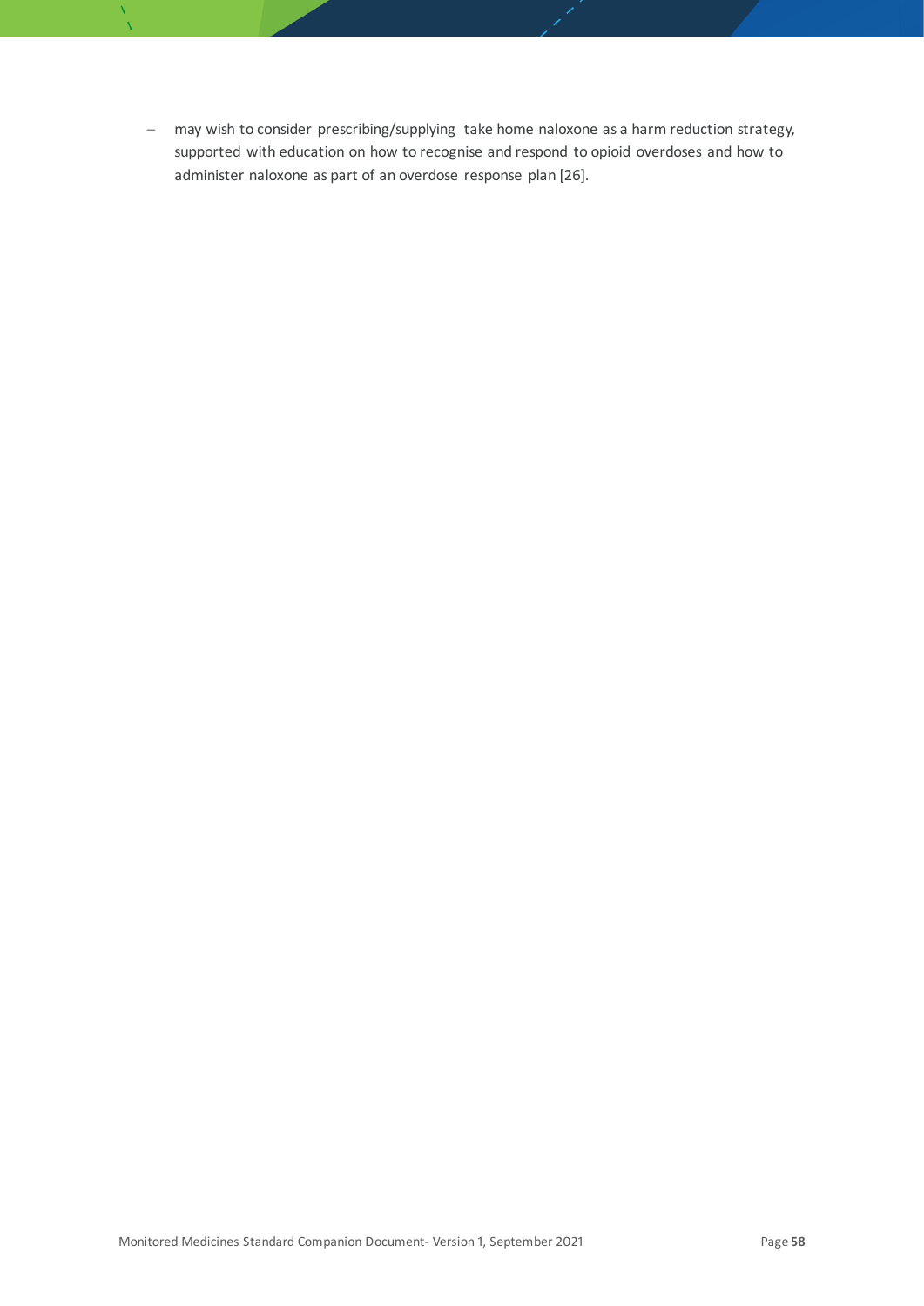- may wish to consider prescribing/supplying take home naloxone as a harm reduction strategy, supported with education on how to recognise and respond to opioid overdoses and how to administer naloxone as part of an overdose response plan [26].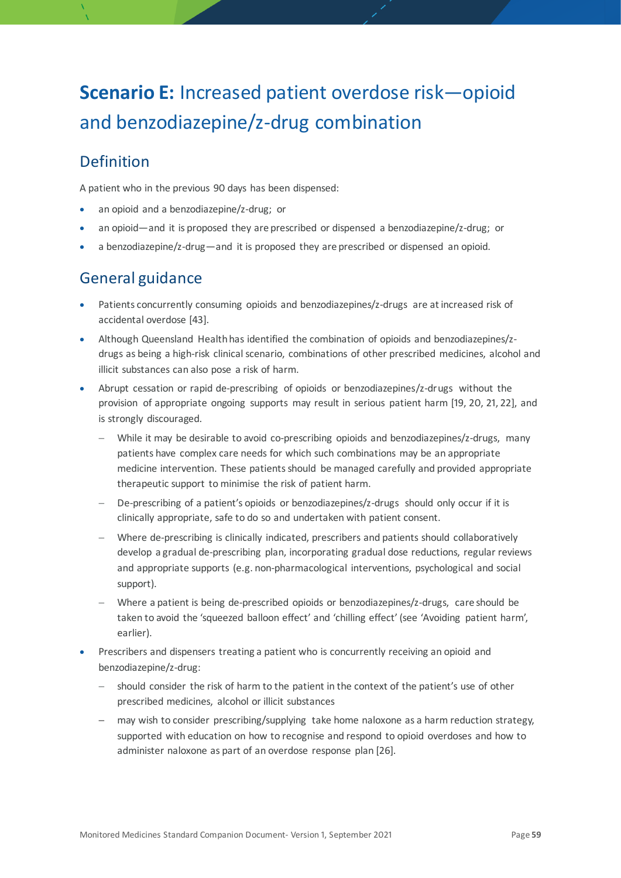# **Scenario E:** Increased patient overdose risk—opioid and benzodiazepine/z-drug combination

## Definition

A patient who in the previous 90 days has been dispensed:

- an opioid and a benzodiazepine/z-drug; or
- an opioid—and it is proposed they are prescribed or dispensed a benzodiazepine/z-drug; or
- a benzodiazepine/z-drug—and it is proposed they are prescribed or dispensed an opioid.

## General guidance

- Patients concurrently consuming opioids and benzodiazepines/z-drugs are at increased risk of accidental overdose [43].
- Although Queensland Health has identified the combination of opioids and benzodiazepines/z-drugs as being a high-risk clinical scenario, combinations of other prescribed medicines, alcohol and illicit substances can also pose a risk of harm.
- Abrupt cessation or rapid de-prescribing of opioids or benzodiazepines/z-drugs without the provision of appropriate ongoing supports may result in serious patient harm [19, 20, 21, 22], and is strongly discouraged.
  - While it may be desirable to avoid co-prescribing opioids and benzodiazepines/z-drugs, many patients have complex care needs for which such combinations may be an appropriate medicine intervention. These patients should be managed carefully and provided appropriate therapeutic support to minimise the risk of patient harm.
  - De-prescribing of a patient's opioids or benzodiazepines/z-drugs should only occur if it is clinically appropriate, safe to do so and undertaken with patient consent.
  - Where de-prescribing is clinically indicated, prescribers and patients should collaboratively develop a gradual de-prescribing plan, incorporating gradual dose reductions, regular reviews and appropriate supports (e.g. non-pharmacological interventions, psychological and social support).
  - Where a patient is being de-prescribed opioids or benzodiazepines/z-drugs, care should be taken to avoid the 'squeezed balloon effect' and 'chilling effect' (see 'Avoiding patient harm', earlier).
- Prescribers and dispensers treating a patient who is concurrently receiving an opioid and benzodiazepine/z-drug:
  - should consider the risk of harm to the patient in the context of the patient's use of other prescribed medicines, alcohol or illicit substances
  - may wish to consider prescribing/supplying take home naloxone as a harm reduction strategy, supported with education on how to recognise and respond to opioid overdoses and how to administer naloxone as part of an overdose response plan [26].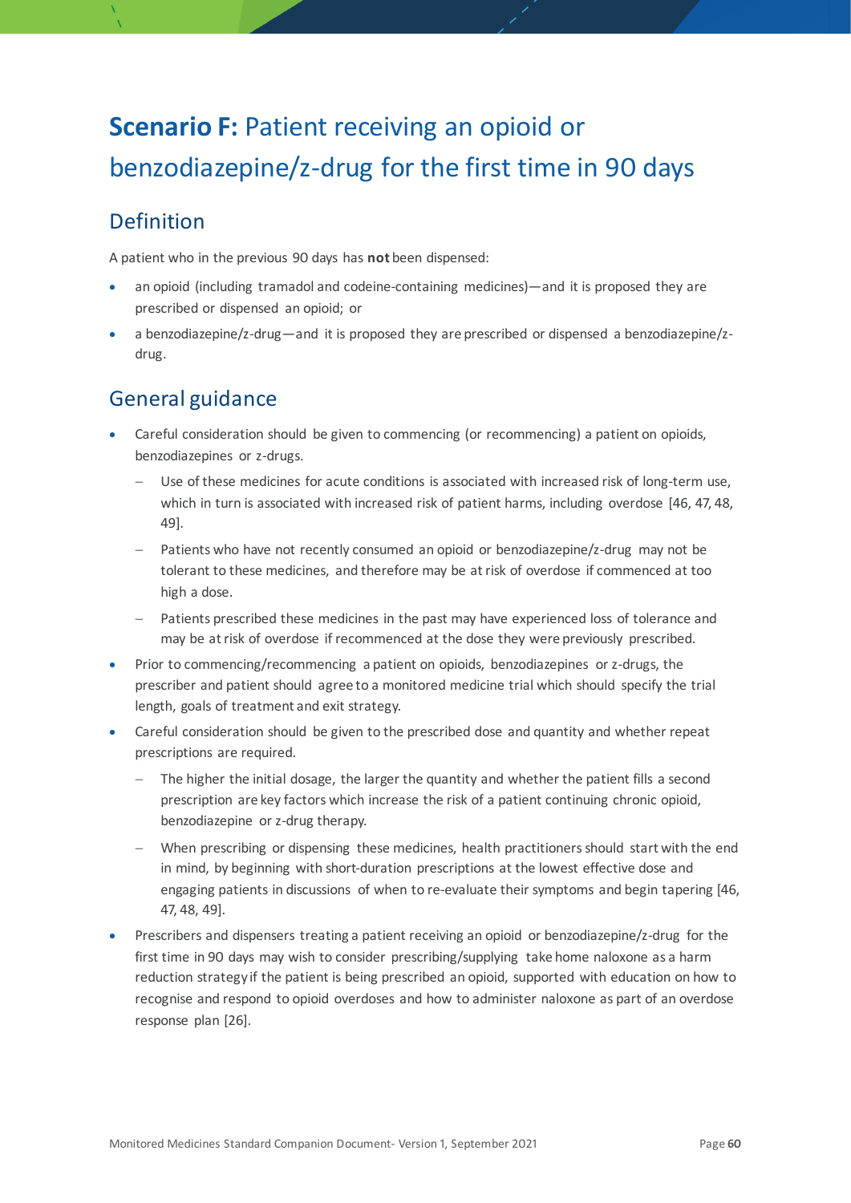# **Scenario F:** Patient receiving an opioid or benzodiazepine/z-drug for the first time in 90 days

## Definition

A patient who in the previous 90 days has **not** been dispensed:

- an opioid (including tramadol and codeine-containing medicines)—and it is proposed they are prescribed or dispensed an opioid; or
- a benzodiazepine/z-drug—and it is proposed they are prescribed or dispensed a benzodiazepine/z-drug.

## General guidance

- Careful consideration should be given to commencing (or recommencing) a patient on opioids, benzodiazepines or z-drugs.
  - Use of these medicines for acute conditions is associated with increased risk of long-term use, which in turn is associated with increased risk of patient harms, including overdose [46, 47, 48, 49].
  - Patients who have not recently consumed an opioid or benzodiazepine/z-drug may not be tolerant to these medicines, and therefore may be at risk of overdose if commenced at too high a dose.
  - Patients prescribed these medicines in the past may have experienced loss of tolerance and may be at risk of overdose if recommenced at the dose they were previously prescribed.
- Prior to commencing/recommencing a patient on opioids, benzodiazepines or z-drugs, the prescriber and patient should agree to a monitored medicine trial which should specify the trial length, goals of treatment and exit strategy.
- Careful consideration should be given to the prescribed dose and quantity and whether repeat prescriptions are required.
  - The higher the initial dosage, the larger the quantity and whether the patient fills a second prescription are key factors which increase the risk of a patient continuing chronic opioid, benzodiazepine or z-drug therapy.
  - When prescribing or dispensing these medicines, health practitioners should start with the end in mind, by beginning with short-duration prescriptions at the lowest effective dose and engaging patients in discussions of when to re-evaluate their symptoms and begin tapering [46, 47, 48, 49].
- Prescribers and dispensers treating a patient receiving an opioid or benzodiazepine/z-drug for the first time in 90 days may wish to consider prescribing/supplying take home naloxone as a harm reduction strategy if the patient is being prescribed an opioid, supported with education on how to recognise and respond to opioid overdoses and how to administer naloxone as part of an overdose response plan [26].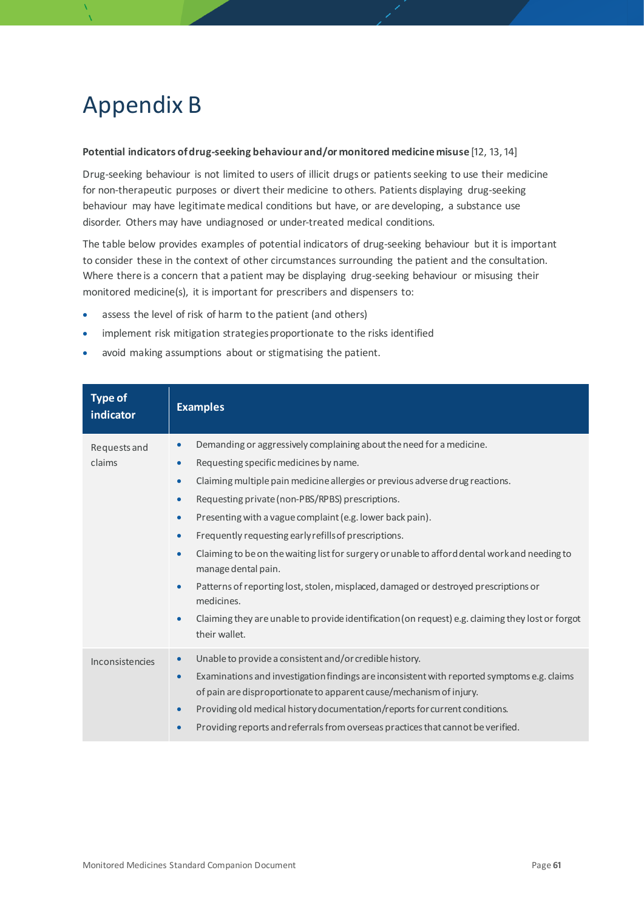# Appendix B

**Potential indicators of drug-seeking behaviour and/or monitored medicine misuse** [12, 13, 14]

Drug-seeking behaviour is not limited to users of illicit drugs or patients seeking to use their medicine for non-therapeutic purposes or divert their medicine to others. Patients displaying drug-seeking behaviour may have legitimate medical conditions but have, or are developing, a substance use disorder. Others may have undiagnosed or under-treated medical conditions.

The table below provides examples of potential indicators of drug-seeking behaviour but it is important to consider these in the context of other circumstances surrounding the patient and the consultation. Where there is a concern that a patient may be displaying drug-seeking behaviour or misusing their monitored medicine(s), it is important for prescribers and dispensers to:

- assess the level of risk of harm to the patient (and others)
- implement risk mitigation strategies proportionate to the risks identified
- avoid making assumptions about or stigmatising the patient.

| Type of indicator | Examples |
|---|---|
| Requests and claims | • Demanding or aggressively complaining about the need for a medicine.<br>• Requesting specific medicines by name.<br>• Claiming multiple pain medicine allergies or previous adverse drug reactions.<br>• Requesting private (non-PBS/RPBS) prescriptions.<br>• Presenting with a vague complaint (e.g. lower back pain).<br>• Frequently requesting early refills of prescriptions.<br>• Claiming to be on the waiting list for surgery or unable to afford dental work and needing to manage dental pain.<br>• Patterns of reporting lost, stolen, misplaced, damaged or destroyed prescriptions or medicines.<br>• Claiming they are unable to provide identification (on request) e.g. claiming they lost or forgot their wallet. |
| Inconsistencies | • Unable to provide a consistent and/or credible history.<br>• Examinations and investigation findings are inconsistent with reported symptoms e.g. claims of pain are disproportionate to apparent cause/mechanism of injury.<br>• Providing old medical history documentation/reports for current conditions.<br>• Providing reports and referrals from overseas practices that cannot be verified. |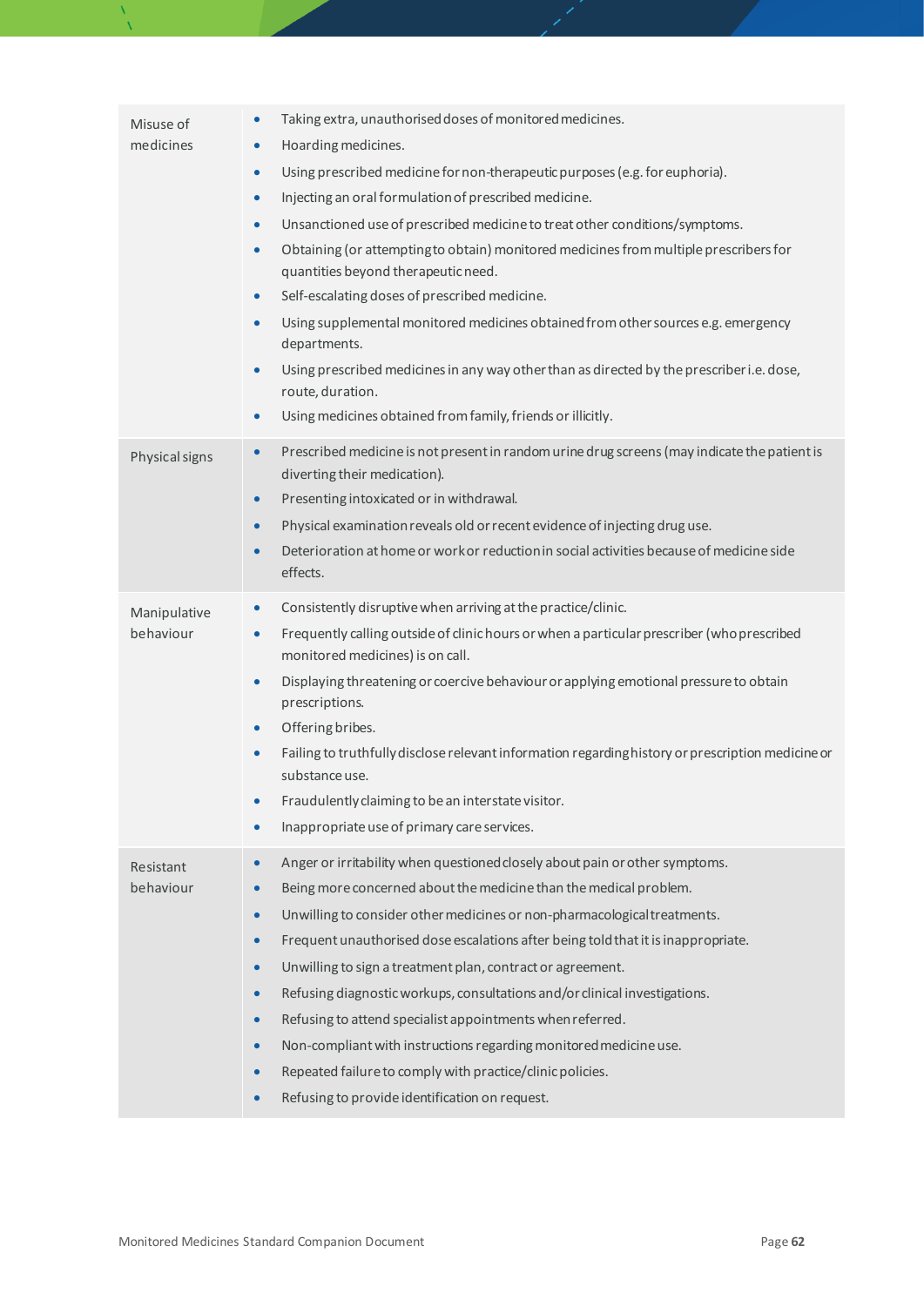| | |
|---|---|
| Misuse of medicines | • Taking extra, unauthorised doses of monitored medicines.<br>• Hoarding medicines.<br>• Using prescribed medicine for non-therapeutic purposes (e.g. for euphoria).<br>• Injecting an oral formulation of prescribed medicine.<br>• Unsanctioned use of prescribed medicine to treat other conditions/symptoms.<br>• Obtaining (or attempting to obtain) monitored medicines from multiple prescribers for quantities beyond therapeutic need.<br>• Self-escalating doses of prescribed medicine.<br>• Using supplemental monitored medicines obtained from other sources e.g. emergency departments.<br>• Using prescribed medicines in any way other than as directed by the prescriber i.e. dose, route, duration.<br>• Using medicines obtained from family, friends or illicitly. |
| Physical signs | • Prescribed medicine is not present in random urine drug screens (may indicate the patient is diverting their medication).<br>• Presenting intoxicated or in withdrawal.<br>• Physical examination reveals old or recent evidence of injecting drug use.<br>• Deterioration at home or work or reduction in social activities because of medicine side effects. |
| Manipulative behaviour | • Consistently disruptive when arriving at the practice/clinic.<br>• Frequently calling outside of clinic hours or when a particular prescriber (who prescribed monitored medicines) is on call.<br>• Displaying threatening or coercive behaviour or applying emotional pressure to obtain prescriptions.<br>• Offering bribes.<br>• Failing to truthfully disclose relevant information regarding history or prescription medicine or substance use.<br>• Fraudulently claiming to be an interstate visitor.<br>• Inappropriate use of primary care services. |
| Resistant behaviour | • Anger or irritability when questioned closely about pain or other symptoms.<br>• Being more concerned about the medicine than the medical problem.<br>• Unwilling to consider other medicines or non-pharmacological treatments.<br>• Frequent unauthorised dose escalations after being told that it is inappropriate.<br>• Unwilling to sign a treatment plan, contract or agreement.<br>• Refusing diagnostic workups, consultations and/or clinical investigations.<br>• Refusing to attend specialist appointments when referred.<br>• Non-compliant with instructions regarding monitored medicine use.<br>• Repeated failure to comply with practice/clinic policies.<br>• Refusing to provide identification on request. |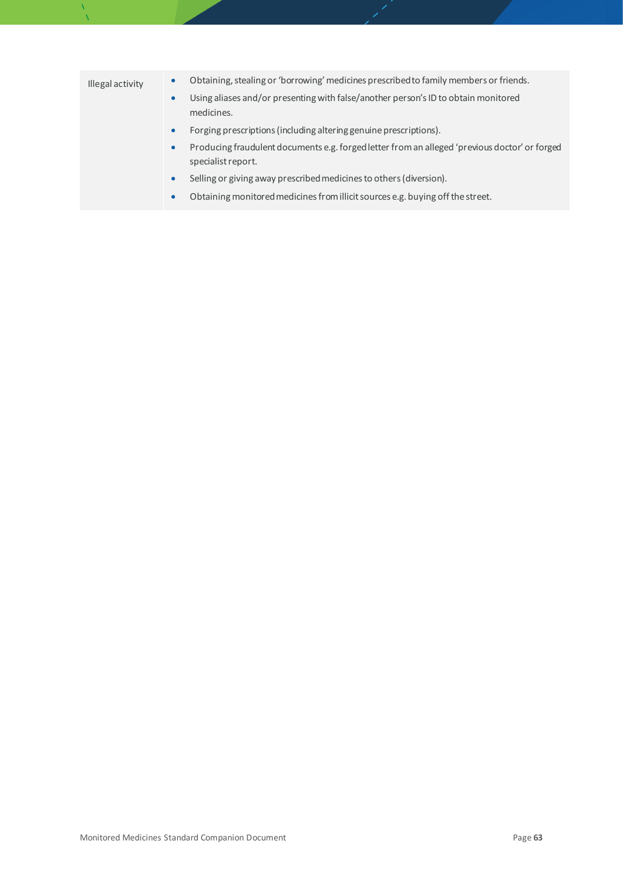| | |
|---|---|
| Illegal activity | • Obtaining, stealing or 'borrowing' medicines prescribed to family members or friends.<br>• Using aliases and/or presenting with false/another person's ID to obtain monitored medicines.<br>• Forging prescriptions (including altering genuine prescriptions).<br>• Producing fraudulent documents e.g. forged letter from an alleged 'previous doctor' or forged specialist report.<br>• Selling or giving away prescribed medicines to others (diversion).<br>• Obtaining monitored medicines from illicit sources e.g. buying off the street. |